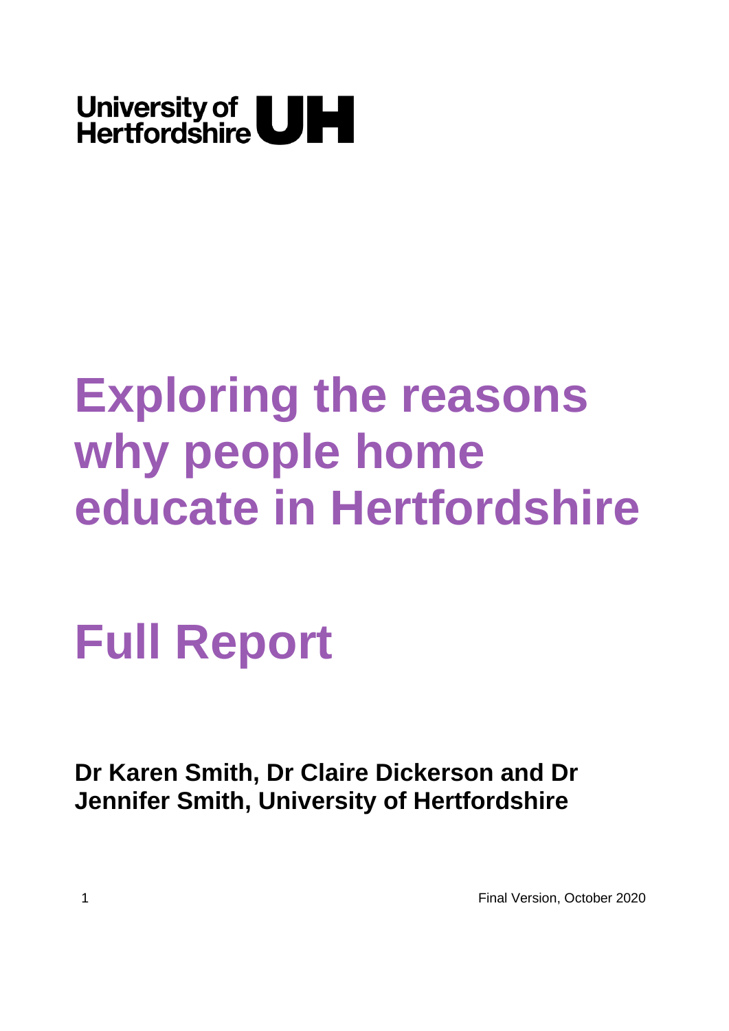University of Hertfordshire UH

# Exploring the reasons why people home educate in Hertfordshire

# Full Report

**Dr Karen Smith, Dr Claire Dickerson and Dr Jennifer Smith, University of Hertfordshire**

Final Version, October 2020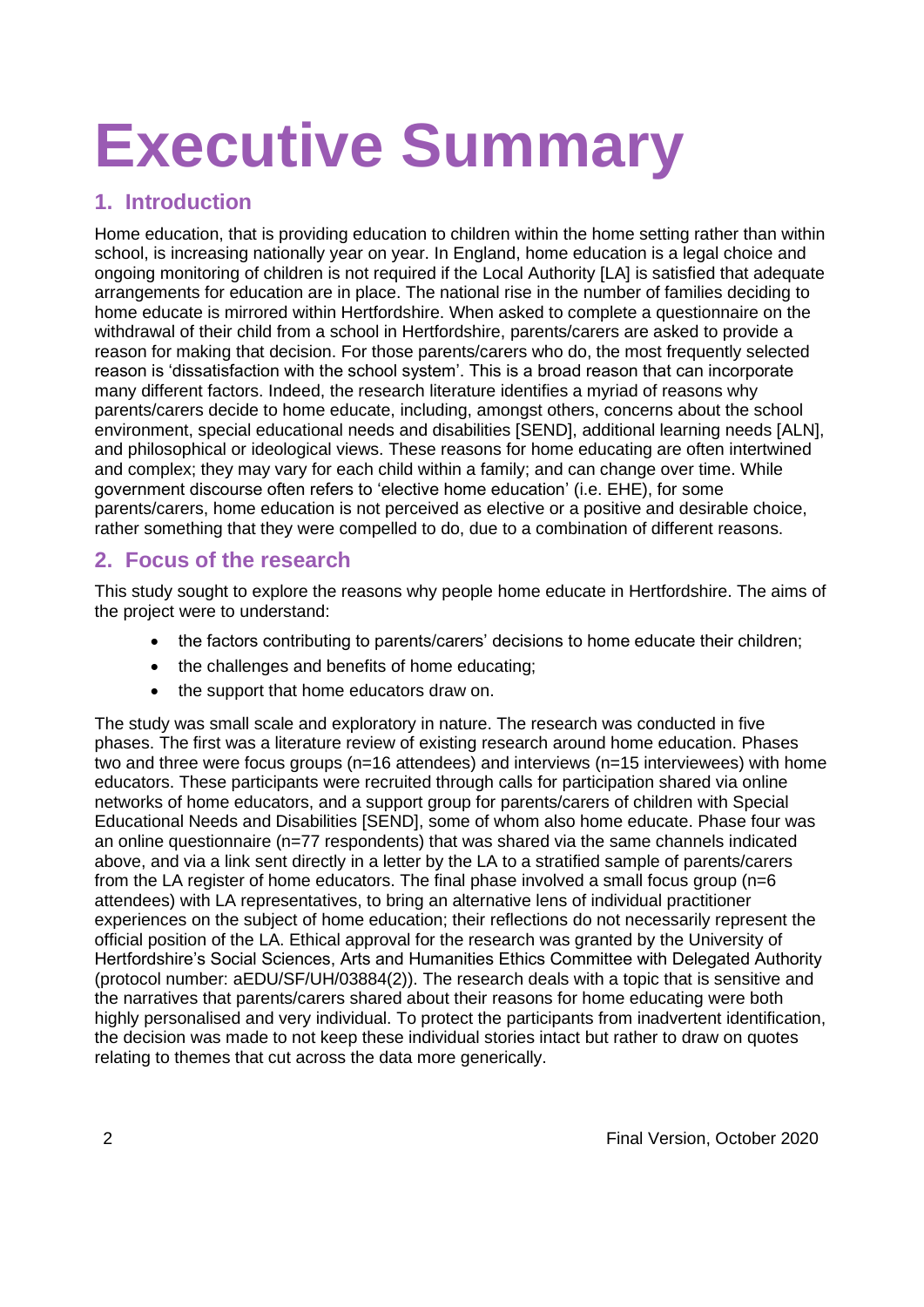# Executive Summary

## 1. Introduction

Home education, that is providing education to children within the home setting rather than within school, is increasing nationally year on year. In England, home education is a legal choice and ongoing monitoring of children is not required if the Local Authority [LA] is satisfied that adequate arrangements for education are in place. The national rise in the number of families deciding to home educate is mirrored within Hertfordshire. When asked to complete a questionnaire on the withdrawal of their child from a school in Hertfordshire, parents/carers are asked to provide a reason for making that decision. For those parents/carers who do, the most frequently selected reason is 'dissatisfaction with the school system'. This is a broad reason that can incorporate many different factors. Indeed, the research literature identifies a myriad of reasons why parents/carers decide to home educate, including, amongst others, concerns about the school environment, special educational needs and disabilities [SEND], additional learning needs [ALN], and philosophical or ideological views. These reasons for home educating are often intertwined and complex; they may vary for each child within a family; and can change over time. While government discourse often refers to 'elective home education' (i.e. EHE), for some parents/carers, home education is not perceived as elective or a positive and desirable choice, rather something that they were compelled to do, due to a combination of different reasons.

## 2. Focus of the research

This study sought to explore the reasons why people home educate in Hertfordshire. The aims of the project were to understand:

- the factors contributing to parents/carers' decisions to home educate their children;
- the challenges and benefits of home educating;
- the support that home educators draw on.

The study was small scale and exploratory in nature. The research was conducted in five phases. The first was a literature review of existing research around home education. Phases two and three were focus groups (n=16 attendees) and interviews (n=15 interviewees) with home educators. These participants were recruited through calls for participation shared via online networks of home educators, and a support group for parents/carers of children with Special Educational Needs and Disabilities [SEND], some of whom also home educate. Phase four was an online questionnaire (n=77 respondents) that was shared via the same channels indicated above, and via a link sent directly in a letter by the LA to a stratified sample of parents/carers from the LA register of home educators. The final phase involved a small focus group (n=6 attendees) with LA representatives, to bring an alternative lens of individual practitioner experiences on the subject of home education; their reflections do not necessarily represent the official position of the LA. Ethical approval for the research was granted by the University of Hertfordshire's Social Sciences, Arts and Humanities Ethics Committee with Delegated Authority (protocol number: aEDU/SF/UH/03884(2)). The research deals with a topic that is sensitive and the narratives that parents/carers shared about their reasons for home educating were both highly personalised and very individual. To protect the participants from inadvertent identification, the decision was made to not keep these individual stories intact but rather to draw on quotes relating to themes that cut across the data more generically.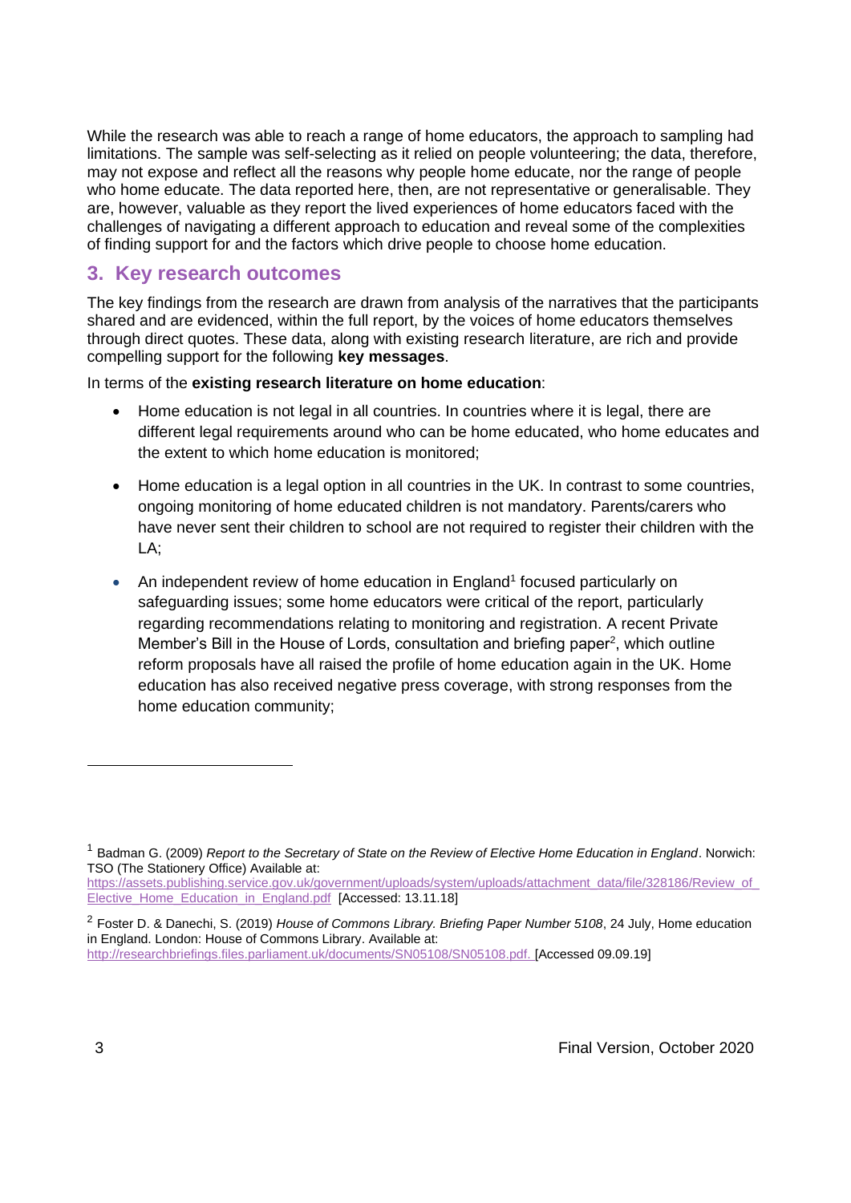While the research was able to reach a range of home educators, the approach to sampling had limitations. The sample was self-selecting as it relied on people volunteering; the data, therefore, may not expose and reflect all the reasons why people home educate, nor the range of people who home educate. The data reported here, then, are not representative or generalisable. They are, however, valuable as they report the lived experiences of home educators faced with the challenges of navigating a different approach to education and reveal some of the complexities of finding support for and the factors which drive people to choose home education.

## 3. Key research outcomes

The key findings from the research are drawn from analysis of the narratives that the participants shared and are evidenced, within the full report, by the voices of home educators themselves through direct quotes. These data, along with existing research literature, are rich and provide compelling support for the following **key messages**.

In terms of the **existing research literature on home education**:

- Home education is not legal in all countries. In countries where it is legal, there are different legal requirements around who can be home educated, who home educates and the extent to which home education is monitored;
- Home education is a legal option in all countries in the UK. In contrast to some countries, ongoing monitoring of home educated children is not mandatory. Parents/carers who have never sent their children to school are not required to register their children with the LA;
- An independent review of home education in England[1] focused particularly on safeguarding issues; some home educators were critical of the report, particularly regarding recommendations relating to monitoring and registration. A recent Private Member's Bill in the House of Lords, consultation and briefing paper[2], which outline reform proposals have all raised the profile of home education again in the UK. Home education has also received negative press coverage, with strong responses from the home education community;

---

[1] Badman G. (2009) *Report to the Secretary of State on the Review of Elective Home Education in England*. Norwich: TSO (The Stationery Office) Available at: https://assets.publishing.service.gov.uk/government/uploads/system/uploads/attachment_data/file/328186/Review_of_Elective_Home_Education_in_England.pdf [Accessed: 13.11.18]

[2] Foster D. & Danechi, S. (2019) *House of Commons Library. Briefing Paper Number 5108*, 24 July, Home education in England. London: House of Commons Library. Available at: http://researchbriefings.files.parliament.uk/documents/SN05108/SN05108.pdf. [Accessed 09.09.19]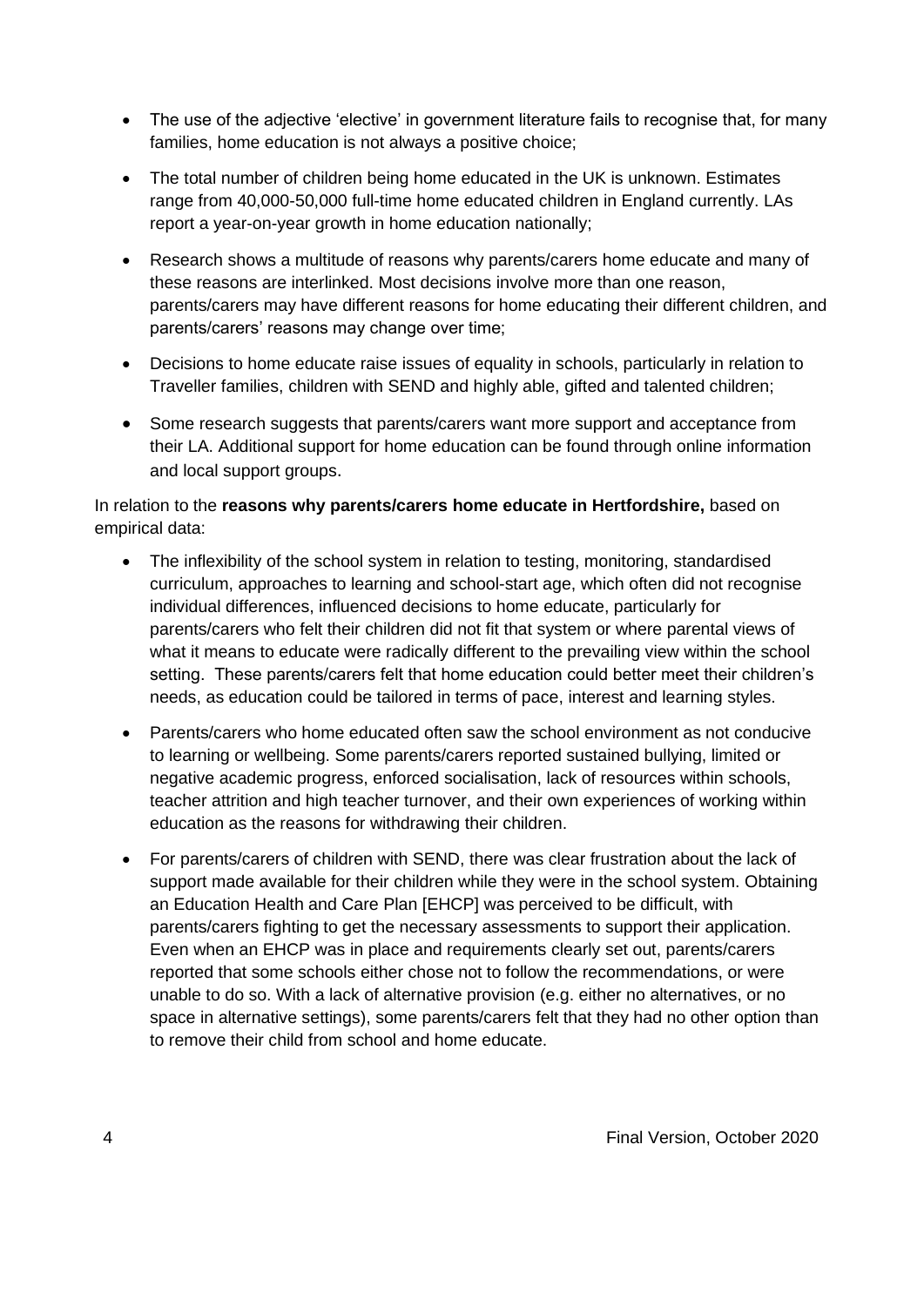- The use of the adjective 'elective' in government literature fails to recognise that, for many families, home education is not always a positive choice;
- The total number of children being home educated in the UK is unknown. Estimates range from 40,000-50,000 full-time home educated children in England currently. LAs report a year-on-year growth in home education nationally;
- Research shows a multitude of reasons why parents/carers home educate and many of these reasons are interlinked. Most decisions involve more than one reason, parents/carers may have different reasons for home educating their different children, and parents/carers' reasons may change over time;
- Decisions to home educate raise issues of equality in schools, particularly in relation to Traveller families, children with SEND and highly able, gifted and talented children;
- Some research suggests that parents/carers want more support and acceptance from their LA. Additional support for home education can be found through online information and local support groups.

In relation to the **reasons why parents/carers home educate in Hertfordshire,** based on empirical data:

- The inflexibility of the school system in relation to testing, monitoring, standardised curriculum, approaches to learning and school-start age, which often did not recognise individual differences, influenced decisions to home educate, particularly for parents/carers who felt their children did not fit that system or where parental views of what it means to educate were radically different to the prevailing view within the school setting. These parents/carers felt that home education could better meet their children's needs, as education could be tailored in terms of pace, interest and learning styles.
- Parents/carers who home educated often saw the school environment as not conducive to learning or wellbeing. Some parents/carers reported sustained bullying, limited or negative academic progress, enforced socialisation, lack of resources within schools, teacher attrition and high teacher turnover, and their own experiences of working within education as the reasons for withdrawing their children.
- For parents/carers of children with SEND, there was clear frustration about the lack of support made available for their children while they were in the school system. Obtaining an Education Health and Care Plan [EHCP] was perceived to be difficult, with parents/carers fighting to get the necessary assessments to support their application. Even when an EHCP was in place and requirements clearly set out, parents/carers reported that some schools either chose not to follow the recommendations, or were unable to do so. With a lack of alternative provision (e.g. either no alternatives, or no space in alternative settings), some parents/carers felt that they had no other option than to remove their child from school and home educate.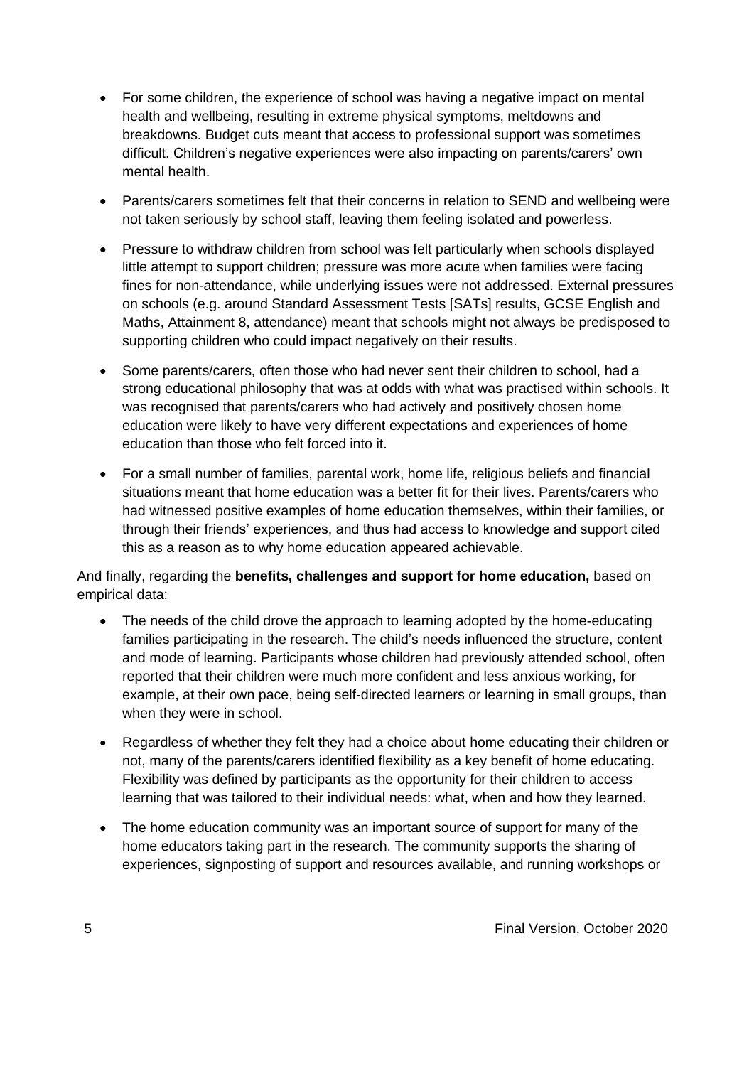- For some children, the experience of school was having a negative impact on mental health and wellbeing, resulting in extreme physical symptoms, meltdowns and breakdowns. Budget cuts meant that access to professional support was sometimes difficult. Children's negative experiences were also impacting on parents/carers' own mental health.
- Parents/carers sometimes felt that their concerns in relation to SEND and wellbeing were not taken seriously by school staff, leaving them feeling isolated and powerless.
- Pressure to withdraw children from school was felt particularly when schools displayed little attempt to support children; pressure was more acute when families were facing fines for non-attendance, while underlying issues were not addressed. External pressures on schools (e.g. around Standard Assessment Tests [SATs] results, GCSE English and Maths, Attainment 8, attendance) meant that schools might not always be predisposed to supporting children who could impact negatively on their results.
- Some parents/carers, often those who had never sent their children to school, had a strong educational philosophy that was at odds with what was practised within schools. It was recognised that parents/carers who had actively and positively chosen home education were likely to have very different expectations and experiences of home education than those who felt forced into it.
- For a small number of families, parental work, home life, religious beliefs and financial situations meant that home education was a better fit for their lives. Parents/carers who had witnessed positive examples of home education themselves, within their families, or through their friends' experiences, and thus had access to knowledge and support cited this as a reason as to why home education appeared achievable.

And finally, regarding the **benefits, challenges and support for home education,** based on empirical data:

- The needs of the child drove the approach to learning adopted by the home-educating families participating in the research. The child's needs influenced the structure, content and mode of learning. Participants whose children had previously attended school, often reported that their children were much more confident and less anxious working, for example, at their own pace, being self-directed learners or learning in small groups, than when they were in school.
- Regardless of whether they felt they had a choice about home educating their children or not, many of the parents/carers identified flexibility as a key benefit of home educating. Flexibility was defined by participants as the opportunity for their children to access learning that was tailored to their individual needs: what, when and how they learned.
- The home education community was an important source of support for many of the home educators taking part in the research. The community supports the sharing of experiences, signposting of support and resources available, and running workshops or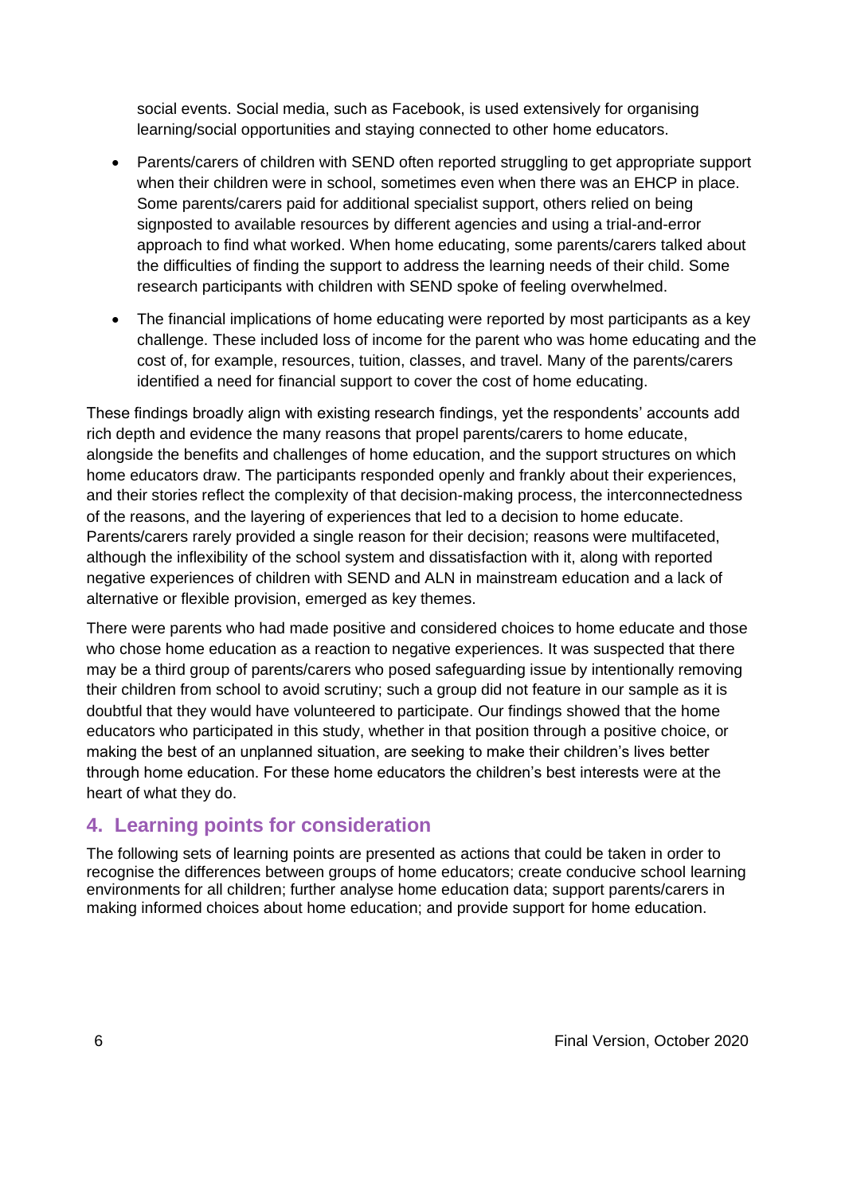social events. Social media, such as Facebook, is used extensively for organising learning/social opportunities and staying connected to other home educators.

- Parents/carers of children with SEND often reported struggling to get appropriate support when their children were in school, sometimes even when there was an EHCP in place. Some parents/carers paid for additional specialist support, others relied on being signposted to available resources by different agencies and using a trial-and-error approach to find what worked. When home educating, some parents/carers talked about the difficulties of finding the support to address the learning needs of their child. Some research participants with children with SEND spoke of feeling overwhelmed.
- The financial implications of home educating were reported by most participants as a key challenge. These included loss of income for the parent who was home educating and the cost of, for example, resources, tuition, classes, and travel. Many of the parents/carers identified a need for financial support to cover the cost of home educating.

These findings broadly align with existing research findings, yet the respondents' accounts add rich depth and evidence the many reasons that propel parents/carers to home educate, alongside the benefits and challenges of home education, and the support structures on which home educators draw. The participants responded openly and frankly about their experiences, and their stories reflect the complexity of that decision-making process, the interconnectedness of the reasons, and the layering of experiences that led to a decision to home educate. Parents/carers rarely provided a single reason for their decision; reasons were multifaceted, although the inflexibility of the school system and dissatisfaction with it, along with reported negative experiences of children with SEND and ALN in mainstream education and a lack of alternative or flexible provision, emerged as key themes.

There were parents who had made positive and considered choices to home educate and those who chose home education as a reaction to negative experiences. It was suspected that there may be a third group of parents/carers who posed safeguarding issue by intentionally removing their children from school to avoid scrutiny; such a group did not feature in our sample as it is doubtful that they would have volunteered to participate. Our findings showed that the home educators who participated in this study, whether in that position through a positive choice, or making the best of an unplanned situation, are seeking to make their children's lives better through home education. For these home educators the children's best interests were at the heart of what they do.

## 4. Learning points for consideration

The following sets of learning points are presented as actions that could be taken in order to recognise the differences between groups of home educators; create conducive school learning environments for all children; further analyse home education data; support parents/carers in making informed choices about home education; and provide support for home education.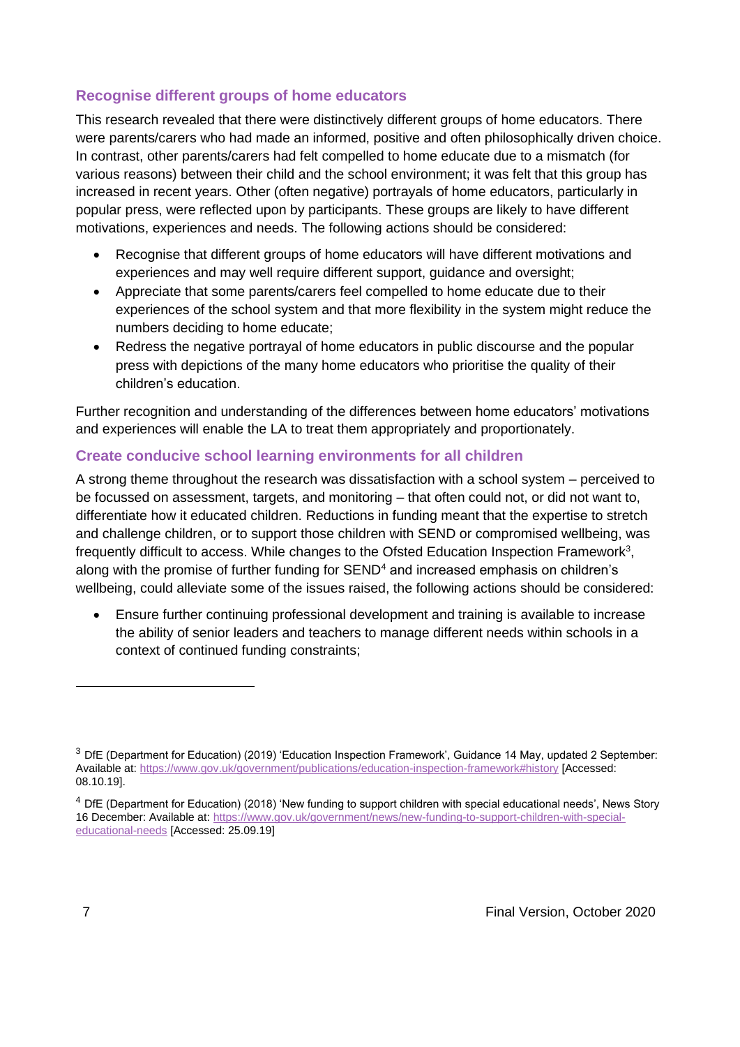### Recognise different groups of home educators

This research revealed that there were distinctively different groups of home educators. There were parents/carers who had made an informed, positive and often philosophically driven choice. In contrast, other parents/carers had felt compelled to home educate due to a mismatch (for various reasons) between their child and the school environment; it was felt that this group has increased in recent years. Other (often negative) portrayals of home educators, particularly in popular press, were reflected upon by participants. These groups are likely to have different motivations, experiences and needs. The following actions should be considered:

- Recognise that different groups of home educators will have different motivations and experiences and may well require different support, guidance and oversight;
- Appreciate that some parents/carers feel compelled to home educate due to their experiences of the school system and that more flexibility in the system might reduce the numbers deciding to home educate;
- Redress the negative portrayal of home educators in public discourse and the popular press with depictions of the many home educators who prioritise the quality of their children's education.

Further recognition and understanding of the differences between home educators' motivations and experiences will enable the LA to treat them appropriately and proportionately.

### Create conducive school learning environments for all children

A strong theme throughout the research was dissatisfaction with a school system – perceived to be focussed on assessment, targets, and monitoring – that often could not, or did not want to, differentiate how it educated children. Reductions in funding meant that the expertise to stretch and challenge children, or to support those children with SEND or compromised wellbeing, was frequently difficult to access. While changes to the Ofsted Education Inspection Framework[3], along with the promise of further funding for SEND[4] and increased emphasis on children's wellbeing, could alleviate some of the issues raised, the following actions should be considered:

- Ensure further continuing professional development and training is available to increase the ability of senior leaders and teachers to manage different needs within schools in a context of continued funding constraints;

---

[3] DfE (Department for Education) (2019) 'Education Inspection Framework', Guidance 14 May, updated 2 September: Available at: https://www.gov.uk/government/publications/education-inspection-framework#history [Accessed: 08.10.19].

[4] DfE (Department for Education) (2018) 'New funding to support children with special educational needs', News Story 16 December: Available at: https://www.gov.uk/government/news/new-funding-to-support-children-with-special-educational-needs [Accessed: 25.09.19]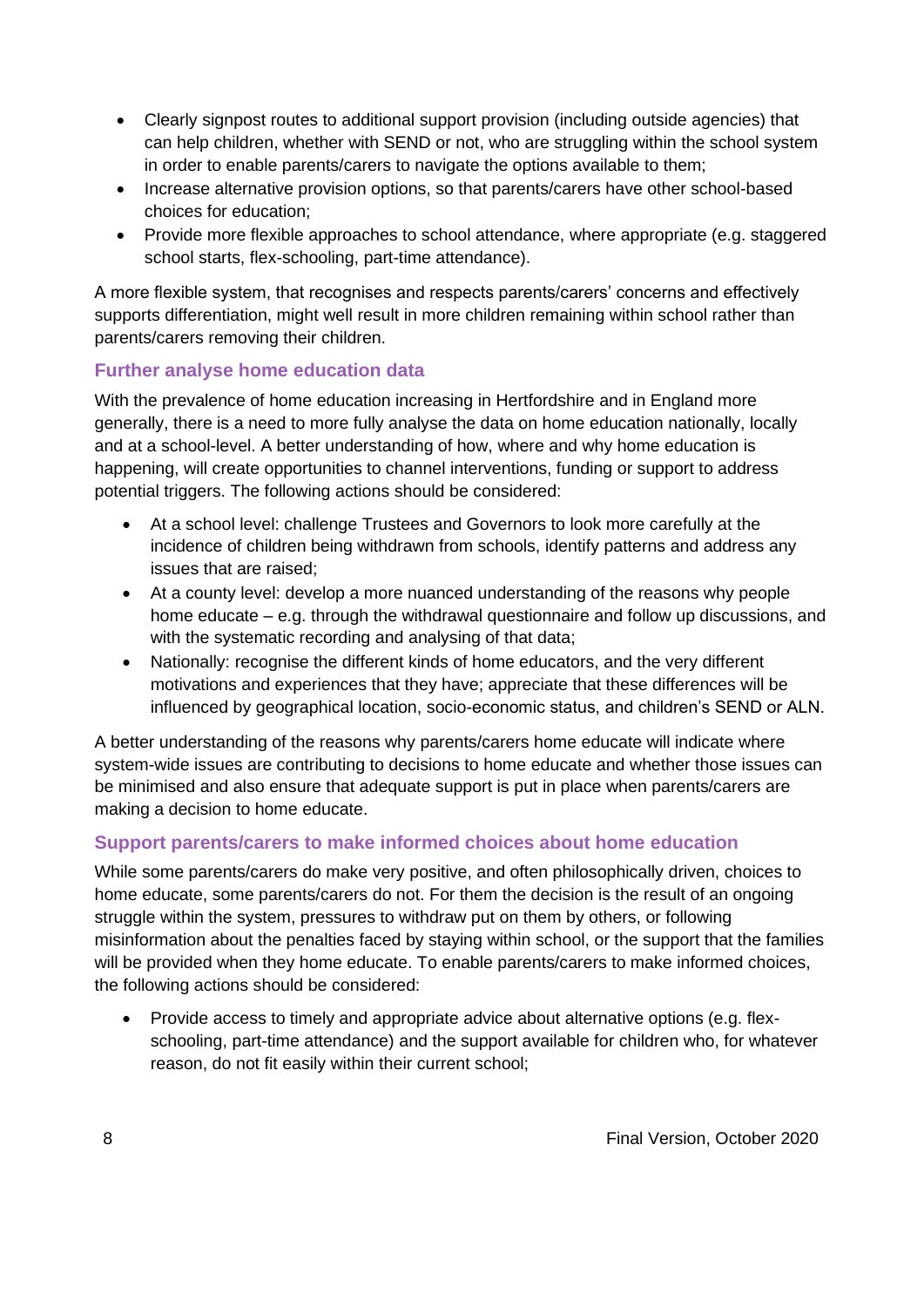- Clearly signpost routes to additional support provision (including outside agencies) that can help children, whether with SEND or not, who are struggling within the school system in order to enable parents/carers to navigate the options available to them;
- Increase alternative provision options, so that parents/carers have other school-based choices for education;
- Provide more flexible approaches to school attendance, where appropriate (e.g. staggered school starts, flex-schooling, part-time attendance).

A more flexible system, that recognises and respects parents/carers' concerns and effectively supports differentiation, might well result in more children remaining within school rather than parents/carers removing their children.

### Further analyse home education data

With the prevalence of home education increasing in Hertfordshire and in England more generally, there is a need to more fully analyse the data on home education nationally, locally and at a school-level. A better understanding of how, where and why home education is happening, will create opportunities to channel interventions, funding or support to address potential triggers. The following actions should be considered:

- At a school level: challenge Trustees and Governors to look more carefully at the incidence of children being withdrawn from schools, identify patterns and address any issues that are raised;
- At a county level: develop a more nuanced understanding of the reasons why people home educate – e.g. through the withdrawal questionnaire and follow up discussions, and with the systematic recording and analysing of that data;
- Nationally: recognise the different kinds of home educators, and the very different motivations and experiences that they have; appreciate that these differences will be influenced by geographical location, socio-economic status, and children's SEND or ALN.

A better understanding of the reasons why parents/carers home educate will indicate where system-wide issues are contributing to decisions to home educate and whether those issues can be minimised and also ensure that adequate support is put in place when parents/carers are making a decision to home educate.

### Support parents/carers to make informed choices about home education

While some parents/carers do make very positive, and often philosophically driven, choices to home educate, some parents/carers do not. For them the decision is the result of an ongoing struggle within the system, pressures to withdraw put on them by others, or following misinformation about the penalties faced by staying within school, or the support that the families will be provided when they home educate. To enable parents/carers to make informed choices, the following actions should be considered:

- Provide access to timely and appropriate advice about alternative options (e.g. flex-schooling, part-time attendance) and the support available for children who, for whatever reason, do not fit easily within their current school;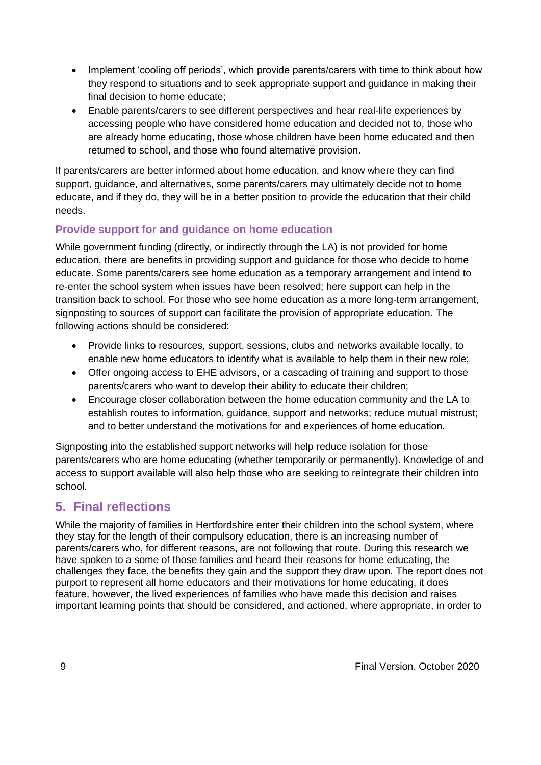- Implement 'cooling off periods', which provide parents/carers with time to think about how they respond to situations and to seek appropriate support and guidance in making their final decision to home educate;
- Enable parents/carers to see different perspectives and hear real-life experiences by accessing people who have considered home education and decided not to, those who are already home educating, those whose children have been home educated and then returned to school, and those who found alternative provision.

If parents/carers are better informed about home education, and know where they can find support, guidance, and alternatives, some parents/carers may ultimately decide not to home educate, and if they do, they will be in a better position to provide the education that their child needs.

### Provide support for and guidance on home education

While government funding (directly, or indirectly through the LA) is not provided for home education, there are benefits in providing support and guidance for those who decide to home educate. Some parents/carers see home education as a temporary arrangement and intend to re-enter the school system when issues have been resolved; here support can help in the transition back to school. For those who see home education as a more long-term arrangement, signposting to sources of support can facilitate the provision of appropriate education. The following actions should be considered:

- Provide links to resources, support, sessions, clubs and networks available locally, to enable new home educators to identify what is available to help them in their new role;
- Offer ongoing access to EHE advisors, or a cascading of training and support to those parents/carers who want to develop their ability to educate their children;
- Encourage closer collaboration between the home education community and the LA to establish routes to information, guidance, support and networks; reduce mutual mistrust; and to better understand the motivations for and experiences of home education.

Signposting into the established support networks will help reduce isolation for those parents/carers who are home educating (whether temporarily or permanently). Knowledge of and access to support available will also help those who are seeking to reintegrate their children into school.

## 5. Final reflections

While the majority of families in Hertfordshire enter their children into the school system, where they stay for the length of their compulsory education, there is an increasing number of parents/carers who, for different reasons, are not following that route. During this research we have spoken to a some of those families and heard their reasons for home educating, the challenges they face, the benefits they gain and the support they draw upon. The report does not purport to represent all home educators and their motivations for home educating, it does feature, however, the lived experiences of families who have made this decision and raises important learning points that should be considered, and actioned, where appropriate, in order to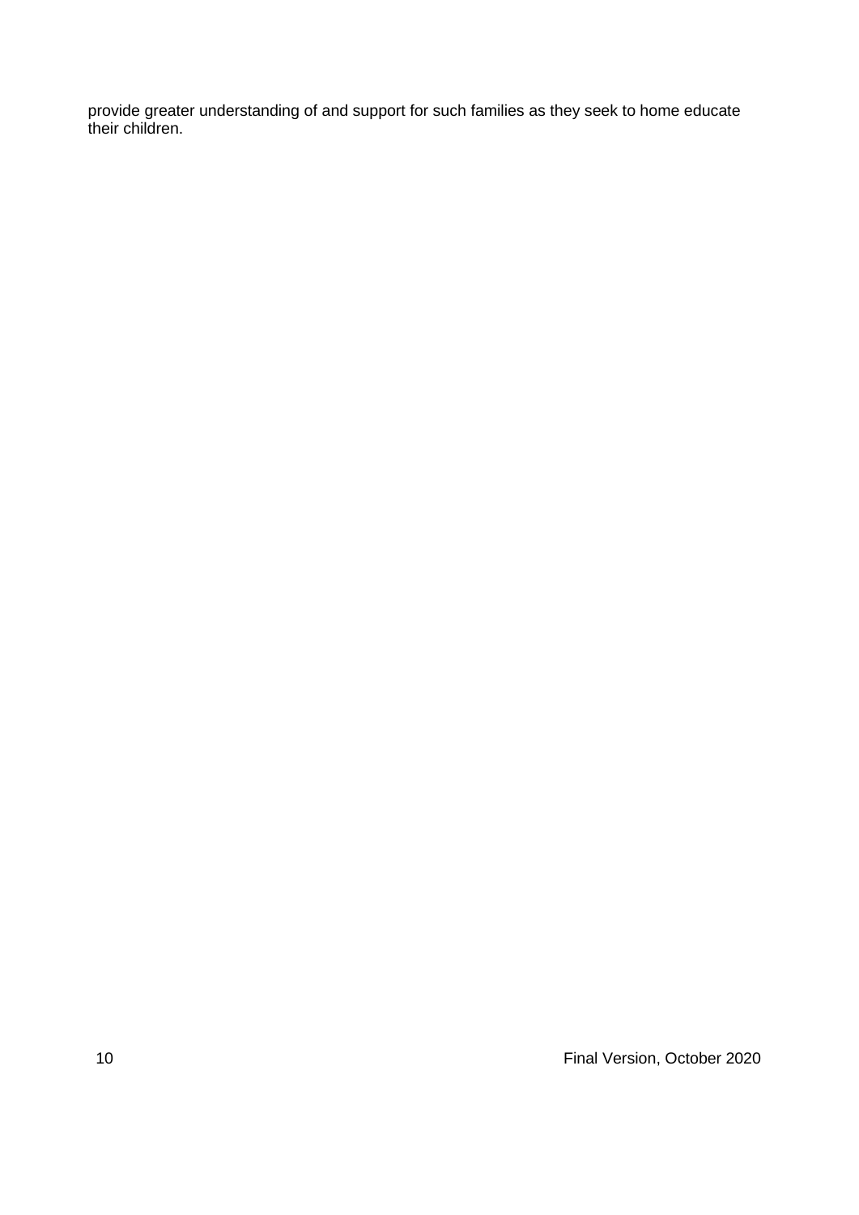provide greater understanding of and support for such families as they seek to home educate their children.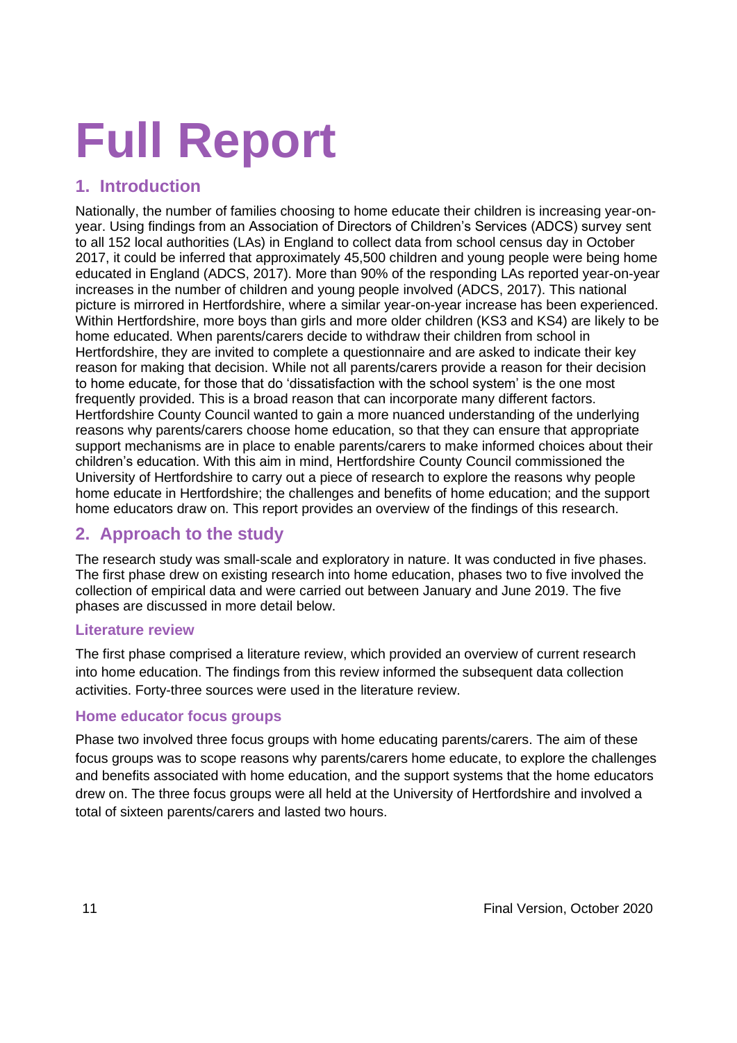# Full Report

## 1. Introduction

Nationally, the number of families choosing to home educate their children is increasing year-on-year. Using findings from an Association of Directors of Children's Services (ADCS) survey sent to all 152 local authorities (LAs) in England to collect data from school census day in October 2017, it could be inferred that approximately 45,500 children and young people were being home educated in England (ADCS, 2017). More than 90% of the responding LAs reported year-on-year increases in the number of children and young people involved (ADCS, 2017). This national picture is mirrored in Hertfordshire, where a similar year-on-year increase has been experienced. Within Hertfordshire, more boys than girls and more older children (KS3 and KS4) are likely to be home educated. When parents/carers decide to withdraw their children from school in Hertfordshire, they are invited to complete a questionnaire and are asked to indicate their key reason for making that decision. While not all parents/carers provide a reason for their decision to home educate, for those that do 'dissatisfaction with the school system' is the one most frequently provided. This is a broad reason that can incorporate many different factors. Hertfordshire County Council wanted to gain a more nuanced understanding of the underlying reasons why parents/carers choose home education, so that they can ensure that appropriate support mechanisms are in place to enable parents/carers to make informed choices about their children's education. With this aim in mind, Hertfordshire County Council commissioned the University of Hertfordshire to carry out a piece of research to explore the reasons why people home educate in Hertfordshire; the challenges and benefits of home education; and the support home educators draw on. This report provides an overview of the findings of this research.

## 2. Approach to the study

The research study was small-scale and exploratory in nature. It was conducted in five phases. The first phase drew on existing research into home education, phases two to five involved the collection of empirical data and were carried out between January and June 2019. The five phases are discussed in more detail below.

### Literature review

The first phase comprised a literature review, which provided an overview of current research into home education. The findings from this review informed the subsequent data collection activities. Forty-three sources were used in the literature review.

### Home educator focus groups

Phase two involved three focus groups with home educating parents/carers. The aim of these focus groups was to scope reasons why parents/carers home educate, to explore the challenges and benefits associated with home education, and the support systems that the home educators drew on. The three focus groups were all held at the University of Hertfordshire and involved a total of sixteen parents/carers and lasted two hours.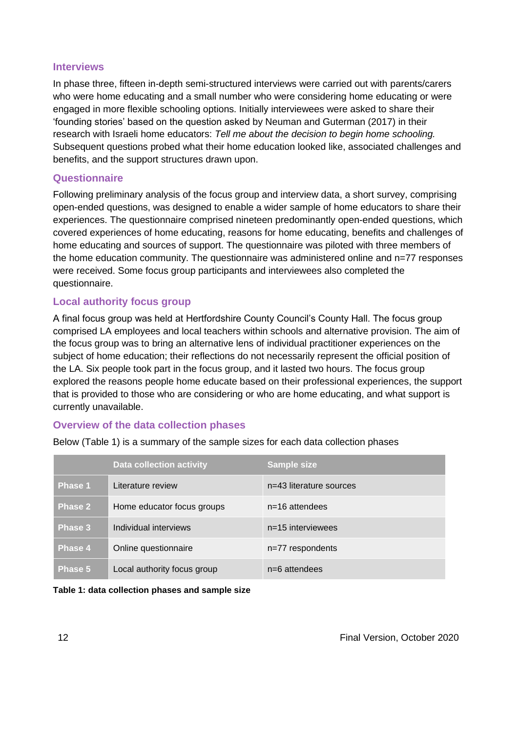### Interviews

In phase three, fifteen in-depth semi-structured interviews were carried out with parents/carers who were home educating and a small number who were considering home educating or were engaged in more flexible schooling options. Initially interviewees were asked to share their 'founding stories' based on the question asked by Neuman and Guterman (2017) in their research with Israeli home educators: *Tell me about the decision to begin home schooling.* Subsequent questions probed what their home education looked like, associated challenges and benefits, and the support structures drawn upon.

### Questionnaire

Following preliminary analysis of the focus group and interview data, a short survey, comprising open-ended questions, was designed to enable a wider sample of home educators to share their experiences. The questionnaire comprised nineteen predominantly open-ended questions, which covered experiences of home educating, reasons for home educating, benefits and challenges of home educating and sources of support. The questionnaire was piloted with three members of the home education community. The questionnaire was administered online and n=77 responses were received. Some focus group participants and interviewees also completed the questionnaire.

### Local authority focus group

A final focus group was held at Hertfordshire County Council's County Hall. The focus group comprised LA employees and local teachers within schools and alternative provision. The aim of the focus group was to bring an alternative lens of individual practitioner experiences on the subject of home education; their reflections do not necessarily represent the official position of the LA. Six people took part in the focus group, and it lasted two hours. The focus group explored the reasons people home educate based on their professional experiences, the support that is provided to those who are considering or who are home educating, and what support is currently unavailable.

### Overview of the data collection phases

Below (Table 1) is a summary of the sample sizes for each data collection phases

| | Data collection activity | Sample size |
|---|---|---|
| **Phase 1** | Literature review | n=43 literature sources |
| **Phase 2** | Home educator focus groups | n=16 attendees |
| **Phase 3** | Individual interviews | n=15 interviewees |
| **Phase 4** | Online questionnaire | n=77 respondents |
| **Phase 5** | Local authority focus group | n=6 attendees |

**Table 1: data collection phases and sample size**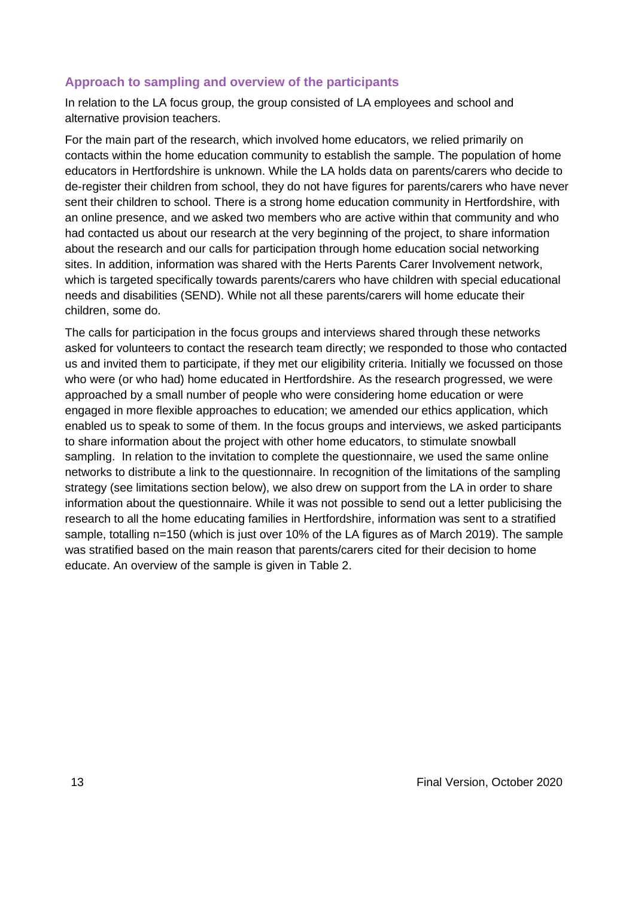### Approach to sampling and overview of the participants

In relation to the LA focus group, the group consisted of LA employees and school and alternative provision teachers.

For the main part of the research, which involved home educators, we relied primarily on contacts within the home education community to establish the sample. The population of home educators in Hertfordshire is unknown. While the LA holds data on parents/carers who decide to de-register their children from school, they do not have figures for parents/carers who have never sent their children to school. There is a strong home education community in Hertfordshire, with an online presence, and we asked two members who are active within that community and who had contacted us about our research at the very beginning of the project, to share information about the research and our calls for participation through home education social networking sites. In addition, information was shared with the Herts Parents Carer Involvement network, which is targeted specifically towards parents/carers who have children with special educational needs and disabilities (SEND). While not all these parents/carers will home educate their children, some do.

The calls for participation in the focus groups and interviews shared through these networks asked for volunteers to contact the research team directly; we responded to those who contacted us and invited them to participate, if they met our eligibility criteria. Initially we focussed on those who were (or who had) home educated in Hertfordshire. As the research progressed, we were approached by a small number of people who were considering home education or were engaged in more flexible approaches to education; we amended our ethics application, which enabled us to speak to some of them. In the focus groups and interviews, we asked participants to share information about the project with other home educators, to stimulate snowball sampling. In relation to the invitation to complete the questionnaire, we used the same online networks to distribute a link to the questionnaire. In recognition of the limitations of the sampling strategy (see limitations section below), we also drew on support from the LA in order to share information about the questionnaire. While it was not possible to send out a letter publicising the research to all the home educating families in Hertfordshire, information was sent to a stratified sample, totalling n=150 (which is just over 10% of the LA figures as of March 2019). The sample was stratified based on the main reason that parents/carers cited for their decision to home educate. An overview of the sample is given in Table 2.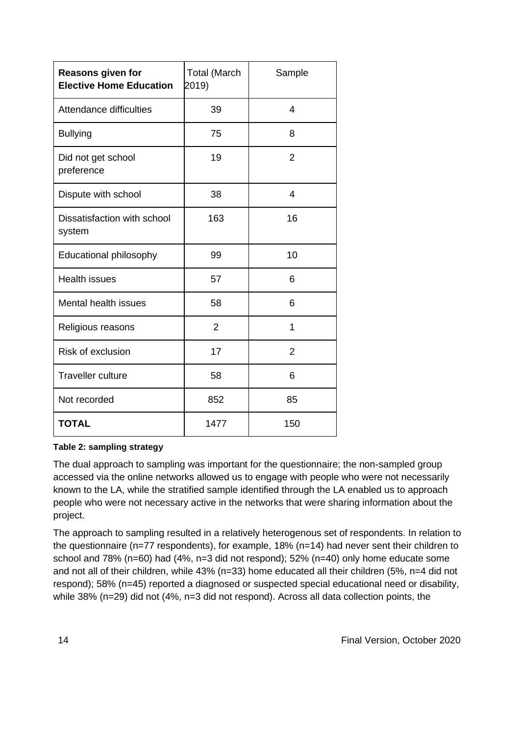| **Reasons given for Elective Home Education** | Total (March 2019) | Sample |
|---|---|---|
| Attendance difficulties | 39 | 4 |
| Bullying | 75 | 8 |
| Did not get school preference | 19 | 2 |
| Dispute with school | 38 | 4 |
| Dissatisfaction with school system | 163 | 16 |
| Educational philosophy | 99 | 10 |
| Health issues | 57 | 6 |
| Mental health issues | 58 | 6 |
| Religious reasons | 2 | 1 |
| Risk of exclusion | 17 | 2 |
| Traveller culture | 58 | 6 |
| Not recorded | 852 | 85 |
| **TOTAL** | 1477 | 150 |

**Table 2: sampling strategy**

The dual approach to sampling was important for the questionnaire; the non-sampled group accessed via the online networks allowed us to engage with people who were not necessarily known to the LA, while the stratified sample identified through the LA enabled us to approach people who were not necessary active in the networks that were sharing information about the project.

The approach to sampling resulted in a relatively heterogenous set of respondents. In relation to the questionnaire (n=77 respondents), for example, 18% (n=14) had never sent their children to school and 78% (n=60) had (4%, n=3 did not respond); 52% (n=40) only home educate some and not all of their children, while 43% (n=33) home educated all their children (5%, n=4 did not respond); 58% (n=45) reported a diagnosed or suspected special educational need or disability, while 38% (n=29) did not (4%, n=3 did not respond). Across all data collection points, the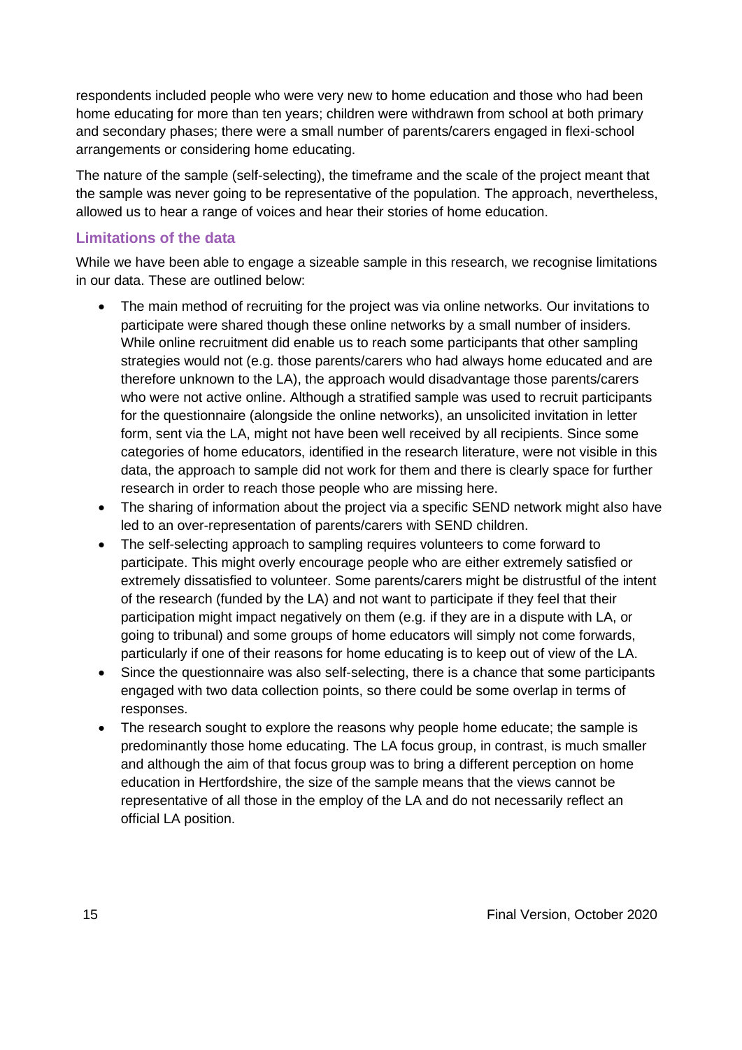respondents included people who were very new to home education and those who had been home educating for more than ten years; children were withdrawn from school at both primary and secondary phases; there were a small number of parents/carers engaged in flexi-school arrangements or considering home educating.

The nature of the sample (self-selecting), the timeframe and the scale of the project meant that the sample was never going to be representative of the population. The approach, nevertheless, allowed us to hear a range of voices and hear their stories of home education.

### Limitations of the data

While we have been able to engage a sizeable sample in this research, we recognise limitations in our data. These are outlined below:

- The main method of recruiting for the project was via online networks. Our invitations to participate were shared though these online networks by a small number of insiders. While online recruitment did enable us to reach some participants that other sampling strategies would not (e.g. those parents/carers who had always home educated and are therefore unknown to the LA), the approach would disadvantage those parents/carers who were not active online. Although a stratified sample was used to recruit participants for the questionnaire (alongside the online networks), an unsolicited invitation in letter form, sent via the LA, might not have been well received by all recipients. Since some categories of home educators, identified in the research literature, were not visible in this data, the approach to sample did not work for them and there is clearly space for further research in order to reach those people who are missing here.
- The sharing of information about the project via a specific SEND network might also have led to an over-representation of parents/carers with SEND children.
- The self-selecting approach to sampling requires volunteers to come forward to participate. This might overly encourage people who are either extremely satisfied or extremely dissatisfied to volunteer. Some parents/carers might be distrustful of the intent of the research (funded by the LA) and not want to participate if they feel that their participation might impact negatively on them (e.g. if they are in a dispute with LA, or going to tribunal) and some groups of home educators will simply not come forwards, particularly if one of their reasons for home educating is to keep out of view of the LA.
- Since the questionnaire was also self-selecting, there is a chance that some participants engaged with two data collection points, so there could be some overlap in terms of responses.
- The research sought to explore the reasons why people home educate; the sample is predominantly those home educating. The LA focus group, in contrast, is much smaller and although the aim of that focus group was to bring a different perception on home education in Hertfordshire, the size of the sample means that the views cannot be representative of all those in the employ of the LA and do not necessarily reflect an official LA position.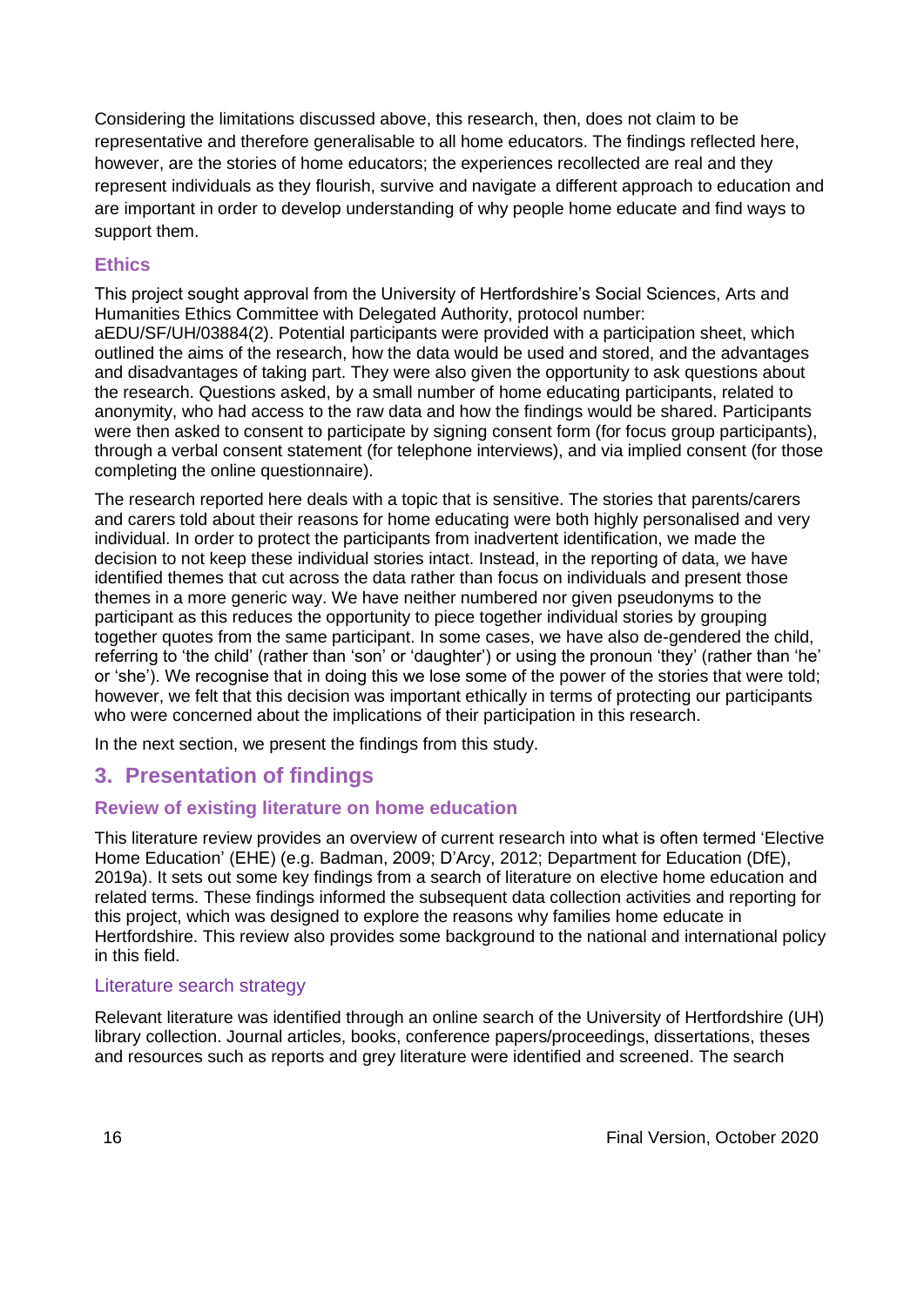Considering the limitations discussed above, this research, then, does not claim to be representative and therefore generalisable to all home educators. The findings reflected here, however, are the stories of home educators; the experiences recollected are real and they represent individuals as they flourish, survive and navigate a different approach to education and are important in order to develop understanding of why people home educate and find ways to support them.

### Ethics

This project sought approval from the University of Hertfordshire's Social Sciences, Arts and Humanities Ethics Committee with Delegated Authority, protocol number: aEDU/SF/UH/03884(2). Potential participants were provided with a participation sheet, which outlined the aims of the research, how the data would be used and stored, and the advantages and disadvantages of taking part. They were also given the opportunity to ask questions about the research. Questions asked, by a small number of home educating participants, related to anonymity, who had access to the raw data and how the findings would be shared. Participants were then asked to consent to participate by signing consent form (for focus group participants), through a verbal consent statement (for telephone interviews), and via implied consent (for those completing the online questionnaire).

The research reported here deals with a topic that is sensitive. The stories that parents/carers and carers told about their reasons for home educating were both highly personalised and very individual. In order to protect the participants from inadvertent identification, we made the decision to not keep these individual stories intact. Instead, in the reporting of data, we have identified themes that cut across the data rather than focus on individuals and present those themes in a more generic way. We have neither numbered nor given pseudonyms to the participant as this reduces the opportunity to piece together individual stories by grouping together quotes from the same participant. In some cases, we have also de-gendered the child, referring to 'the child' (rather than 'son' or 'daughter') or using the pronoun 'they' (rather than 'he' or 'she'). We recognise that in doing this we lose some of the power of the stories that were told; however, we felt that this decision was important ethically in terms of protecting our participants who were concerned about the implications of their participation in this research.

In the next section, we present the findings from this study.

## 3. Presentation of findings

### Review of existing literature on home education

This literature review provides an overview of current research into what is often termed 'Elective Home Education' (EHE) (e.g. Badman, 2009; D'Arcy, 2012; Department for Education (DfE), 2019a). It sets out some key findings from a search of literature on elective home education and related terms. These findings informed the subsequent data collection activities and reporting for this project, which was designed to explore the reasons why families home educate in Hertfordshire. This review also provides some background to the national and international policy in this field.

#### Literature search strategy

Relevant literature was identified through an online search of the University of Hertfordshire (UH) library collection. Journal articles, books, conference papers/proceedings, dissertations, theses and resources such as reports and grey literature were identified and screened. The search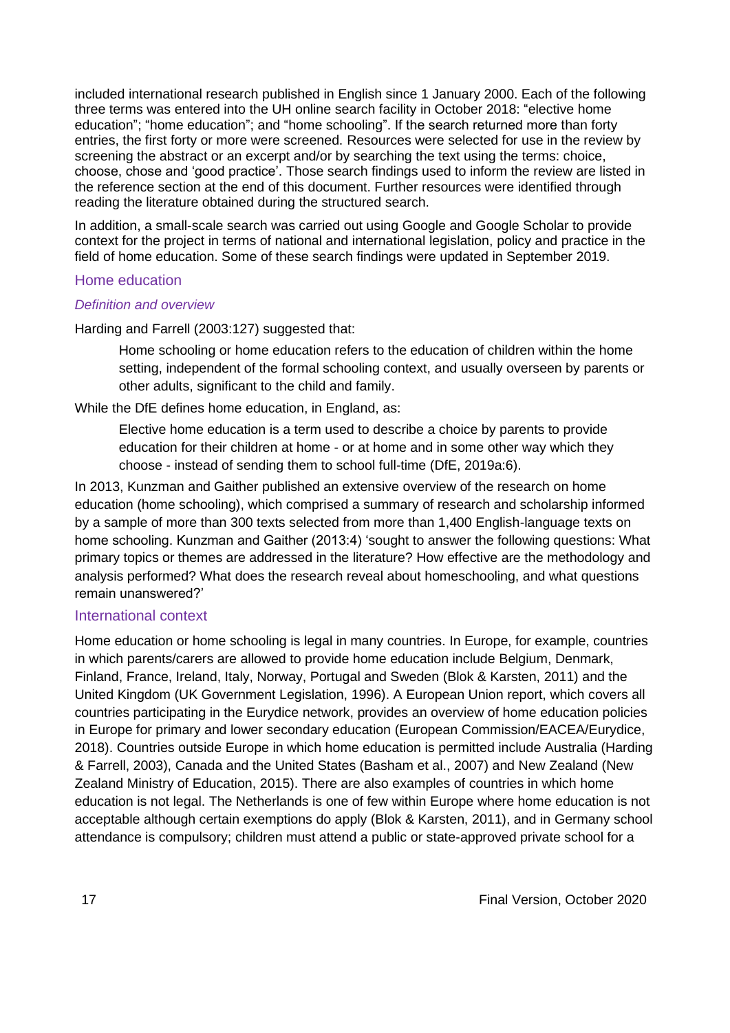included international research published in English since 1 January 2000. Each of the following three terms was entered into the UH online search facility in October 2018: “elective home education”; “home education”; and “home schooling”. If the search returned more than forty entries, the first forty or more were screened. Resources were selected for use in the review by screening the abstract or an excerpt and/or by searching the text using the terms: choice, choose, chose and ‘good practice’. Those search findings used to inform the review are listed in the reference section at the end of this document. Further resources were identified through reading the literature obtained during the structured search.

In addition, a small-scale search was carried out using Google and Google Scholar to provide context for the project in terms of national and international legislation, policy and practice in the field of home education. Some of these search findings were updated in September 2019.

## Home education

### *Definition and overview*

Harding and Farrell (2003:127) suggested that:

> Home schooling or home education refers to the education of children within the home setting, independent of the formal schooling context, and usually overseen by parents or other adults, significant to the child and family.

While the DfE defines home education, in England, as:

> Elective home education is a term used to describe a choice by parents to provide education for their children at home - or at home and in some other way which they choose - instead of sending them to school full-time (DfE, 2019a:6).

In 2013, Kunzman and Gaither published an extensive overview of the research on home education (home schooling), which comprised a summary of research and scholarship informed by a sample of more than 300 texts selected from more than 1,400 English-language texts on home schooling. Kunzman and Gaither (2013:4) ‘sought to answer the following questions: What primary topics or themes are addressed in the literature? How effective are the methodology and analysis performed? What does the research reveal about homeschooling, and what questions remain unanswered?’

## International context

Home education or home schooling is legal in many countries. In Europe, for example, countries in which parents/carers are allowed to provide home education include Belgium, Denmark, Finland, France, Ireland, Italy, Norway, Portugal and Sweden (Blok & Karsten, 2011) and the United Kingdom (UK Government Legislation, 1996). A European Union report, which covers all countries participating in the Eurydice network, provides an overview of home education policies in Europe for primary and lower secondary education (European Commission/EACEA/Eurydice, 2018). Countries outside Europe in which home education is permitted include Australia (Harding & Farrell, 2003), Canada and the United States (Basham et al., 2007) and New Zealand (New Zealand Ministry of Education, 2015). There are also examples of countries in which home education is not legal. The Netherlands is one of few within Europe where home education is not acceptable although certain exemptions do apply (Blok & Karsten, 2011), and in Germany school attendance is compulsory; children must attend a public or state-approved private school for a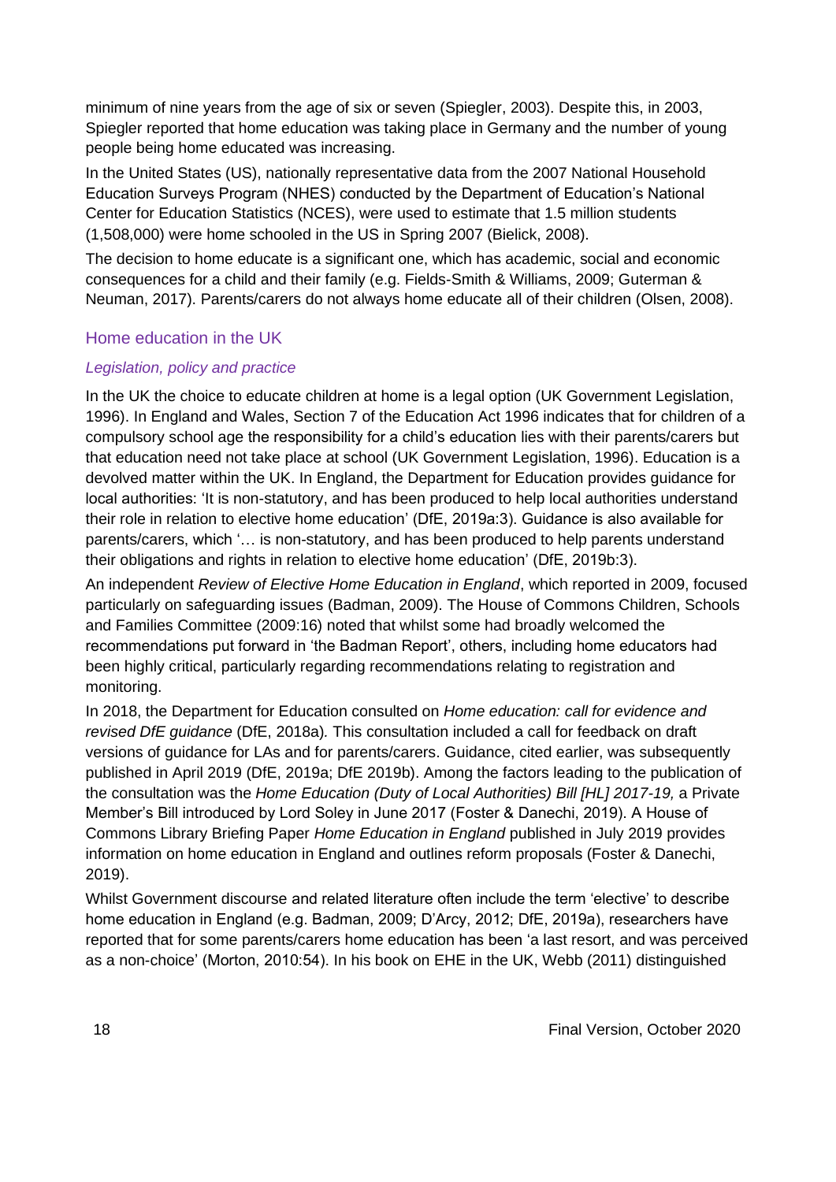minimum of nine years from the age of six or seven (Spiegler, 2003). Despite this, in 2003, Spiegler reported that home education was taking place in Germany and the number of young people being home educated was increasing.

In the United States (US), nationally representative data from the 2007 National Household Education Surveys Program (NHES) conducted by the Department of Education's National Center for Education Statistics (NCES), were used to estimate that 1.5 million students (1,508,000) were home schooled in the US in Spring 2007 (Bielick, 2008).

The decision to home educate is a significant one, which has academic, social and economic consequences for a child and their family (e.g. Fields-Smith & Williams, 2009; Guterman & Neuman, 2017). Parents/carers do not always home educate all of their children (Olsen, 2008).

## Home education in the UK

### *Legislation, policy and practice*

In the UK the choice to educate children at home is a legal option (UK Government Legislation, 1996). In England and Wales, Section 7 of the Education Act 1996 indicates that for children of a compulsory school age the responsibility for a child's education lies with their parents/carers but that education need not take place at school (UK Government Legislation, 1996). Education is a devolved matter within the UK. In England, the Department for Education provides guidance for local authorities: 'It is non-statutory, and has been produced to help local authorities understand their role in relation to elective home education' (DfE, 2019a:3). Guidance is also available for parents/carers, which '… is non-statutory, and has been produced to help parents understand their obligations and rights in relation to elective home education' (DfE, 2019b:3).

An independent *Review of Elective Home Education in England*, which reported in 2009, focused particularly on safeguarding issues (Badman, 2009). The House of Commons Children, Schools and Families Committee (2009:16) noted that whilst some had broadly welcomed the recommendations put forward in 'the Badman Report', others, including home educators had been highly critical, particularly regarding recommendations relating to registration and monitoring.

In 2018, the Department for Education consulted on *Home education: call for evidence and revised DfE guidance* (DfE, 2018a). This consultation included a call for feedback on draft versions of guidance for LAs and for parents/carers. Guidance, cited earlier, was subsequently published in April 2019 (DfE, 2019a; DfE 2019b). Among the factors leading to the publication of the consultation was the *Home Education (Duty of Local Authorities) Bill [HL] 2017-19,* a Private Member's Bill introduced by Lord Soley in June 2017 (Foster & Danechi, 2019). A House of Commons Library Briefing Paper *Home Education in England* published in July 2019 provides information on home education in England and outlines reform proposals (Foster & Danechi, 2019).

Whilst Government discourse and related literature often include the term 'elective' to describe home education in England (e.g. Badman, 2009; D'Arcy, 2012; DfE, 2019a), researchers have reported that for some parents/carers home education has been 'a last resort, and was perceived as a non-choice' (Morton, 2010:54). In his book on EHE in the UK, Webb (2011) distinguished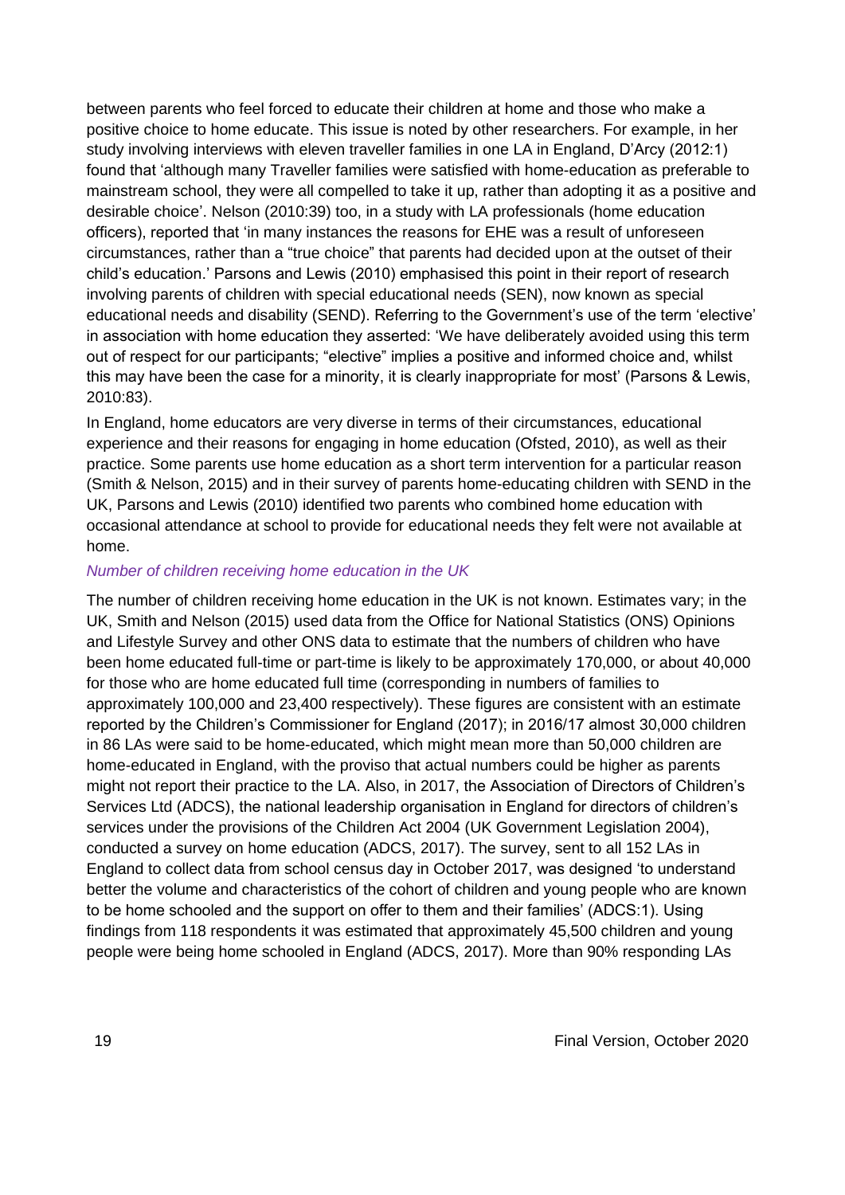between parents who feel forced to educate their children at home and those who make a positive choice to home educate. This issue is noted by other researchers. For example, in her study involving interviews with eleven traveller families in one LA in England, D'Arcy (2012:1) found that 'although many Traveller families were satisfied with home-education as preferable to mainstream school, they were all compelled to take it up, rather than adopting it as a positive and desirable choice'. Nelson (2010:39) too, in a study with LA professionals (home education officers), reported that 'in many instances the reasons for EHE was a result of unforeseen circumstances, rather than a "true choice" that parents had decided upon at the outset of their child's education.' Parsons and Lewis (2010) emphasised this point in their report of research involving parents of children with special educational needs (SEN), now known as special educational needs and disability (SEND). Referring to the Government's use of the term 'elective' in association with home education they asserted: 'We have deliberately avoided using this term out of respect for our participants; "elective" implies a positive and informed choice and, whilst this may have been the case for a minority, it is clearly inappropriate for most' (Parsons & Lewis, 2010:83).

In England, home educators are very diverse in terms of their circumstances, educational experience and their reasons for engaging in home education (Ofsted, 2010), as well as their practice. Some parents use home education as a short term intervention for a particular reason (Smith & Nelson, 2015) and in their survey of parents home-educating children with SEND in the UK, Parsons and Lewis (2010) identified two parents who combined home education with occasional attendance at school to provide for educational needs they felt were not available at home.

### *Number of children receiving home education in the UK*

The number of children receiving home education in the UK is not known. Estimates vary; in the UK, Smith and Nelson (2015) used data from the Office for National Statistics (ONS) Opinions and Lifestyle Survey and other ONS data to estimate that the numbers of children who have been home educated full-time or part-time is likely to be approximately 170,000, or about 40,000 for those who are home educated full time (corresponding in numbers of families to approximately 100,000 and 23,400 respectively). These figures are consistent with an estimate reported by the Children's Commissioner for England (2017); in 2016/17 almost 30,000 children in 86 LAs were said to be home-educated, which might mean more than 50,000 children are home-educated in England, with the proviso that actual numbers could be higher as parents might not report their practice to the LA. Also, in 2017, the Association of Directors of Children's Services Ltd (ADCS), the national leadership organisation in England for directors of children's services under the provisions of the Children Act 2004 (UK Government Legislation 2004), conducted a survey on home education (ADCS, 2017). The survey, sent to all 152 LAs in England to collect data from school census day in October 2017, was designed 'to understand better the volume and characteristics of the cohort of children and young people who are known to be home schooled and the support on offer to them and their families' (ADCS:1). Using findings from 118 respondents it was estimated that approximately 45,500 children and young people were being home schooled in England (ADCS, 2017). More than 90% responding LAs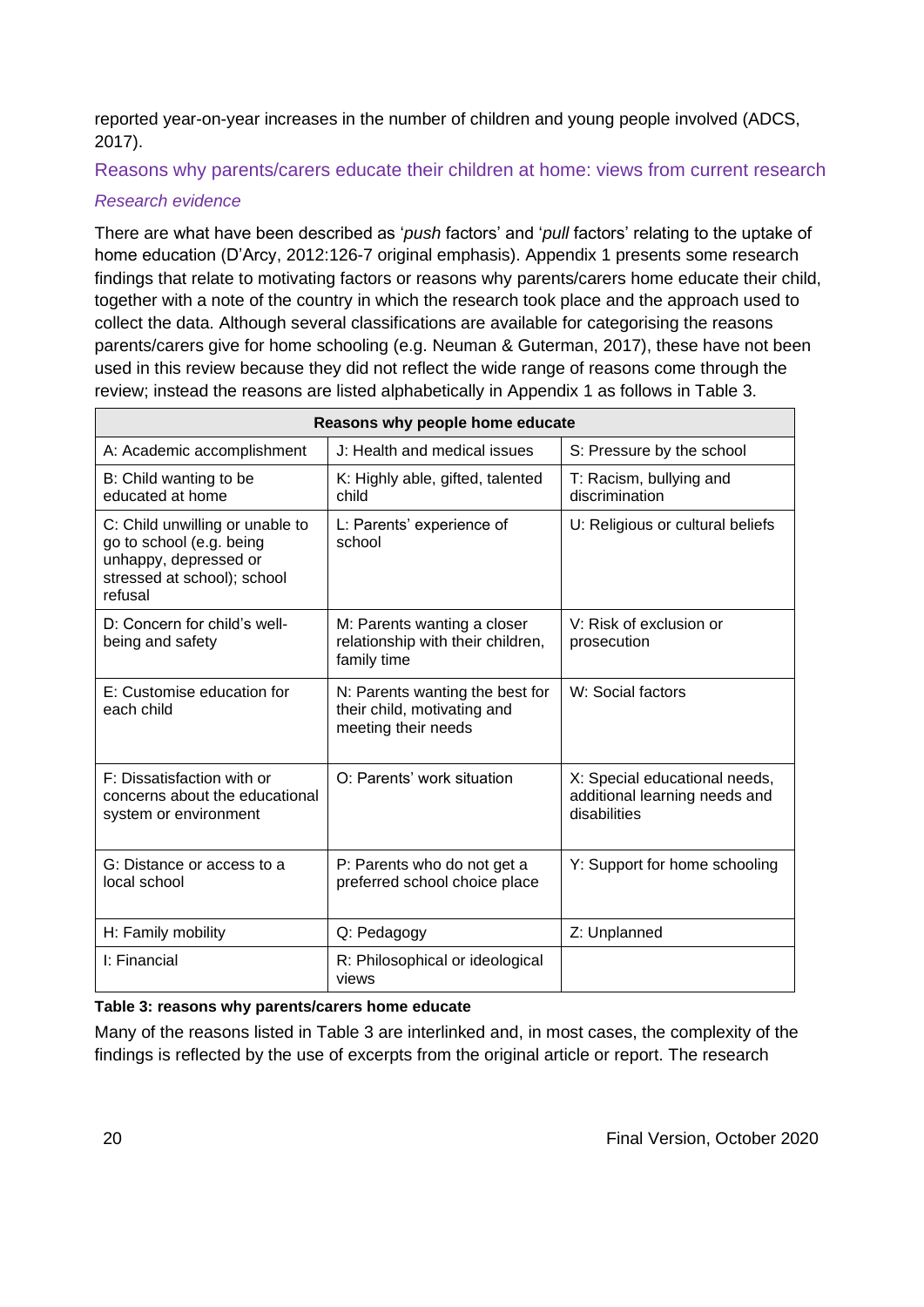reported year-on-year increases in the number of children and young people involved (ADCS, 2017).

## Reasons why parents/carers educate their children at home: views from current research

### *Research evidence*

There are what have been described as '*push* factors' and '*pull* factors' relating to the uptake of home education (D'Arcy, 2012:126-7 original emphasis). Appendix 1 presents some research findings that relate to motivating factors or reasons why parents/carers home educate their child, together with a note of the country in which the research took place and the approach used to collect the data. Although several classifications are available for categorising the reasons parents/carers give for home schooling (e.g. Neuman & Guterman, 2017), these have not been used in this review because they did not reflect the wide range of reasons come through the review; instead the reasons are listed alphabetically in Appendix 1 as follows in Table 3.

| **Reasons why people home educate** | | |
|---|---|---|
| A: Academic accomplishment | J: Health and medical issues | S: Pressure by the school |
| B: Child wanting to be educated at home | K: Highly able, gifted, talented child | T: Racism, bullying and discrimination |
| C: Child unwilling or unable to go to school (e.g. being unhappy, depressed or stressed at school); school refusal | L: Parents' experience of school | U: Religious or cultural beliefs |
| D: Concern for child's well-being and safety | M: Parents wanting a closer relationship with their children, family time | V: Risk of exclusion or prosecution |
| E: Customise education for each child | N: Parents wanting the best for their child, motivating and meeting their needs | W: Social factors |
| F: Dissatisfaction with or concerns about the educational system or environment | O: Parents' work situation | X: Special educational needs, additional learning needs and disabilities |
| G: Distance or access to a local school | P: Parents who do not get a preferred school choice place | Y: Support for home schooling |
| H: Family mobility | Q: Pedagogy | Z: Unplanned |
| I: Financial | R: Philosophical or ideological views | |

**Table 3: reasons why parents/carers home educate**

Many of the reasons listed in Table 3 are interlinked and, in most cases, the complexity of the findings is reflected by the use of excerpts from the original article or report. The research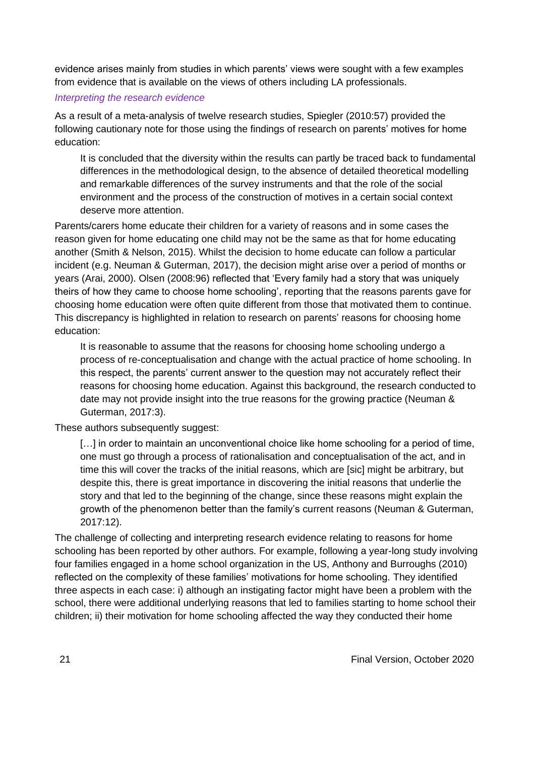evidence arises mainly from studies in which parents' views were sought with a few examples from evidence that is available on the views of others including LA professionals.

*Interpreting the research evidence*

As a result of a meta-analysis of twelve research studies, Spiegler (2010:57) provided the following cautionary note for those using the findings of research on parents' motives for home education:

> It is concluded that the diversity within the results can partly be traced back to fundamental differences in the methodological design, to the absence of detailed theoretical modelling and remarkable differences of the survey instruments and that the role of the social environment and the process of the construction of motives in a certain social context deserve more attention.

Parents/carers home educate their children for a variety of reasons and in some cases the reason given for home educating one child may not be the same as that for home educating another (Smith & Nelson, 2015). Whilst the decision to home educate can follow a particular incident (e.g. Neuman & Guterman, 2017), the decision might arise over a period of months or years (Arai, 2000). Olsen (2008:96) reflected that 'Every family had a story that was uniquely theirs of how they came to choose home schooling', reporting that the reasons parents gave for choosing home education were often quite different from those that motivated them to continue. This discrepancy is highlighted in relation to research on parents' reasons for choosing home education:

> It is reasonable to assume that the reasons for choosing home schooling undergo a process of re-conceptualisation and change with the actual practice of home schooling. In this respect, the parents' current answer to the question may not accurately reflect their reasons for choosing home education. Against this background, the research conducted to date may not provide insight into the true reasons for the growing practice (Neuman & Guterman, 2017:3).

These authors subsequently suggest:

> […] in order to maintain an unconventional choice like home schooling for a period of time, one must go through a process of rationalisation and conceptualisation of the act, and in time this will cover the tracks of the initial reasons, which are [sic] might be arbitrary, but despite this, there is great importance in discovering the initial reasons that underlie the story and that led to the beginning of the change, since these reasons might explain the growth of the phenomenon better than the family's current reasons (Neuman & Guterman, 2017:12).

The challenge of collecting and interpreting research evidence relating to reasons for home schooling has been reported by other authors. For example, following a year-long study involving four families engaged in a home school organization in the US, Anthony and Burroughs (2010) reflected on the complexity of these families' motivations for home schooling. They identified three aspects in each case: i) although an instigating factor might have been a problem with the school, there were additional underlying reasons that led to families starting to home school their children; ii) their motivation for home schooling affected the way they conducted their home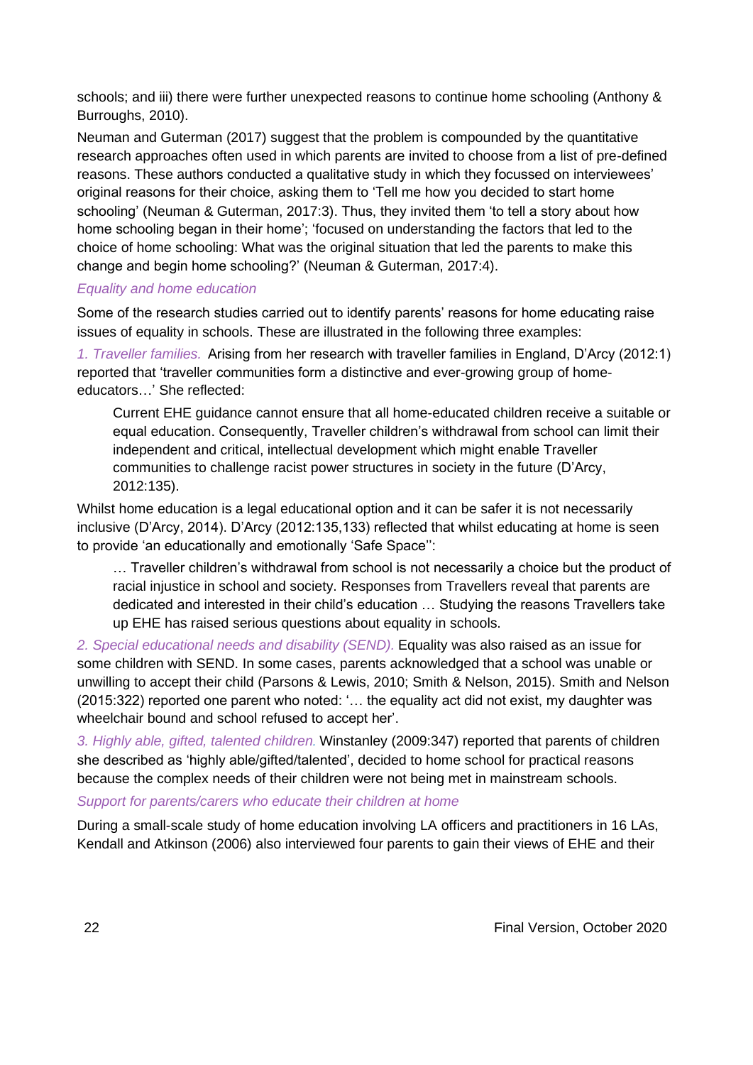schools; and iii) there were further unexpected reasons to continue home schooling (Anthony & Burroughs, 2010).

Neuman and Guterman (2017) suggest that the problem is compounded by the quantitative research approaches often used in which parents are invited to choose from a list of pre-defined reasons. These authors conducted a qualitative study in which they focussed on interviewees' original reasons for their choice, asking them to 'Tell me how you decided to start home schooling' (Neuman & Guterman, 2017:3). Thus, they invited them 'to tell a story about how home schooling began in their home'; 'focused on understanding the factors that led to the choice of home schooling: What was the original situation that led the parents to make this change and begin home schooling?' (Neuman & Guterman, 2017:4).

### *Equality and home education*

Some of the research studies carried out to identify parents' reasons for home educating raise issues of equality in schools. These are illustrated in the following three examples:

*1. Traveller families.* Arising from her research with traveller families in England, D'Arcy (2012:1) reported that 'traveller communities form a distinctive and ever-growing group of home-educators…' She reflected:

> Current EHE guidance cannot ensure that all home-educated children receive a suitable or equal education. Consequently, Traveller children's withdrawal from school can limit their independent and critical, intellectual development which might enable Traveller communities to challenge racist power structures in society in the future (D'Arcy, 2012:135).

Whilst home education is a legal educational option and it can be safer it is not necessarily inclusive (D'Arcy, 2014). D'Arcy (2012:135,133) reflected that whilst educating at home is seen to provide 'an educationally and emotionally 'Safe Space'':

> … Traveller children's withdrawal from school is not necessarily a choice but the product of racial injustice in school and society. Responses from Travellers reveal that parents are dedicated and interested in their child's education … Studying the reasons Travellers take up EHE has raised serious questions about equality in schools.

*2. Special educational needs and disability (SEND).* Equality was also raised as an issue for some children with SEND. In some cases, parents acknowledged that a school was unable or unwilling to accept their child (Parsons & Lewis, 2010; Smith & Nelson, 2015). Smith and Nelson (2015:322) reported one parent who noted: '… the equality act did not exist, my daughter was wheelchair bound and school refused to accept her'.

*3. Highly able, gifted, talented children.* Winstanley (2009:347) reported that parents of children she described as 'highly able/gifted/talented', decided to home school for practical reasons because the complex needs of their children were not being met in mainstream schools.

### *Support for parents/carers who educate their children at home*

During a small-scale study of home education involving LA officers and practitioners in 16 LAs, Kendall and Atkinson (2006) also interviewed four parents to gain their views of EHE and their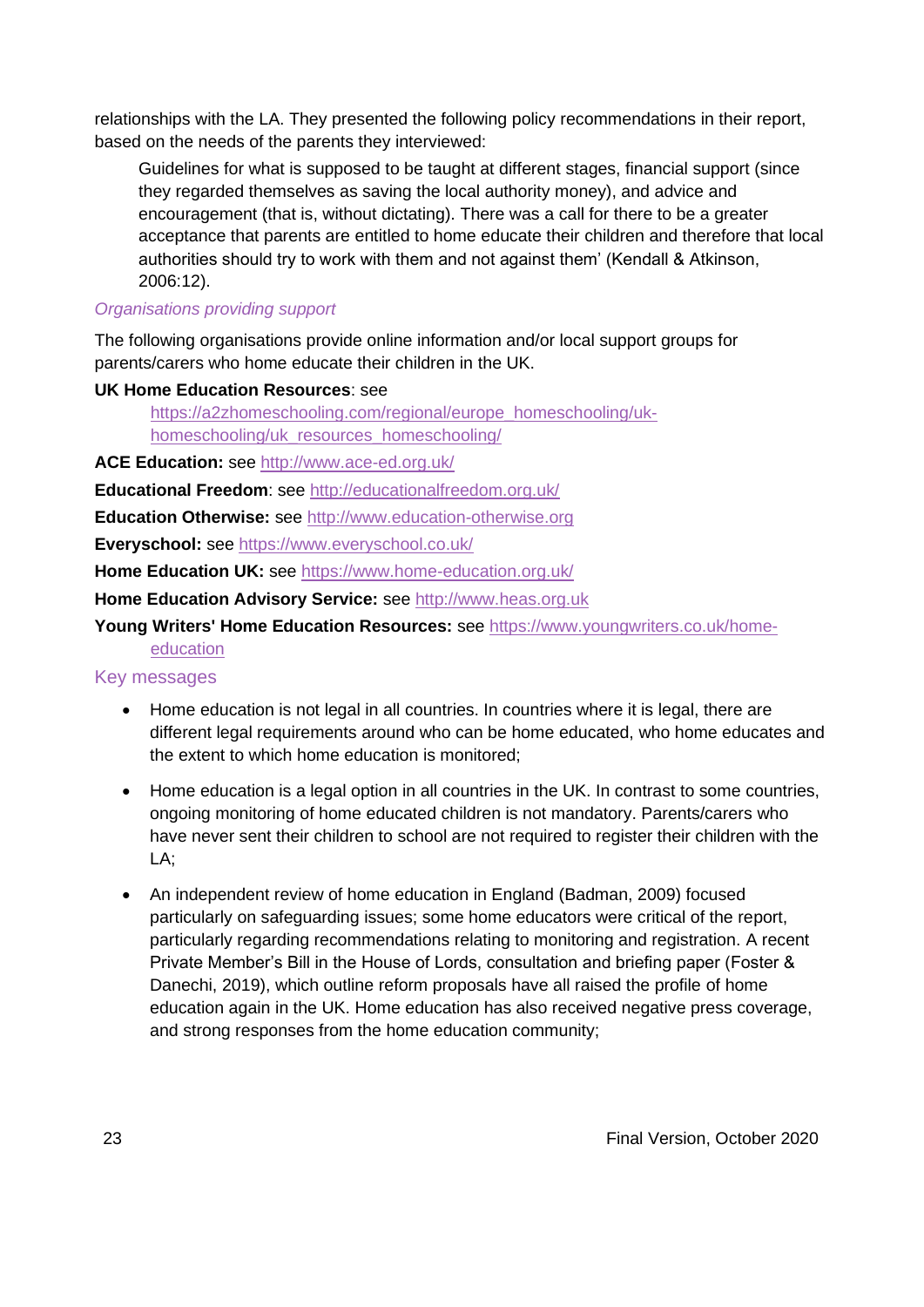relationships with the LA. They presented the following policy recommendations in their report, based on the needs of the parents they interviewed:

> Guidelines for what is supposed to be taught at different stages, financial support (since they regarded themselves as saving the local authority money), and advice and encouragement (that is, without dictating). There was a call for there to be a greater acceptance that parents are entitled to home educate their children and therefore that local authorities should try to work with them and not against them' (Kendall & Atkinson, 2006:12).

### *Organisations providing support*

The following organisations provide online information and/or local support groups for parents/carers who home educate their children in the UK.

**UK Home Education Resources**: see
[https://a2zhomeschooling.com/regional/europe_homeschooling/uk-homeschooling/uk_resources_homeschooling/](https://a2zhomeschooling.com/regional/europe_homeschooling/uk-homeschooling/uk_resources_homeschooling/)

**ACE Education:** see [http://www.ace-ed.org.uk/](http://www.ace-ed.org.uk/)

**Educational Freedom**: see [http://educationalfreedom.org.uk/](http://educationalfreedom.org.uk/)

**Education Otherwise:** see [http://www.education-otherwise.org](http://www.education-otherwise.org)

**Everyschool:** see [https://www.everyschool.co.uk/](https://www.everyschool.co.uk/)

**Home Education UK:** see [https://www.home-education.org.uk/](https://www.home-education.org.uk/)

**Home Education Advisory Service:** see [http://www.heas.org.uk](http://www.heas.org.uk)

**Young Writers' Home Education Resources:** see [https://www.youngwriters.co.uk/home-education](https://www.youngwriters.co.uk/home-education)

## Key messages

- Home education is not legal in all countries. In countries where it is legal, there are different legal requirements around who can be home educated, who home educates and the extent to which home education is monitored;

- Home education is a legal option in all countries in the UK. In contrast to some countries, ongoing monitoring of home educated children is not mandatory. Parents/carers who have never sent their children to school are not required to register their children with the LA;

- An independent review of home education in England (Badman, 2009) focused particularly on safeguarding issues; some home educators were critical of the report, particularly regarding recommendations relating to monitoring and registration. A recent Private Member's Bill in the House of Lords, consultation and briefing paper (Foster & Danechi, 2019), which outline reform proposals have all raised the profile of home education again in the UK. Home education has also received negative press coverage, and strong responses from the home education community;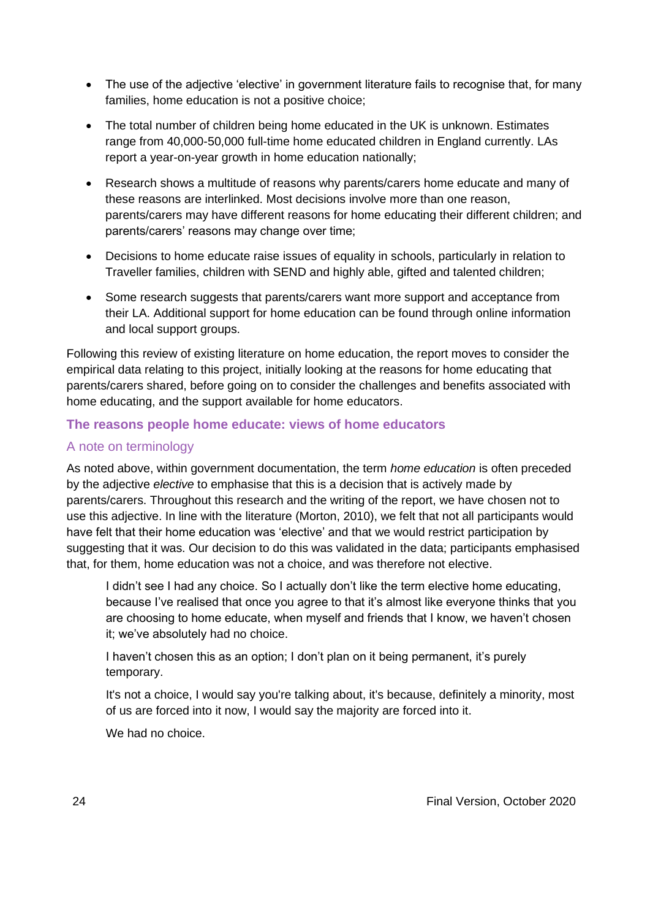- The use of the adjective 'elective' in government literature fails to recognise that, for many families, home education is not a positive choice;
- The total number of children being home educated in the UK is unknown. Estimates range from 40,000-50,000 full-time home educated children in England currently. LAs report a year-on-year growth in home education nationally;
- Research shows a multitude of reasons why parents/carers home educate and many of these reasons are interlinked. Most decisions involve more than one reason, parents/carers may have different reasons for home educating their different children; and parents/carers' reasons may change over time;
- Decisions to home educate raise issues of equality in schools, particularly in relation to Traveller families, children with SEND and highly able, gifted and talented children;
- Some research suggests that parents/carers want more support and acceptance from their LA. Additional support for home education can be found through online information and local support groups.

Following this review of existing literature on home education, the report moves to consider the empirical data relating to this project, initially looking at the reasons for home educating that parents/carers shared, before going on to consider the challenges and benefits associated with home educating, and the support available for home educators.

## The reasons people home educate: views of home educators

### A note on terminology

As noted above, within government documentation, the term *home education* is often preceded by the adjective *elective* to emphasise that this is a decision that is actively made by parents/carers. Throughout this research and the writing of the report, we have chosen not to use this adjective. In line with the literature (Morton, 2010), we felt that not all participants would have felt that their home education was 'elective' and that we would restrict participation by suggesting that it was. Our decision to do this was validated in the data; participants emphasised that, for them, home education was not a choice, and was therefore not elective.

> I didn't see I had any choice. So I actually don't like the term elective home educating, because I've realised that once you agree to that it's almost like everyone thinks that you are choosing to home educate, when myself and friends that I know, we haven't chosen it; we've absolutely had no choice.
>
> I haven't chosen this as an option; I don't plan on it being permanent, it's purely temporary.
>
> It's not a choice, I would say you're talking about, it's because, definitely a minority, most of us are forced into it now, I would say the majority are forced into it.
>
> We had no choice.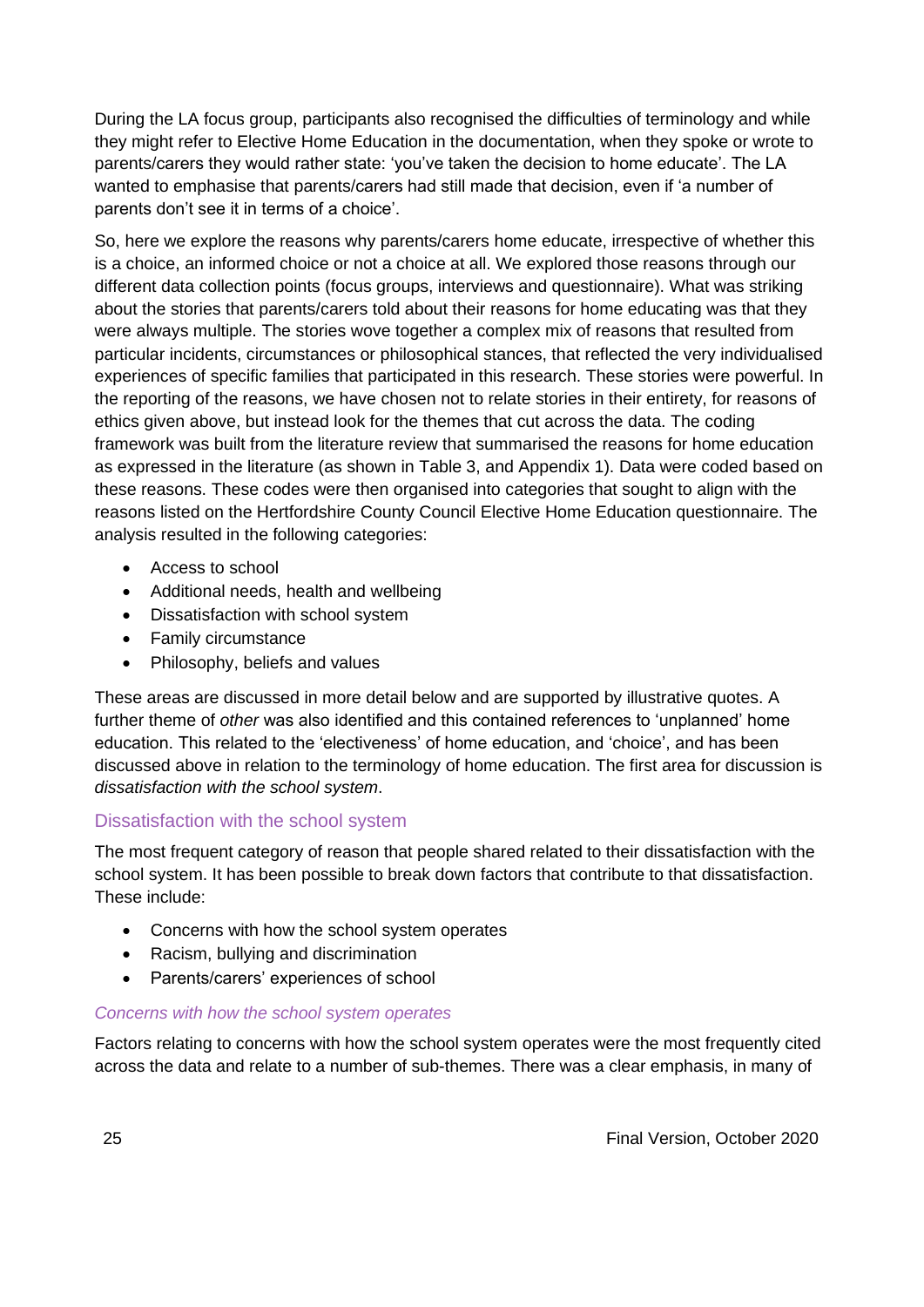During the LA focus group, participants also recognised the difficulties of terminology and while they might refer to Elective Home Education in the documentation, when they spoke or wrote to parents/carers they would rather state: 'you've taken the decision to home educate'. The LA wanted to emphasise that parents/carers had still made that decision, even if 'a number of parents don't see it in terms of a choice'.

So, here we explore the reasons why parents/carers home educate, irrespective of whether this is a choice, an informed choice or not a choice at all. We explored those reasons through our different data collection points (focus groups, interviews and questionnaire). What was striking about the stories that parents/carers told about their reasons for home educating was that they were always multiple. The stories wove together a complex mix of reasons that resulted from particular incidents, circumstances or philosophical stances, that reflected the very individualised experiences of specific families that participated in this research. These stories were powerful. In the reporting of the reasons, we have chosen not to relate stories in their entirety, for reasons of ethics given above, but instead look for the themes that cut across the data. The coding framework was built from the literature review that summarised the reasons for home education as expressed in the literature (as shown in Table 3, and Appendix 1). Data were coded based on these reasons. These codes were then organised into categories that sought to align with the reasons listed on the Hertfordshire County Council Elective Home Education questionnaire. The analysis resulted in the following categories:

- Access to school
- Additional needs, health and wellbeing
- Dissatisfaction with school system
- Family circumstance
- Philosophy, beliefs and values

These areas are discussed in more detail below and are supported by illustrative quotes. A further theme of *other* was also identified and this contained references to 'unplanned' home education. This related to the 'electiveness' of home education, and 'choice', and has been discussed above in relation to the terminology of home education. The first area for discussion is *dissatisfaction with the school system*.

## Dissatisfaction with the school system

The most frequent category of reason that people shared related to their dissatisfaction with the school system. It has been possible to break down factors that contribute to that dissatisfaction. These include:

- Concerns with how the school system operates
- Racism, bullying and discrimination
- Parents/carers' experiences of school

### *Concerns with how the school system operates*

Factors relating to concerns with how the school system operates were the most frequently cited across the data and relate to a number of sub-themes. There was a clear emphasis, in many of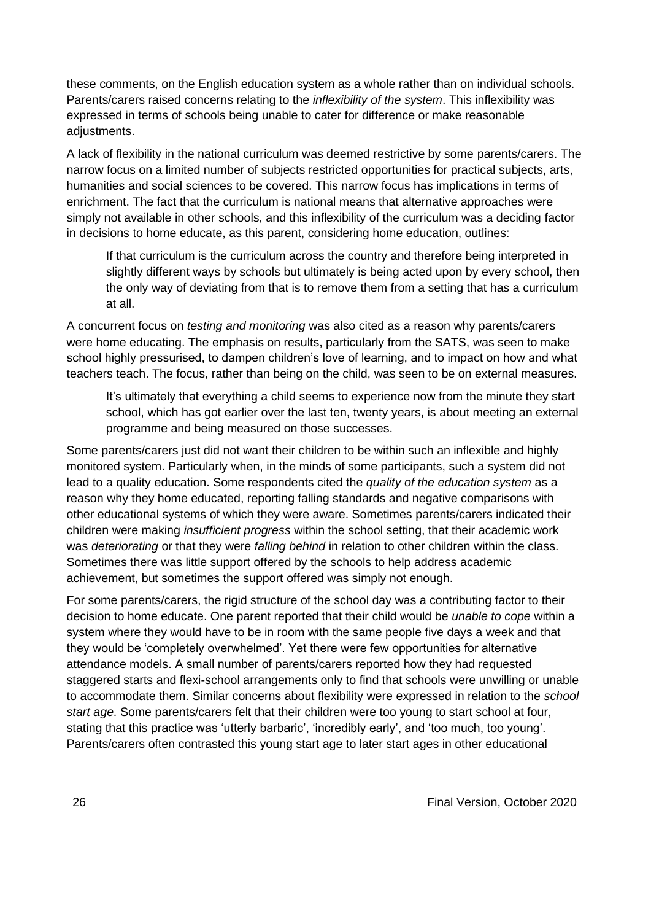these comments, on the English education system as a whole rather than on individual schools. Parents/carers raised concerns relating to the *inflexibility of the system*. This inflexibility was expressed in terms of schools being unable to cater for difference or make reasonable adjustments.

A lack of flexibility in the national curriculum was deemed restrictive by some parents/carers. The narrow focus on a limited number of subjects restricted opportunities for practical subjects, arts, humanities and social sciences to be covered. This narrow focus has implications in terms of enrichment. The fact that the curriculum is national means that alternative approaches were simply not available in other schools, and this inflexibility of the curriculum was a deciding factor in decisions to home educate, as this parent, considering home education, outlines:

> If that curriculum is the curriculum across the country and therefore being interpreted in slightly different ways by schools but ultimately is being acted upon by every school, then the only way of deviating from that is to remove them from a setting that has a curriculum at all.

A concurrent focus on *testing and monitoring* was also cited as a reason why parents/carers were home educating. The emphasis on results, particularly from the SATS, was seen to make school highly pressurised, to dampen children's love of learning, and to impact on how and what teachers teach. The focus, rather than being on the child, was seen to be on external measures.

> It's ultimately that everything a child seems to experience now from the minute they start school, which has got earlier over the last ten, twenty years, is about meeting an external programme and being measured on those successes.

Some parents/carers just did not want their children to be within such an inflexible and highly monitored system. Particularly when, in the minds of some participants, such a system did not lead to a quality education. Some respondents cited the *quality of the education system* as a reason why they home educated, reporting falling standards and negative comparisons with other educational systems of which they were aware. Sometimes parents/carers indicated their children were making *insufficient progress* within the school setting, that their academic work was *deteriorating* or that they were *falling behind* in relation to other children within the class. Sometimes there was little support offered by the schools to help address academic achievement, but sometimes the support offered was simply not enough.

For some parents/carers, the rigid structure of the school day was a contributing factor to their decision to home educate. One parent reported that their child would be *unable to cope* within a system where they would have to be in room with the same people five days a week and that they would be 'completely overwhelmed'. Yet there were few opportunities for alternative attendance models. A small number of parents/carers reported how they had requested staggered starts and flexi-school arrangements only to find that schools were unwilling or unable to accommodate them. Similar concerns about flexibility were expressed in relation to the *school start age*. Some parents/carers felt that their children were too young to start school at four, stating that this practice was 'utterly barbaric', 'incredibly early', and 'too much, too young'. Parents/carers often contrasted this young start age to later start ages in other educational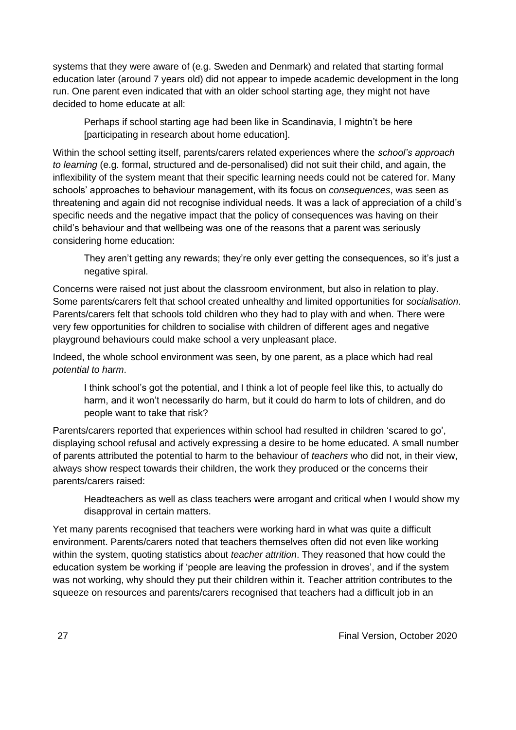systems that they were aware of (e.g. Sweden and Denmark) and related that starting formal education later (around 7 years old) did not appear to impede academic development in the long run. One parent even indicated that with an older school starting age, they might not have decided to home educate at all:

> Perhaps if school starting age had been like in Scandinavia, I mightn't be here [participating in research about home education].

Within the school setting itself, parents/carers related experiences where the *school's approach to learning* (e.g. formal, structured and de-personalised) did not suit their child, and again, the inflexibility of the system meant that their specific learning needs could not be catered for. Many schools' approaches to behaviour management, with its focus on *consequences*, was seen as threatening and again did not recognise individual needs. It was a lack of appreciation of a child's specific needs and the negative impact that the policy of consequences was having on their child's behaviour and that wellbeing was one of the reasons that a parent was seriously considering home education:

> They aren't getting any rewards; they're only ever getting the consequences, so it's just a negative spiral.

Concerns were raised not just about the classroom environment, but also in relation to play. Some parents/carers felt that school created unhealthy and limited opportunities for *socialisation*. Parents/carers felt that schools told children who they had to play with and when. There were very few opportunities for children to socialise with children of different ages and negative playground behaviours could make school a very unpleasant place.

Indeed, the whole school environment was seen, by one parent, as a place which had real *potential to harm*.

> I think school's got the potential, and I think a lot of people feel like this, to actually do harm, and it won't necessarily do harm, but it could do harm to lots of children, and do people want to take that risk?

Parents/carers reported that experiences within school had resulted in children 'scared to go', displaying school refusal and actively expressing a desire to be home educated. A small number of parents attributed the potential to harm to the behaviour of *teachers* who did not, in their view, always show respect towards their children, the work they produced or the concerns their parents/carers raised:

> Headteachers as well as class teachers were arrogant and critical when I would show my disapproval in certain matters.

Yet many parents recognised that teachers were working hard in what was quite a difficult environment. Parents/carers noted that teachers themselves often did not even like working within the system, quoting statistics about *teacher attrition*. They reasoned that how could the education system be working if 'people are leaving the profession in droves', and if the system was not working, why should they put their children within it. Teacher attrition contributes to the squeeze on resources and parents/carers recognised that teachers had a difficult job in an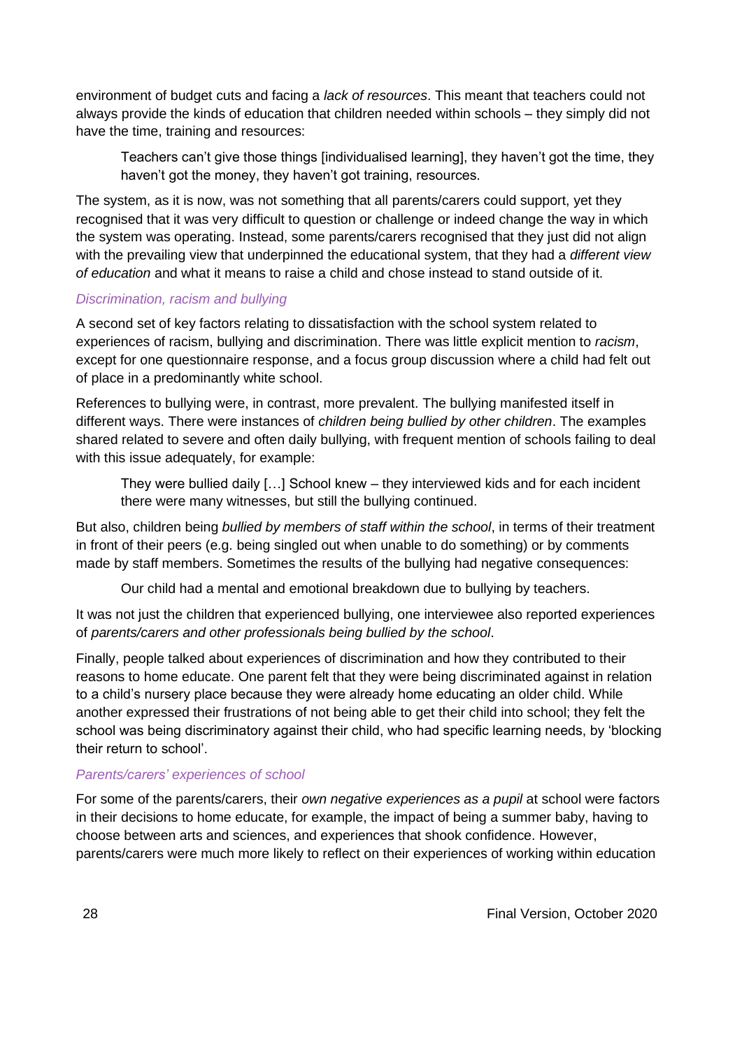environment of budget cuts and facing a *lack of resources*. This meant that teachers could not always provide the kinds of education that children needed within schools – they simply did not have the time, training and resources:

> Teachers can't give those things [individualised learning], they haven't got the time, they haven't got the money, they haven't got training, resources.

The system, as it is now, was not something that all parents/carers could support, yet they recognised that it was very difficult to question or challenge or indeed change the way in which the system was operating. Instead, some parents/carers recognised that they just did not align with the prevailing view that underpinned the educational system, that they had a *different view of education* and what it means to raise a child and chose instead to stand outside of it.

#### *Discrimination, racism and bullying*

A second set of key factors relating to dissatisfaction with the school system related to experiences of racism, bullying and discrimination. There was little explicit mention to *racism*, except for one questionnaire response, and a focus group discussion where a child had felt out of place in a predominantly white school.

References to bullying were, in contrast, more prevalent. The bullying manifested itself in different ways. There were instances of *children being bullied by other children*. The examples shared related to severe and often daily bullying, with frequent mention of schools failing to deal with this issue adequately, for example:

> They were bullied daily […] School knew – they interviewed kids and for each incident there were many witnesses, but still the bullying continued.

But also, children being *bullied by members of staff within the school*, in terms of their treatment in front of their peers (e.g. being singled out when unable to do something) or by comments made by staff members. Sometimes the results of the bullying had negative consequences:

> Our child had a mental and emotional breakdown due to bullying by teachers.

It was not just the children that experienced bullying, one interviewee also reported experiences of *parents/carers and other professionals being bullied by the school*.

Finally, people talked about experiences of discrimination and how they contributed to their reasons to home educate. One parent felt that they were being discriminated against in relation to a child's nursery place because they were already home educating an older child. While another expressed their frustrations of not being able to get their child into school; they felt the school was being discriminatory against their child, who had specific learning needs, by 'blocking their return to school'.

#### *Parents/carers' experiences of school*

For some of the parents/carers, their *own negative experiences as a pupil* at school were factors in their decisions to home educate, for example, the impact of being a summer baby, having to choose between arts and sciences, and experiences that shook confidence. However, parents/carers were much more likely to reflect on their experiences of working within education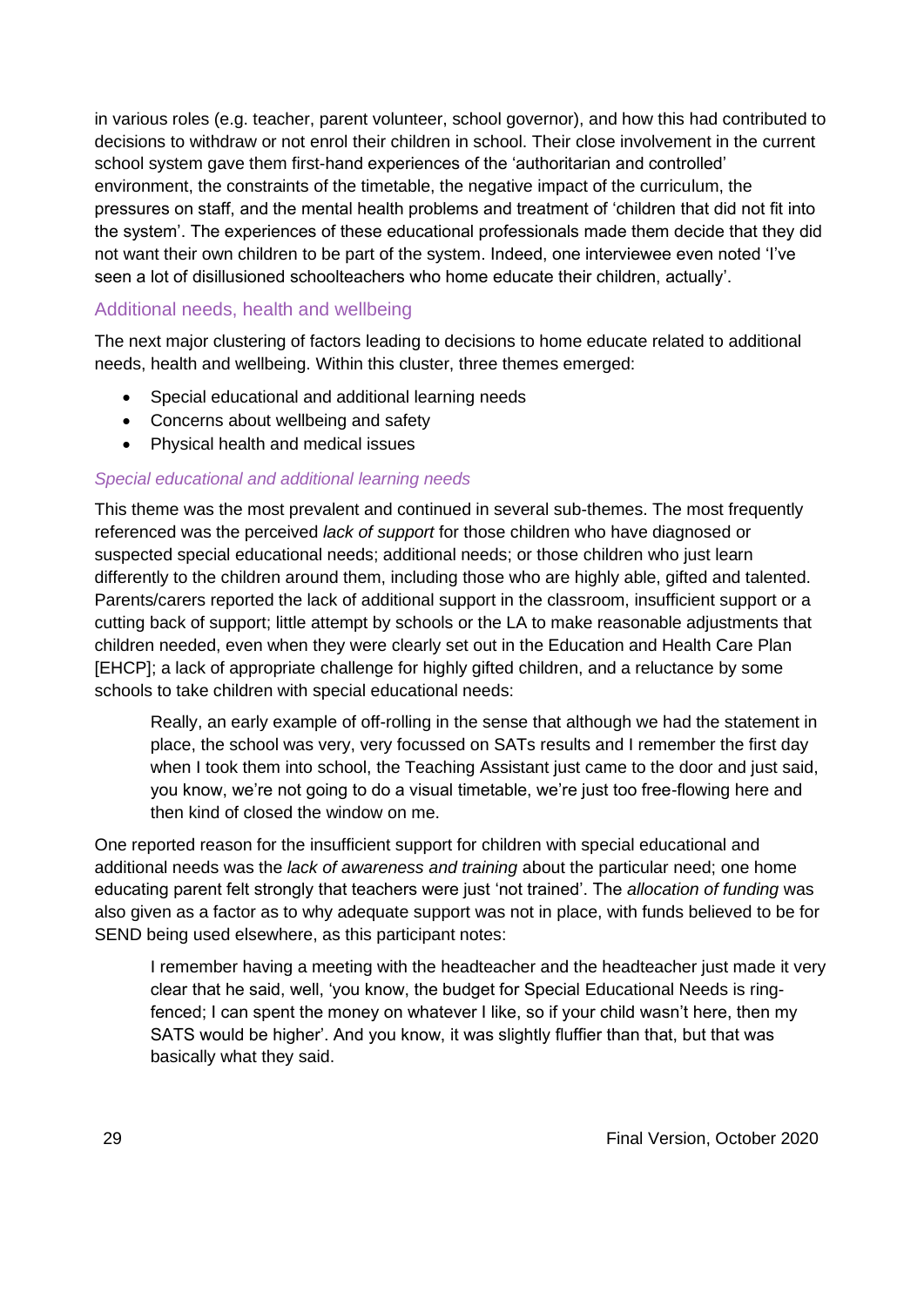in various roles (e.g. teacher, parent volunteer, school governor), and how this had contributed to decisions to withdraw or not enrol their children in school. Their close involvement in the current school system gave them first-hand experiences of the 'authoritarian and controlled' environment, the constraints of the timetable, the negative impact of the curriculum, the pressures on staff, and the mental health problems and treatment of 'children that did not fit into the system'. The experiences of these educational professionals made them decide that they did not want their own children to be part of the system. Indeed, one interviewee even noted 'I've seen a lot of disillusioned schoolteachers who home educate their children, actually'.

### Additional needs, health and wellbeing

The next major clustering of factors leading to decisions to home educate related to additional needs, health and wellbeing. Within this cluster, three themes emerged:

- Special educational and additional learning needs
- Concerns about wellbeing and safety
- Physical health and medical issues

#### *Special educational and additional learning needs*

This theme was the most prevalent and continued in several sub-themes. The most frequently referenced was the perceived *lack of support* for those children who have diagnosed or suspected special educational needs; additional needs; or those children who just learn differently to the children around them, including those who are highly able, gifted and talented. Parents/carers reported the lack of additional support in the classroom, insufficient support or a cutting back of support; little attempt by schools or the LA to make reasonable adjustments that children needed, even when they were clearly set out in the Education and Health Care Plan [EHCP]; a lack of appropriate challenge for highly gifted children, and a reluctance by some schools to take children with special educational needs:

> Really, an early example of off-rolling in the sense that although we had the statement in place, the school was very, very focussed on SATs results and I remember the first day when I took them into school, the Teaching Assistant just came to the door and just said, you know, we're not going to do a visual timetable, we're just too free-flowing here and then kind of closed the window on me.

One reported reason for the insufficient support for children with special educational and additional needs was the *lack of awareness and training* about the particular need; one home educating parent felt strongly that teachers were just 'not trained'. The *allocation of funding* was also given as a factor as to why adequate support was not in place, with funds believed to be for SEND being used elsewhere, as this participant notes:

> I remember having a meeting with the headteacher and the headteacher just made it very clear that he said, well, 'you know, the budget for Special Educational Needs is ring-fenced; I can spent the money on whatever I like, so if your child wasn't here, then my SATS would be higher'. And you know, it was slightly fluffier than that, but that was basically what they said.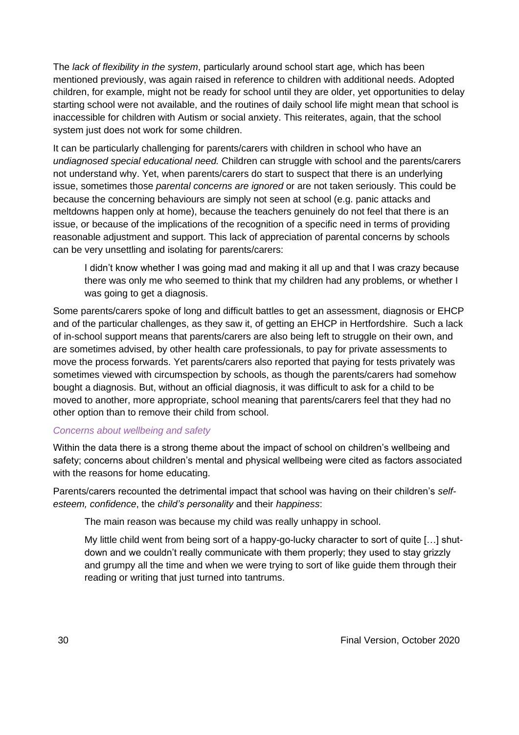The *lack of flexibility in the system*, particularly around school start age, which has been mentioned previously, was again raised in reference to children with additional needs. Adopted children, for example, might not be ready for school until they are older, yet opportunities to delay starting school were not available, and the routines of daily school life might mean that school is inaccessible for children with Autism or social anxiety. This reiterates, again, that the school system just does not work for some children.

It can be particularly challenging for parents/carers with children in school who have an *undiagnosed special educational need.* Children can struggle with school and the parents/carers not understand why. Yet, when parents/carers do start to suspect that there is an underlying issue, sometimes those *parental concerns are ignored* or are not taken seriously. This could be because the concerning behaviours are simply not seen at school (e.g. panic attacks and meltdowns happen only at home), because the teachers genuinely do not feel that there is an issue, or because of the implications of the recognition of a specific need in terms of providing reasonable adjustment and support. This lack of appreciation of parental concerns by schools can be very unsettling and isolating for parents/carers:

> I didn't know whether I was going mad and making it all up and that I was crazy because there was only me who seemed to think that my children had any problems, or whether I was going to get a diagnosis.

Some parents/carers spoke of long and difficult battles to get an assessment, diagnosis or EHCP and of the particular challenges, as they saw it, of getting an EHCP in Hertfordshire. Such a lack of in-school support means that parents/carers are also being left to struggle on their own, and are sometimes advised, by other health care professionals, to pay for private assessments to move the process forwards. Yet parents/carers also reported that paying for tests privately was sometimes viewed with circumspection by schools, as though the parents/carers had somehow bought a diagnosis. But, without an official diagnosis, it was difficult to ask for a child to be moved to another, more appropriate, school meaning that parents/carers feel that they had no other option than to remove their child from school.

#### *Concerns about wellbeing and safety*

Within the data there is a strong theme about the impact of school on children's wellbeing and safety; concerns about children's mental and physical wellbeing were cited as factors associated with the reasons for home educating.

Parents/carers recounted the detrimental impact that school was having on their children's *self-esteem, confidence*, the *child's personality* and their *happiness*:

> The main reason was because my child was really unhappy in school.
>
> My little child went from being sort of a happy-go-lucky character to sort of quite […] shut-down and we couldn't really communicate with them properly; they used to stay grizzly and grumpy all the time and when we were trying to sort of like guide them through their reading or writing that just turned into tantrums.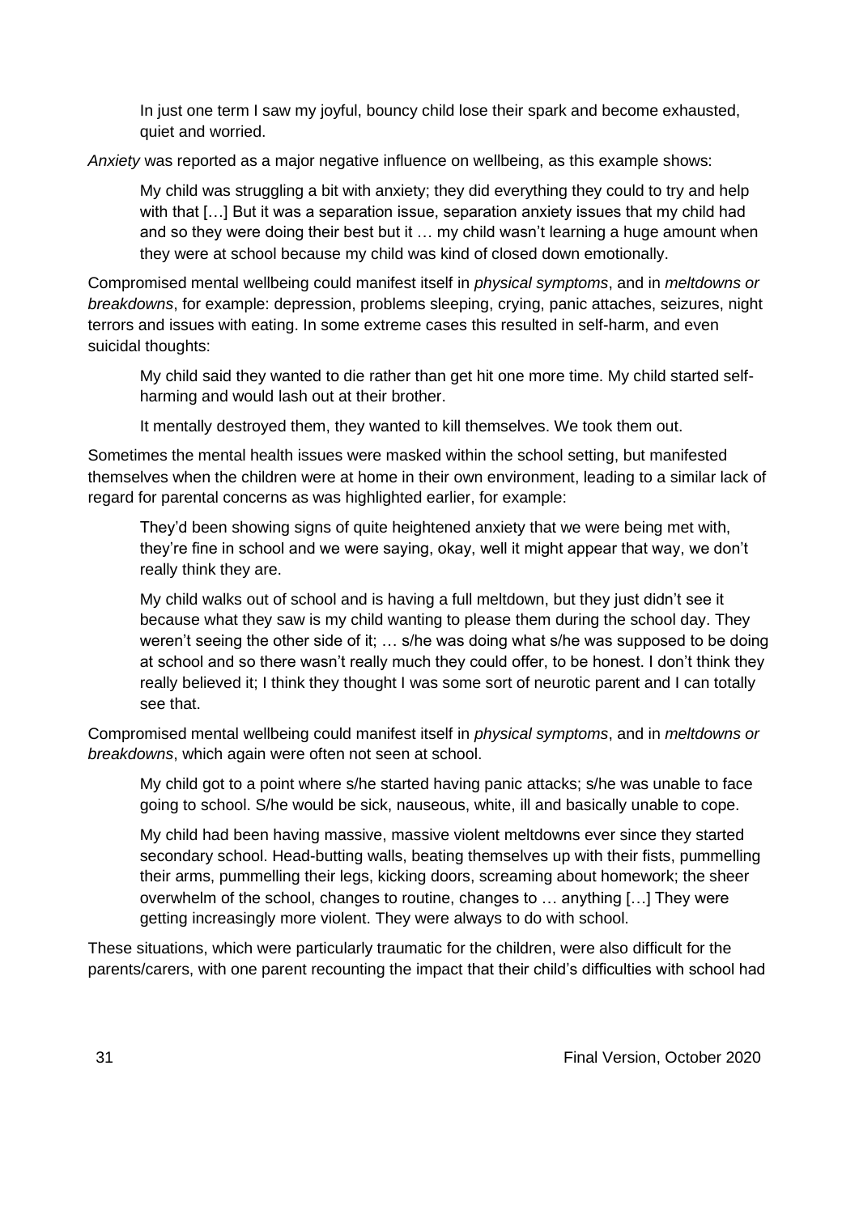> In just one term I saw my joyful, bouncy child lose their spark and become exhausted, quiet and worried.

*Anxiety* was reported as a major negative influence on wellbeing, as this example shows:

> My child was struggling a bit with anxiety; they did everything they could to try and help with that […] But it was a separation issue, separation anxiety issues that my child had and so they were doing their best but it … my child wasn't learning a huge amount when they were at school because my child was kind of closed down emotionally.

Compromised mental wellbeing could manifest itself in *physical symptoms*, and in *meltdowns or breakdowns*, for example: depression, problems sleeping, crying, panic attaches, seizures, night terrors and issues with eating. In some extreme cases this resulted in self-harm, and even suicidal thoughts:

> My child said they wanted to die rather than get hit one more time. My child started self-harming and would lash out at their brother.
>
> It mentally destroyed them, they wanted to kill themselves. We took them out.

Sometimes the mental health issues were masked within the school setting, but manifested themselves when the children were at home in their own environment, leading to a similar lack of regard for parental concerns as was highlighted earlier, for example:

> They'd been showing signs of quite heightened anxiety that we were being met with, they're fine in school and we were saying, okay, well it might appear that way, we don't really think they are.
>
> My child walks out of school and is having a full meltdown, but they just didn't see it because what they saw is my child wanting to please them during the school day. They weren't seeing the other side of it; … s/he was doing what s/he was supposed to be doing at school and so there wasn't really much they could offer, to be honest. I don't think they really believed it; I think they thought I was some sort of neurotic parent and I can totally see that.

Compromised mental wellbeing could manifest itself in *physical symptoms*, and in *meltdowns or breakdowns*, which again were often not seen at school.

> My child got to a point where s/he started having panic attacks; s/he was unable to face going to school. S/he would be sick, nauseous, white, ill and basically unable to cope.
>
> My child had been having massive, massive violent meltdowns ever since they started secondary school. Head-butting walls, beating themselves up with their fists, pummelling their arms, pummelling their legs, kicking doors, screaming about homework; the sheer overwhelm of the school, changes to routine, changes to … anything […] They were getting increasingly more violent. They were always to do with school.

These situations, which were particularly traumatic for the children, were also difficult for the parents/carers, with one parent recounting the impact that their child's difficulties with school had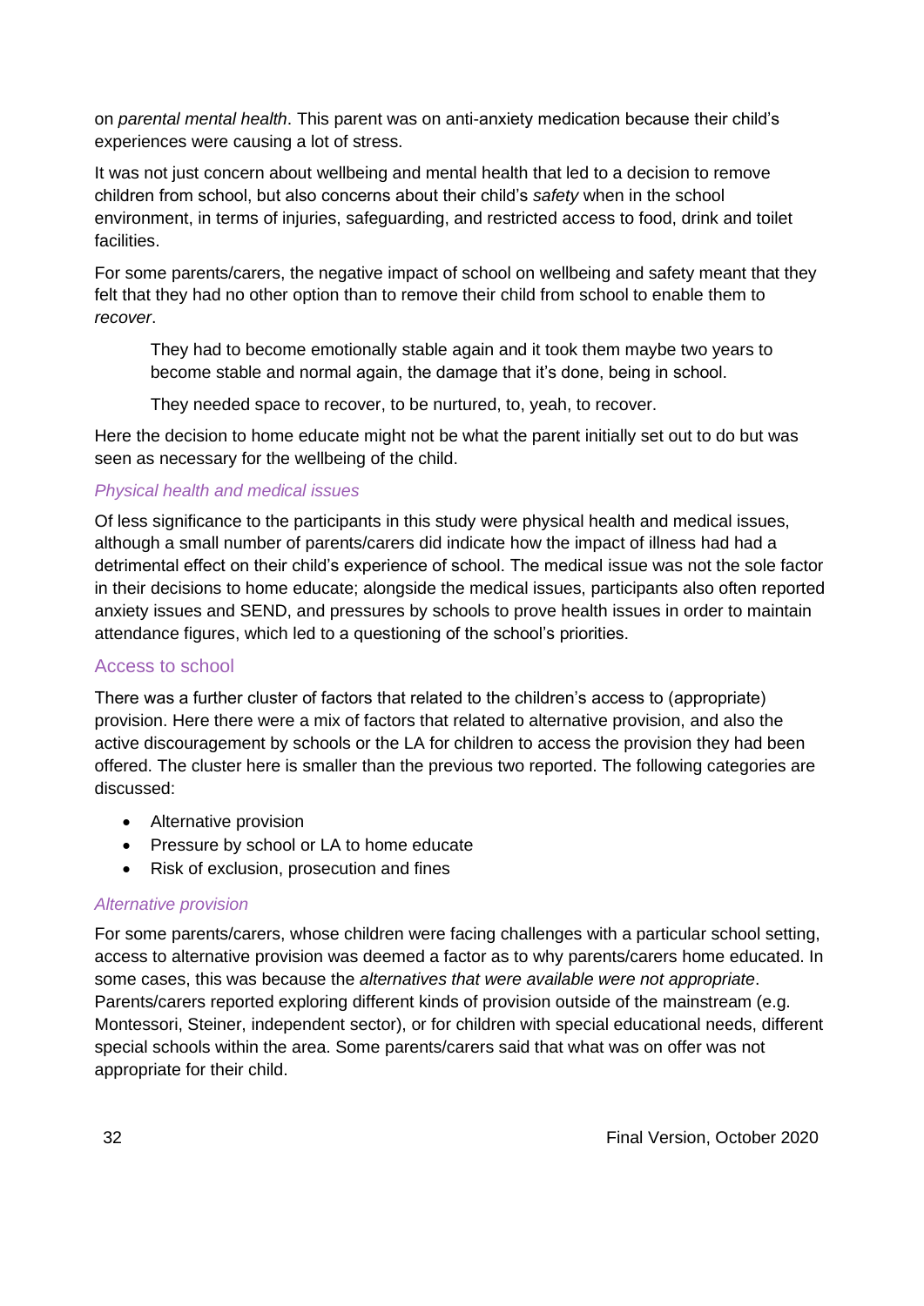on *parental mental health*. This parent was on anti-anxiety medication because their child's experiences were causing a lot of stress.

It was not just concern about wellbeing and mental health that led to a decision to remove children from school, but also concerns about their child's *safety* when in the school environment, in terms of injuries, safeguarding, and restricted access to food, drink and toilet facilities.

For some parents/carers, the negative impact of school on wellbeing and safety meant that they felt that they had no other option than to remove their child from school to enable them to *recover*.

> They had to become emotionally stable again and it took them maybe two years to become stable and normal again, the damage that it's done, being in school.
>
> They needed space to recover, to be nurtured, to, yeah, to recover.

Here the decision to home educate might not be what the parent initially set out to do but was seen as necessary for the wellbeing of the child.

#### *Physical health and medical issues*

Of less significance to the participants in this study were physical health and medical issues, although a small number of parents/carers did indicate how the impact of illness had had a detrimental effect on their child's experience of school. The medical issue was not the sole factor in their decisions to home educate; alongside the medical issues, participants also often reported anxiety issues and SEND, and pressures by schools to prove health issues in order to maintain attendance figures, which led to a questioning of the school's priorities.

### Access to school

There was a further cluster of factors that related to the children's access to (appropriate) provision. Here there were a mix of factors that related to alternative provision, and also the active discouragement by schools or the LA for children to access the provision they had been offered. The cluster here is smaller than the previous two reported. The following categories are discussed:

- Alternative provision
- Pressure by school or LA to home educate
- Risk of exclusion, prosecution and fines

#### *Alternative provision*

For some parents/carers, whose children were facing challenges with a particular school setting, access to alternative provision was deemed a factor as to why parents/carers home educated. In some cases, this was because the *alternatives that were available were not appropriate*. Parents/carers reported exploring different kinds of provision outside of the mainstream (e.g. Montessori, Steiner, independent sector), or for children with special educational needs, different special schools within the area. Some parents/carers said that what was on offer was not appropriate for their child.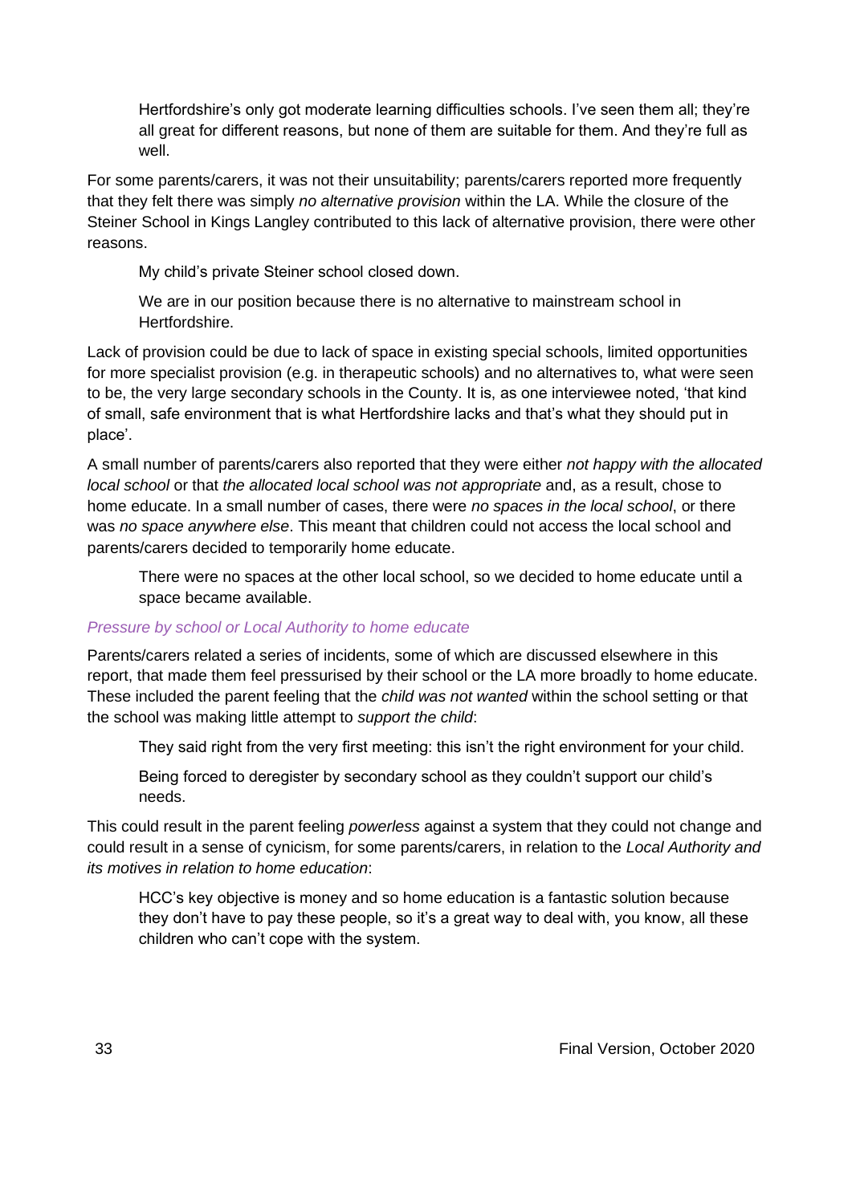> Hertfordshire's only got moderate learning difficulties schools. I've seen them all; they're all great for different reasons, but none of them are suitable for them. And they're full as well.

For some parents/carers, it was not their unsuitability; parents/carers reported more frequently that they felt there was simply *no alternative provision* within the LA. While the closure of the Steiner School in Kings Langley contributed to this lack of alternative provision, there were other reasons.

> My child's private Steiner school closed down.

> We are in our position because there is no alternative to mainstream school in Hertfordshire.

Lack of provision could be due to lack of space in existing special schools, limited opportunities for more specialist provision (e.g. in therapeutic schools) and no alternatives to, what were seen to be, the very large secondary schools in the County. It is, as one interviewee noted, 'that kind of small, safe environment that is what Hertfordshire lacks and that's what they should put in place'.

A small number of parents/carers also reported that they were either *not happy with the allocated local school* or that *the allocated local school was not appropriate* and, as a result, chose to home educate. In a small number of cases, there were *no spaces in the local school*, or there was *no space anywhere else*. This meant that children could not access the local school and parents/carers decided to temporarily home educate.

> There were no spaces at the other local school, so we decided to home educate until a space became available.

#### *Pressure by school or Local Authority to home educate*

Parents/carers related a series of incidents, some of which are discussed elsewhere in this report, that made them feel pressurised by their school or the LA more broadly to home educate. These included the parent feeling that the *child was not wanted* within the school setting or that the school was making little attempt to *support the child*:

> They said right from the very first meeting: this isn't the right environment for your child.

> Being forced to deregister by secondary school as they couldn't support our child's needs.

This could result in the parent feeling *powerless* against a system that they could not change and could result in a sense of cynicism, for some parents/carers, in relation to the *Local Authority and its motives in relation to home education*:

> HCC's key objective is money and so home education is a fantastic solution because they don't have to pay these people, so it's a great way to deal with, you know, all these children who can't cope with the system.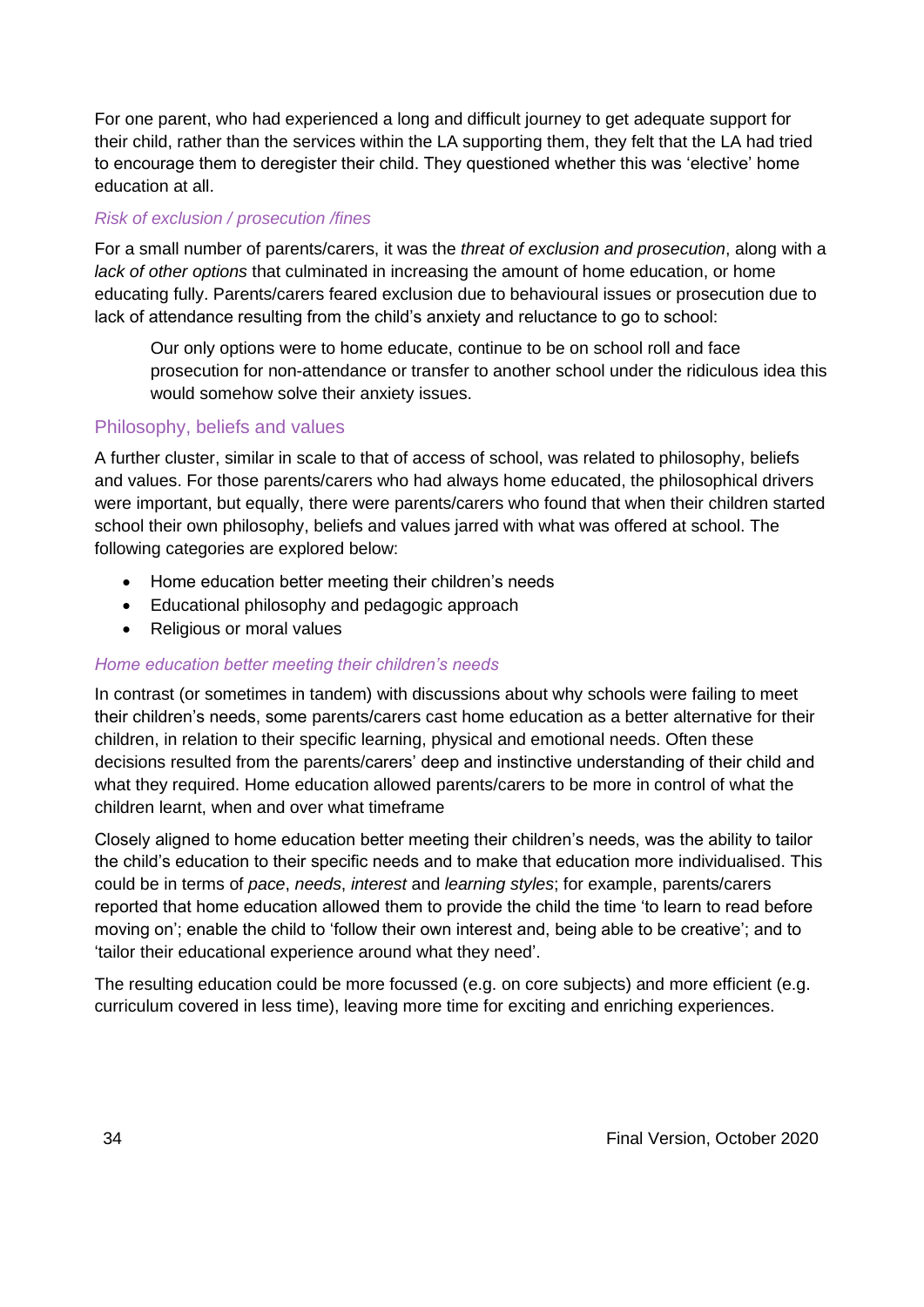For one parent, who had experienced a long and difficult journey to get adequate support for their child, rather than the services within the LA supporting them, they felt that the LA had tried to encourage them to deregister their child. They questioned whether this was 'elective' home education at all.

#### *Risk of exclusion / prosecution /fines*

For a small number of parents/carers, it was the *threat of exclusion and prosecution*, along with a *lack of other options* that culminated in increasing the amount of home education, or home educating fully. Parents/carers feared exclusion due to behavioural issues or prosecution due to lack of attendance resulting from the child's anxiety and reluctance to go to school:

> Our only options were to home educate, continue to be on school roll and face prosecution for non-attendance or transfer to another school under the ridiculous idea this would somehow solve their anxiety issues.

### Philosophy, beliefs and values

A further cluster, similar in scale to that of access of school, was related to philosophy, beliefs and values. For those parents/carers who had always home educated, the philosophical drivers were important, but equally, there were parents/carers who found that when their children started school their own philosophy, beliefs and values jarred with what was offered at school. The following categories are explored below:

- Home education better meeting their children's needs
- Educational philosophy and pedagogic approach
- Religious or moral values

#### *Home education better meeting their children's needs*

In contrast (or sometimes in tandem) with discussions about why schools were failing to meet their children's needs, some parents/carers cast home education as a better alternative for their children, in relation to their specific learning, physical and emotional needs. Often these decisions resulted from the parents/carers' deep and instinctive understanding of their child and what they required. Home education allowed parents/carers to be more in control of what the children learnt, when and over what timeframe

Closely aligned to home education better meeting their children's needs, was the ability to tailor the child's education to their specific needs and to make that education more individualised. This could be in terms of *pace*, *needs*, *interest* and *learning styles*; for example, parents/carers reported that home education allowed them to provide the child the time 'to learn to read before moving on'; enable the child to 'follow their own interest and, being able to be creative'; and to 'tailor their educational experience around what they need'.

The resulting education could be more focussed (e.g. on core subjects) and more efficient (e.g. curriculum covered in less time), leaving more time for exciting and enriching experiences.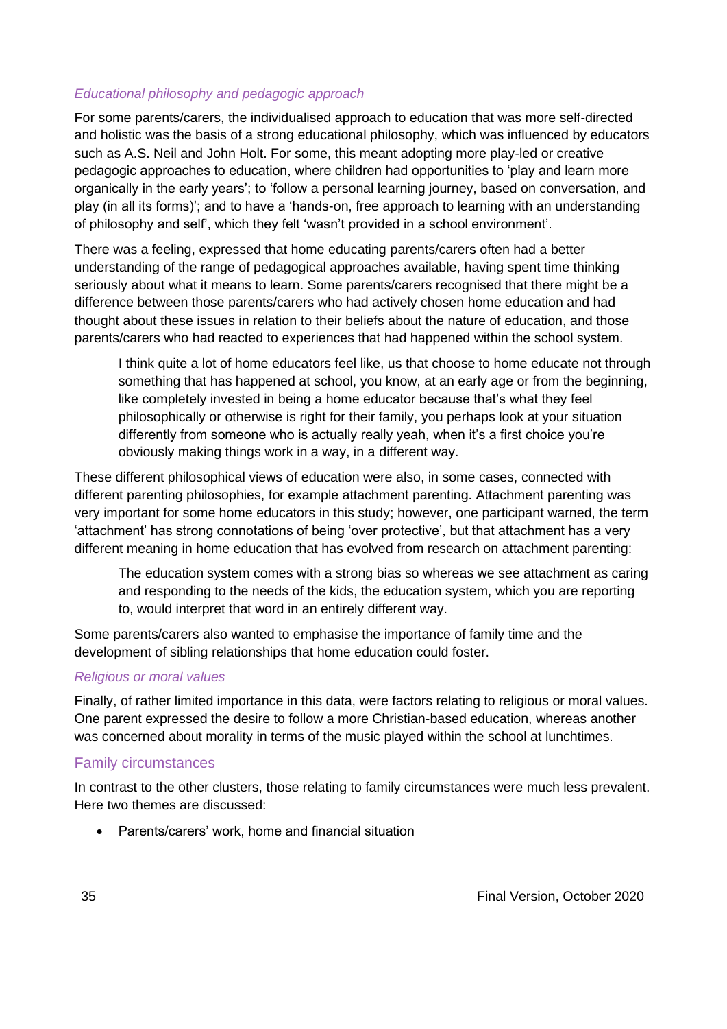*Educational philosophy and pedagogic approach*

For some parents/carers, the individualised approach to education that was more self-directed and holistic was the basis of a strong educational philosophy, which was influenced by educators such as A.S. Neil and John Holt. For some, this meant adopting more play-led or creative pedagogic approaches to education, where children had opportunities to 'play and learn more organically in the early years'; to 'follow a personal learning journey, based on conversation, and play (in all its forms)'; and to have a 'hands-on, free approach to learning with an understanding of philosophy and self', which they felt 'wasn't provided in a school environment'.

There was a feeling, expressed that home educating parents/carers often had a better understanding of the range of pedagogical approaches available, having spent time thinking seriously about what it means to learn. Some parents/carers recognised that there might be a difference between those parents/carers who had actively chosen home education and had thought about these issues in relation to their beliefs about the nature of education, and those parents/carers who had reacted to experiences that had happened within the school system.

> I think quite a lot of home educators feel like, us that choose to home educate not through something that has happened at school, you know, at an early age or from the beginning, like completely invested in being a home educator because that's what they feel philosophically or otherwise is right for their family, you perhaps look at your situation differently from someone who is actually really yeah, when it's a first choice you're obviously making things work in a way, in a different way.

These different philosophical views of education were also, in some cases, connected with different parenting philosophies, for example attachment parenting. Attachment parenting was very important for some home educators in this study; however, one participant warned, the term 'attachment' has strong connotations of being 'over protective', but that attachment has a very different meaning in home education that has evolved from research on attachment parenting:

> The education system comes with a strong bias so whereas we see attachment as caring and responding to the needs of the kids, the education system, which you are reporting to, would interpret that word in an entirely different way.

Some parents/carers also wanted to emphasise the importance of family time and the development of sibling relationships that home education could foster.

*Religious or moral values*

Finally, of rather limited importance in this data, were factors relating to religious or moral values. One parent expressed the desire to follow a more Christian-based education, whereas another was concerned about morality in terms of the music played within the school at lunchtimes.

### Family circumstances

In contrast to the other clusters, those relating to family circumstances were much less prevalent. Here two themes are discussed:

- Parents/carers' work, home and financial situation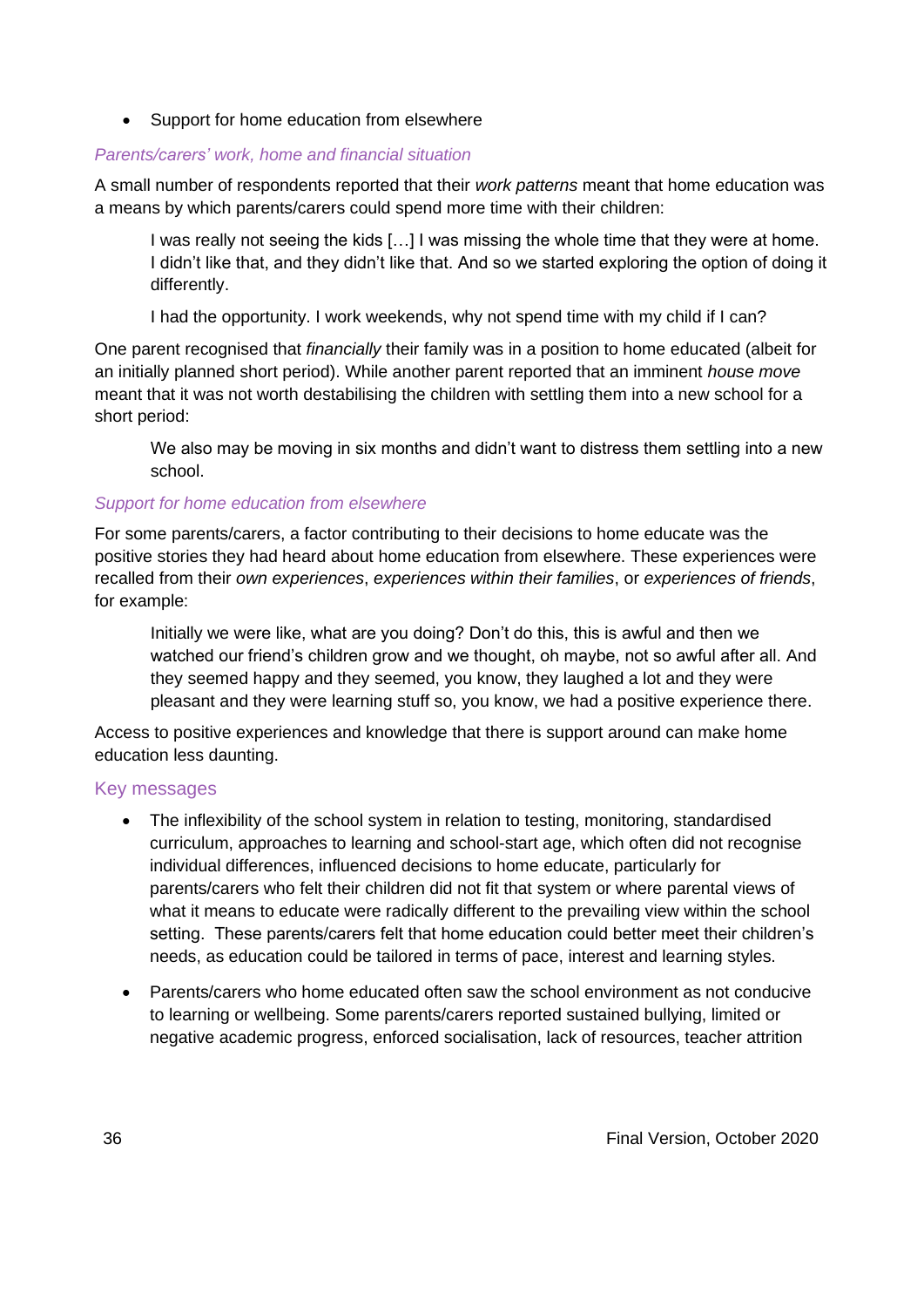- Support for home education from elsewhere

#### *Parents/carers' work, home and financial situation*

A small number of respondents reported that their *work patterns* meant that home education was a means by which parents/carers could spend more time with their children:

> I was really not seeing the kids […] I was missing the whole time that they were at home. I didn't like that, and they didn't like that. And so we started exploring the option of doing it differently.

> I had the opportunity. I work weekends, why not spend time with my child if I can?

One parent recognised that *financially* their family was in a position to home educated (albeit for an initially planned short period). While another parent reported that an imminent *house move* meant that it was not worth destabilising the children with settling them into a new school for a short period:

> We also may be moving in six months and didn't want to distress them settling into a new school.

#### *Support for home education from elsewhere*

For some parents/carers, a factor contributing to their decisions to home educate was the positive stories they had heard about home education from elsewhere. These experiences were recalled from their *own experiences*, *experiences within their families*, or *experiences of friends*, for example:

> Initially we were like, what are you doing? Don't do this, this is awful and then we watched our friend's children grow and we thought, oh maybe, not so awful after all. And they seemed happy and they seemed, you know, they laughed a lot and they were pleasant and they were learning stuff so, you know, we had a positive experience there.

Access to positive experiences and knowledge that there is support around can make home education less daunting.

### Key messages

- The inflexibility of the school system in relation to testing, monitoring, standardised curriculum, approaches to learning and school-start age, which often did not recognise individual differences, influenced decisions to home educate, particularly for parents/carers who felt their children did not fit that system or where parental views of what it means to educate were radically different to the prevailing view within the school setting. These parents/carers felt that home education could better meet their children's needs, as education could be tailored in terms of pace, interest and learning styles.

- Parents/carers who home educated often saw the school environment as not conducive to learning or wellbeing. Some parents/carers reported sustained bullying, limited or negative academic progress, enforced socialisation, lack of resources, teacher attrition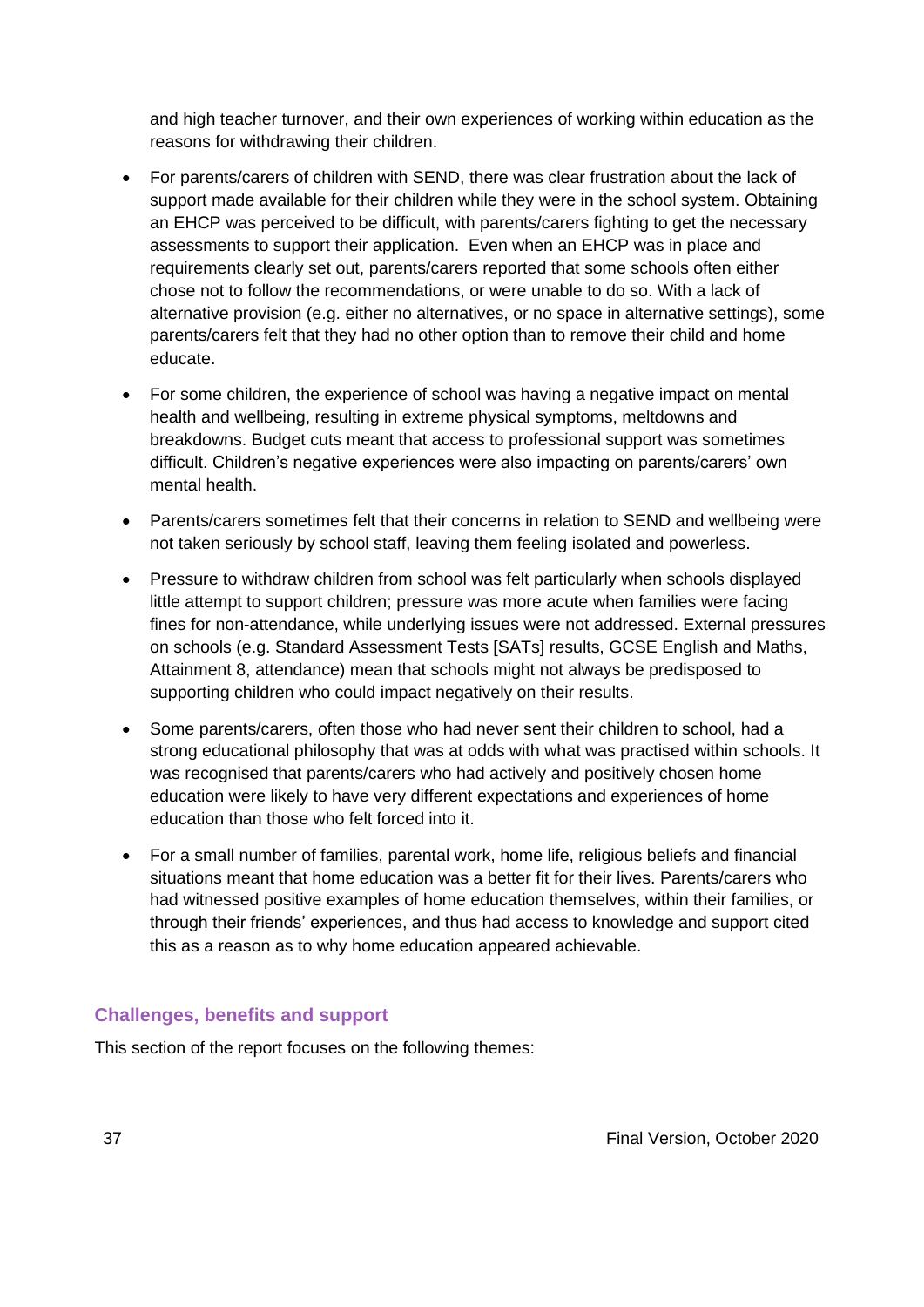and high teacher turnover, and their own experiences of working within education as the reasons for withdrawing their children.

- For parents/carers of children with SEND, there was clear frustration about the lack of support made available for their children while they were in the school system. Obtaining an EHCP was perceived to be difficult, with parents/carers fighting to get the necessary assessments to support their application. Even when an EHCP was in place and requirements clearly set out, parents/carers reported that some schools often either chose not to follow the recommendations, or were unable to do so. With a lack of alternative provision (e.g. either no alternatives, or no space in alternative settings), some parents/carers felt that they had no other option than to remove their child and home educate.
- For some children, the experience of school was having a negative impact on mental health and wellbeing, resulting in extreme physical symptoms, meltdowns and breakdowns. Budget cuts meant that access to professional support was sometimes difficult. Children's negative experiences were also impacting on parents/carers' own mental health.
- Parents/carers sometimes felt that their concerns in relation to SEND and wellbeing were not taken seriously by school staff, leaving them feeling isolated and powerless.
- Pressure to withdraw children from school was felt particularly when schools displayed little attempt to support children; pressure was more acute when families were facing fines for non-attendance, while underlying issues were not addressed. External pressures on schools (e.g. Standard Assessment Tests [SATs] results, GCSE English and Maths, Attainment 8, attendance) mean that schools might not always be predisposed to supporting children who could impact negatively on their results.
- Some parents/carers, often those who had never sent their children to school, had a strong educational philosophy that was at odds with what was practised within schools. It was recognised that parents/carers who had actively and positively chosen home education were likely to have very different expectations and experiences of home education than those who felt forced into it.
- For a small number of families, parental work, home life, religious beliefs and financial situations meant that home education was a better fit for their lives. Parents/carers who had witnessed positive examples of home education themselves, within their families, or through their friends' experiences, and thus had access to knowledge and support cited this as a reason as to why home education appeared achievable.

### Challenges, benefits and support

This section of the report focuses on the following themes: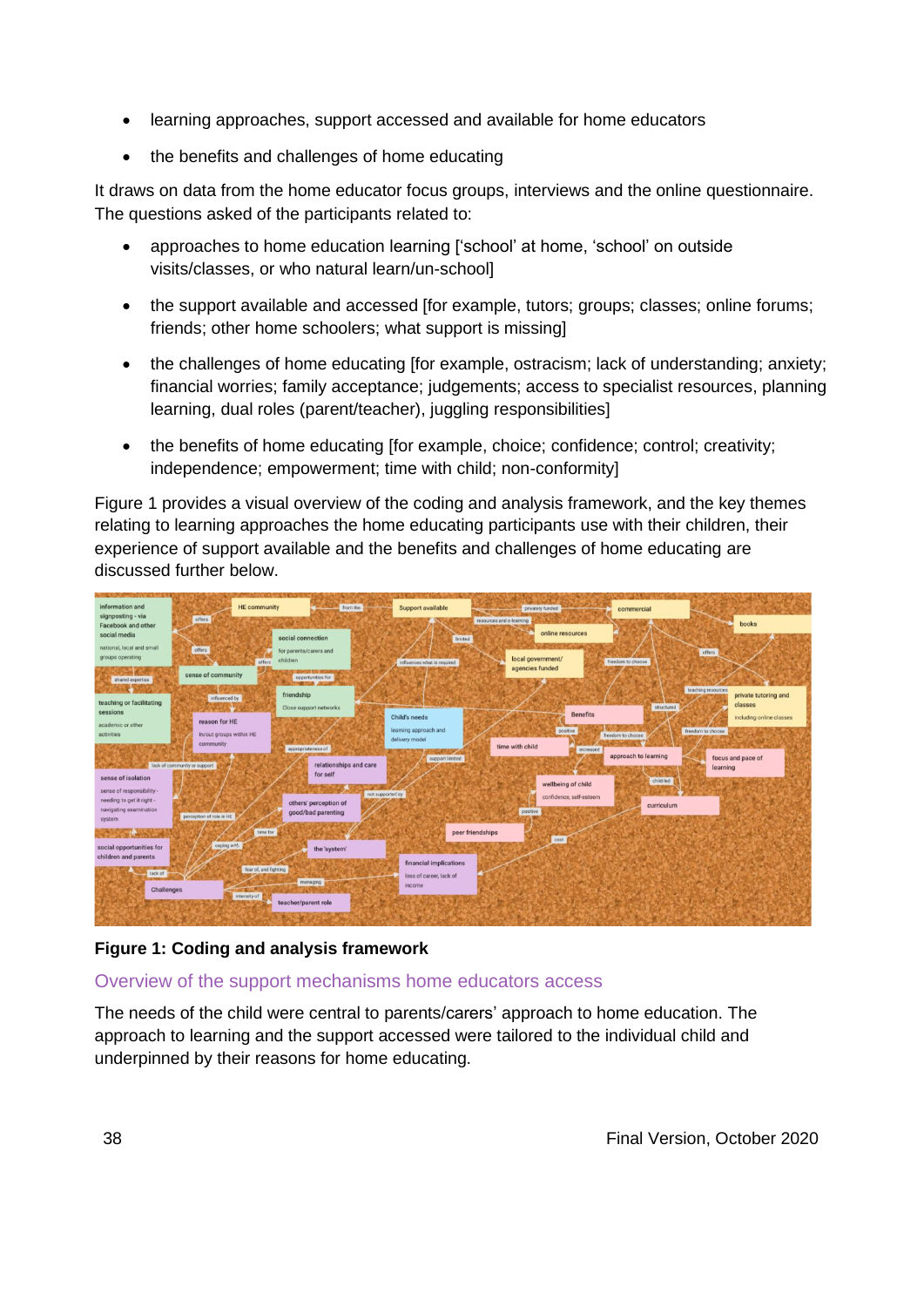- learning approaches, support accessed and available for home educators
- the benefits and challenges of home educating

It draws on data from the home educator focus groups, interviews and the online questionnaire. The questions asked of the participants related to:

- approaches to home education learning ['school' at home, 'school' on outside visits/classes, or who natural learn/un-school]
- the support available and accessed [for example, tutors; groups; classes; online forums; friends; other home schoolers; what support is missing]
- the challenges of home educating [for example, ostracism; lack of understanding; anxiety; financial worries; family acceptance; judgements; access to specialist resources, planning learning, dual roles (parent/teacher), juggling responsibilities]
- the benefits of home educating [for example, choice; confidence; control; creativity; independence; empowerment; time with child; non-conformity]

Figure 1 provides a visual overview of the coding and analysis framework, and the key themes relating to learning approaches the home educating participants use with their children, their experience of support available and the benefits and challenges of home educating are discussed further below.

**Figure 1: Coding and analysis framework**

## Overview of the support mechanisms home educators access

The needs of the child were central to parents/carers' approach to home education. The approach to learning and the support accessed were tailored to the individual child and underpinned by their reasons for home educating.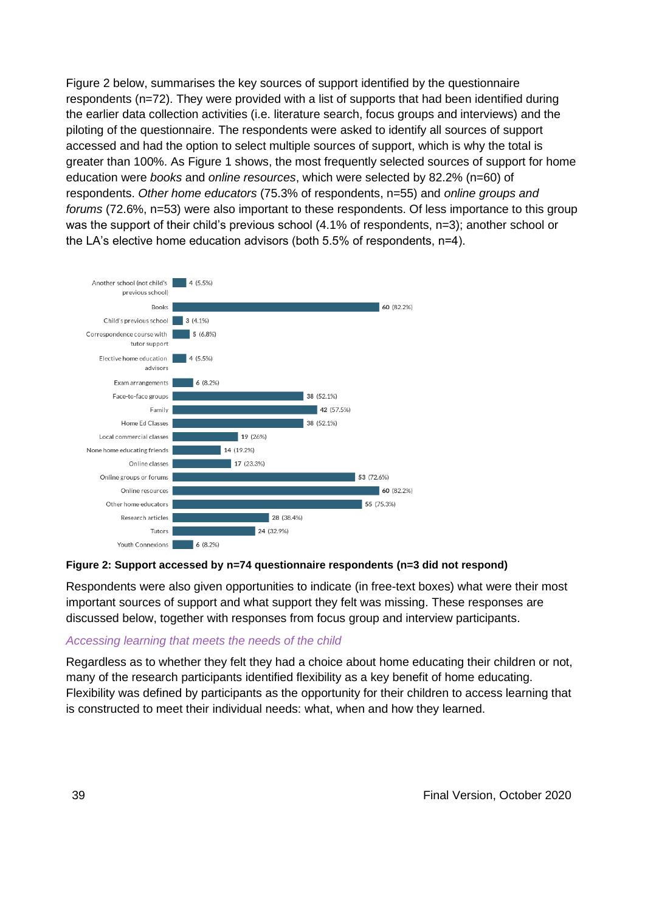Figure 2 below, summarises the key sources of support identified by the questionnaire respondents (n=72). They were provided with a list of supports that had been identified during the earlier data collection activities (i.e. literature search, focus groups and interviews) and the piloting of the questionnaire. The respondents were asked to identify all sources of support accessed and had the option to select multiple sources of support, which is why the total is greater than 100%. As Figure 1 shows, the most frequently selected sources of support for home education were *books* and *online resources*, which were selected by 82.2% (n=60) of respondents. *Other home educators* (75.3% of respondents, n=55) and *online groups and forums* (72.6%, n=53) were also important to these respondents. Of less importance to this group was the support of their child's previous school (4.1% of respondents, n=3); another school or the LA's elective home education advisors (both 5.5% of respondents, n=4).

| Source of support | n (%) |
|---|---|
| Another school (not child's previous school) | 4 (5.5%) |
| Books | 60 (82.2%) |
| Child's previous school | 3 (4.1%) |
| Correspondence course with tutor support | 5 (6.8%) |
| Elective home education advisors | 4 (5.5%) |
| Exam arrangements | 6 (8.2%) |
| Face-to-face groups | 38 (52.1%) |
| Family | 42 (57.5%) |
| Home Ed Classes | 38 (52.1%) |
| Local commercial classes | 19 (26%) |
| None home educating friends | 14 (19.2%) |
| Online classes | 17 (23.3%) |
| Online groups or forums | 53 (72.6%) |
| Online resources | 60 (82.2%) |
| Other home educators | 55 (75.3%) |
| Research articles | 28 (38.4%) |
| Tutors | 24 (32.9%) |
| Youth Connexions | 6 (8.2%) |

**Figure 2: Support accessed by n=74 questionnaire respondents (n=3 did not respond)**

Respondents were also given opportunities to indicate (in free-text boxes) what were their most important sources of support and what support they felt was missing. These responses are discussed below, together with responses from focus group and interview participants.

### *Accessing learning that meets the needs of the child*

Regardless as to whether they felt they had a choice about home educating their children or not, many of the research participants identified flexibility as a key benefit of home educating. Flexibility was defined by participants as the opportunity for their children to access learning that is constructed to meet their individual needs: what, when and how they learned.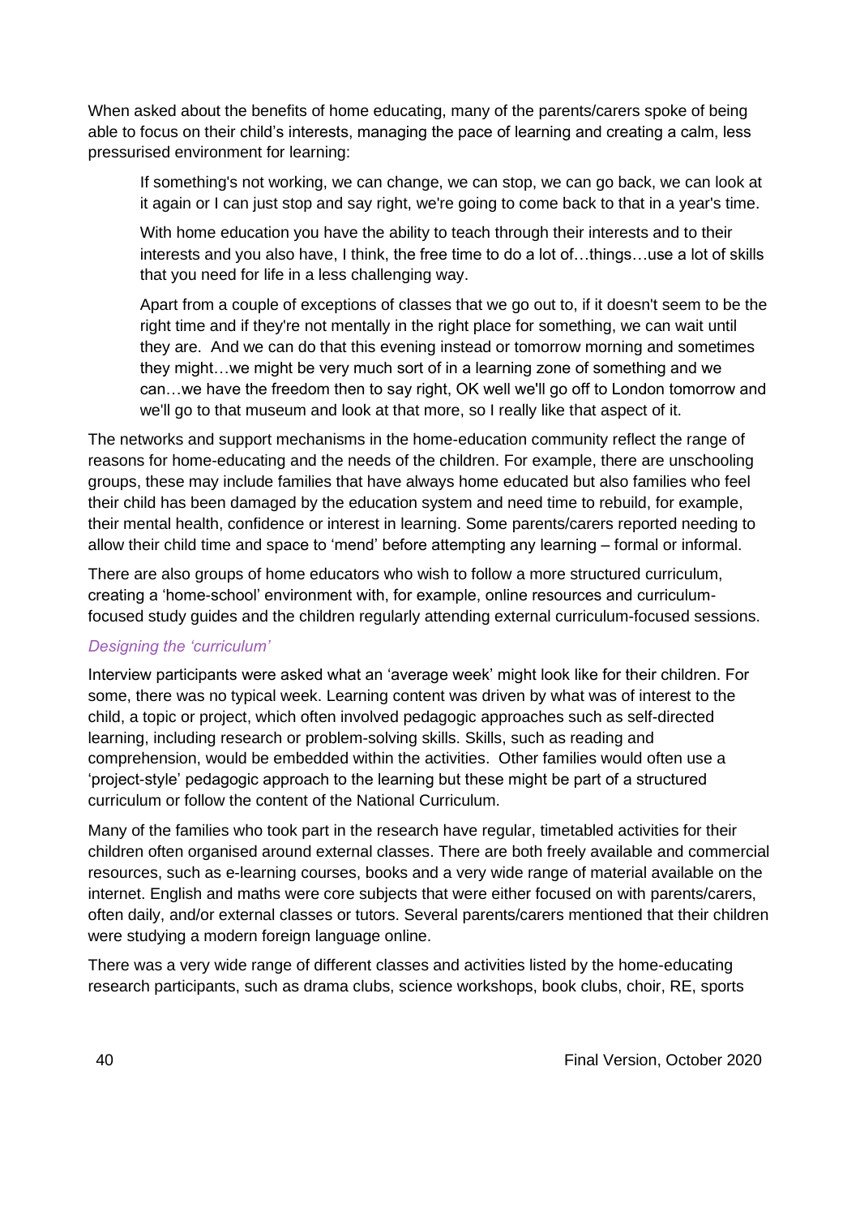When asked about the benefits of home educating, many of the parents/carers spoke of being able to focus on their child's interests, managing the pace of learning and creating a calm, less pressurised environment for learning:

> If something's not working, we can change, we can stop, we can go back, we can look at it again or I can just stop and say right, we're going to come back to that in a year's time.
>
> With home education you have the ability to teach through their interests and to their interests and you also have, I think, the free time to do a lot of…things…use a lot of skills that you need for life in a less challenging way.
>
> Apart from a couple of exceptions of classes that we go out to, if it doesn't seem to be the right time and if they're not mentally in the right place for something, we can wait until they are. And we can do that this evening instead or tomorrow morning and sometimes they might…we might be very much sort of in a learning zone of something and we can…we have the freedom then to say right, OK well we'll go off to London tomorrow and we'll go to that museum and look at that more, so I really like that aspect of it.

The networks and support mechanisms in the home-education community reflect the range of reasons for home-educating and the needs of the children. For example, there are unschooling groups, these may include families that have always home educated but also families who feel their child has been damaged by the education system and need time to rebuild, for example, their mental health, confidence or interest in learning. Some parents/carers reported needing to allow their child time and space to 'mend' before attempting any learning – formal or informal.

There are also groups of home educators who wish to follow a more structured curriculum, creating a 'home-school' environment with, for example, online resources and curriculum-focused study guides and the children regularly attending external curriculum-focused sessions.

#### *Designing the 'curriculum'*

Interview participants were asked what an 'average week' might look like for their children. For some, there was no typical week. Learning content was driven by what was of interest to the child, a topic or project, which often involved pedagogic approaches such as self-directed learning, including research or problem-solving skills. Skills, such as reading and comprehension, would be embedded within the activities. Other families would often use a 'project-style' pedagogic approach to the learning but these might be part of a structured curriculum or follow the content of the National Curriculum.

Many of the families who took part in the research have regular, timetabled activities for their children often organised around external classes. There are both freely available and commercial resources, such as e-learning courses, books and a very wide range of material available on the internet. English and maths were core subjects that were either focused on with parents/carers, often daily, and/or external classes or tutors. Several parents/carers mentioned that their children were studying a modern foreign language online.

There was a very wide range of different classes and activities listed by the home-educating research participants, such as drama clubs, science workshops, book clubs, choir, RE, sports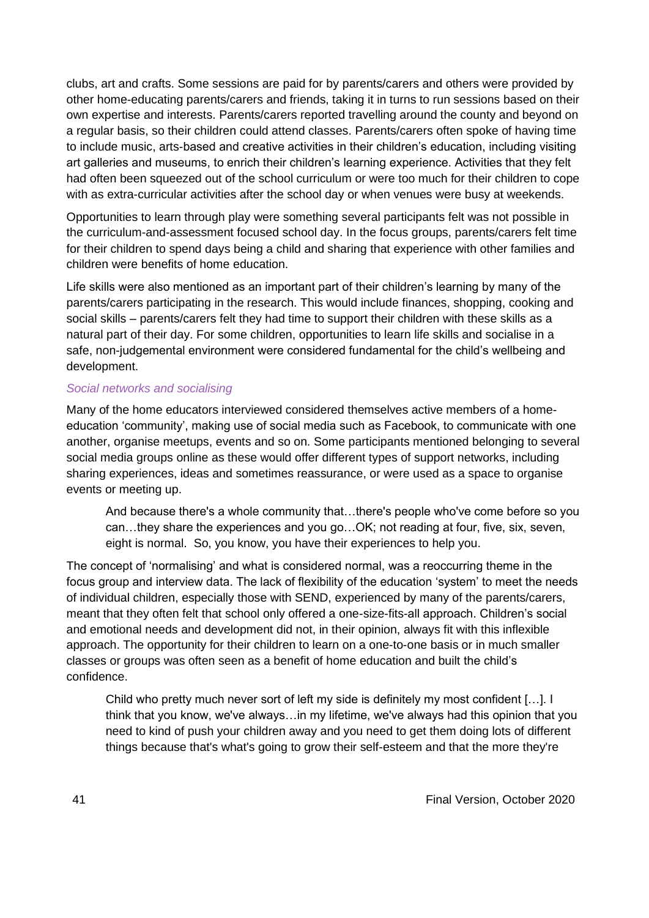clubs, art and crafts. Some sessions are paid for by parents/carers and others were provided by other home-educating parents/carers and friends, taking it in turns to run sessions based on their own expertise and interests. Parents/carers reported travelling around the county and beyond on a regular basis, so their children could attend classes. Parents/carers often spoke of having time to include music, arts-based and creative activities in their children's education, including visiting art galleries and museums, to enrich their children's learning experience. Activities that they felt had often been squeezed out of the school curriculum or were too much for their children to cope with as extra-curricular activities after the school day or when venues were busy at weekends.

Opportunities to learn through play were something several participants felt was not possible in the curriculum-and-assessment focused school day. In the focus groups, parents/carers felt time for their children to spend days being a child and sharing that experience with other families and children were benefits of home education.

Life skills were also mentioned as an important part of their children's learning by many of the parents/carers participating in the research. This would include finances, shopping, cooking and social skills – parents/carers felt they had time to support their children with these skills as a natural part of their day. For some children, opportunities to learn life skills and socialise in a safe, non-judgemental environment were considered fundamental for the child's wellbeing and development.

#### *Social networks and socialising*

Many of the home educators interviewed considered themselves active members of a home-education 'community', making use of social media such as Facebook, to communicate with one another, organise meetups, events and so on. Some participants mentioned belonging to several social media groups online as these would offer different types of support networks, including sharing experiences, ideas and sometimes reassurance, or were used as a space to organise events or meeting up.

> And because there's a whole community that…there's people who've come before so you can…they share the experiences and you go…OK; not reading at four, five, six, seven, eight is normal. So, you know, you have their experiences to help you.

The concept of 'normalising' and what is considered normal, was a reoccurring theme in the focus group and interview data. The lack of flexibility of the education 'system' to meet the needs of individual children, especially those with SEND, experienced by many of the parents/carers, meant that they often felt that school only offered a one-size-fits-all approach. Children's social and emotional needs and development did not, in their opinion, always fit with this inflexible approach. The opportunity for their children to learn on a one-to-one basis or in much smaller classes or groups was often seen as a benefit of home education and built the child's confidence.

> Child who pretty much never sort of left my side is definitely my most confident […]. I think that you know, we've always…in my lifetime, we've always had this opinion that you need to kind of push your children away and you need to get them doing lots of different things because that's what's going to grow their self-esteem and that the more they're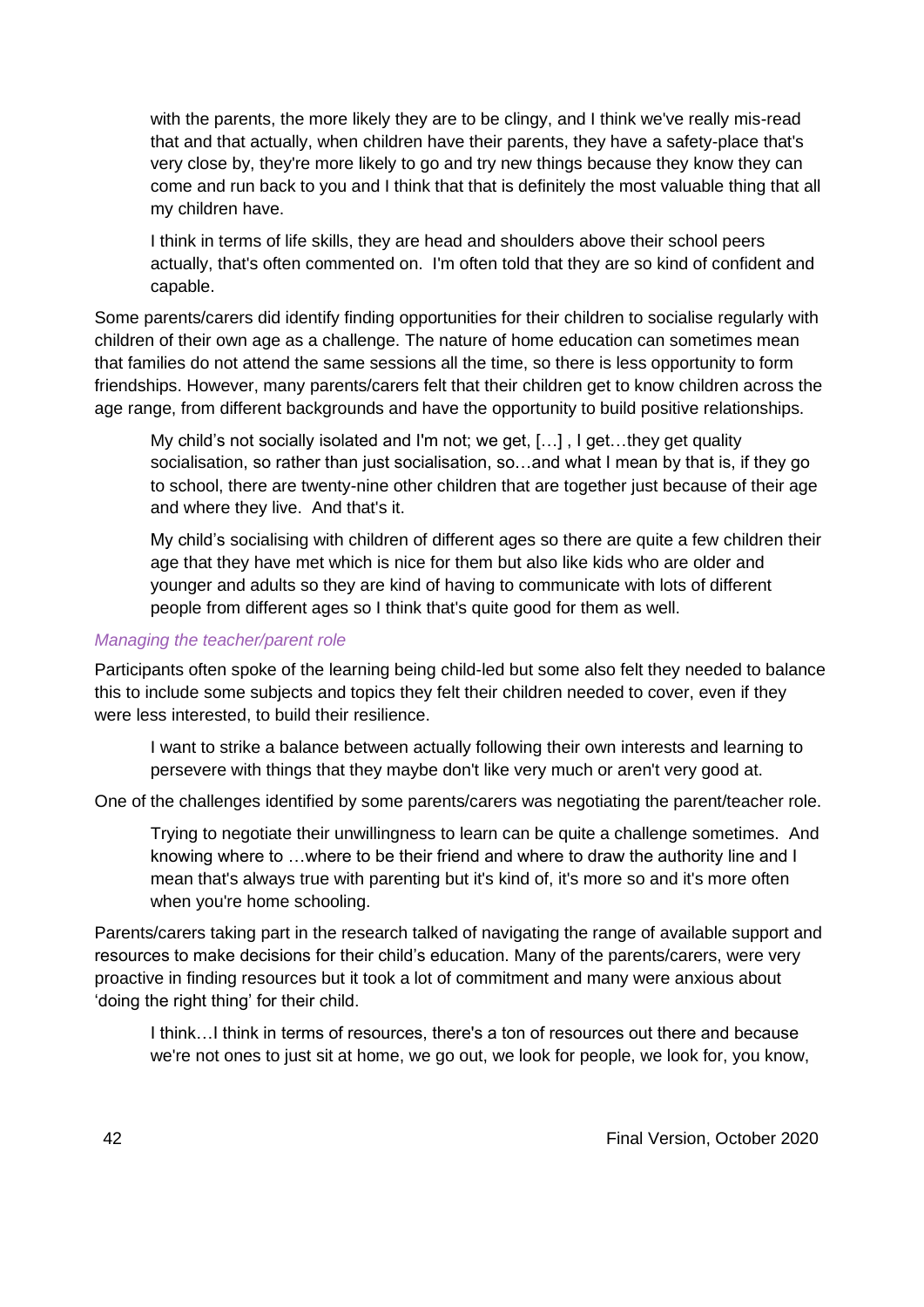with the parents, the more likely they are to be clingy, and I think we've really mis-read that and that actually, when children have their parents, they have a safety-place that's very close by, they're more likely to go and try new things because they know they can come and run back to you and I think that that is definitely the most valuable thing that all my children have.

> I think in terms of life skills, they are head and shoulders above their school peers actually, that's often commented on. I'm often told that they are so kind of confident and capable.

Some parents/carers did identify finding opportunities for their children to socialise regularly with children of their own age as a challenge. The nature of home education can sometimes mean that families do not attend the same sessions all the time, so there is less opportunity to form friendships. However, many parents/carers felt that their children get to know children across the age range, from different backgrounds and have the opportunity to build positive relationships.

> My child's not socially isolated and I'm not; we get, […] , I get…they get quality socialisation, so rather than just socialisation, so…and what I mean by that is, if they go to school, there are twenty-nine other children that are together just because of their age and where they live. And that's it.

> My child's socialising with children of different ages so there are quite a few children their age that they have met which is nice for them but also like kids who are older and younger and adults so they are kind of having to communicate with lots of different people from different ages so I think that's quite good for them as well.

*Managing the teacher/parent role*

Participants often spoke of the learning being child-led but some also felt they needed to balance this to include some subjects and topics they felt their children needed to cover, even if they were less interested, to build their resilience.

> I want to strike a balance between actually following their own interests and learning to persevere with things that they maybe don't like very much or aren't very good at.

One of the challenges identified by some parents/carers was negotiating the parent/teacher role.

> Trying to negotiate their unwillingness to learn can be quite a challenge sometimes. And knowing where to …where to be their friend and where to draw the authority line and I mean that's always true with parenting but it's kind of, it's more so and it's more often when you're home schooling.

Parents/carers taking part in the research talked of navigating the range of available support and resources to make decisions for their child's education. Many of the parents/carers, were very proactive in finding resources but it took a lot of commitment and many were anxious about 'doing the right thing' for their child.

> I think…I think in terms of resources, there's a ton of resources out there and because we're not ones to just sit at home, we go out, we look for people, we look for, you know,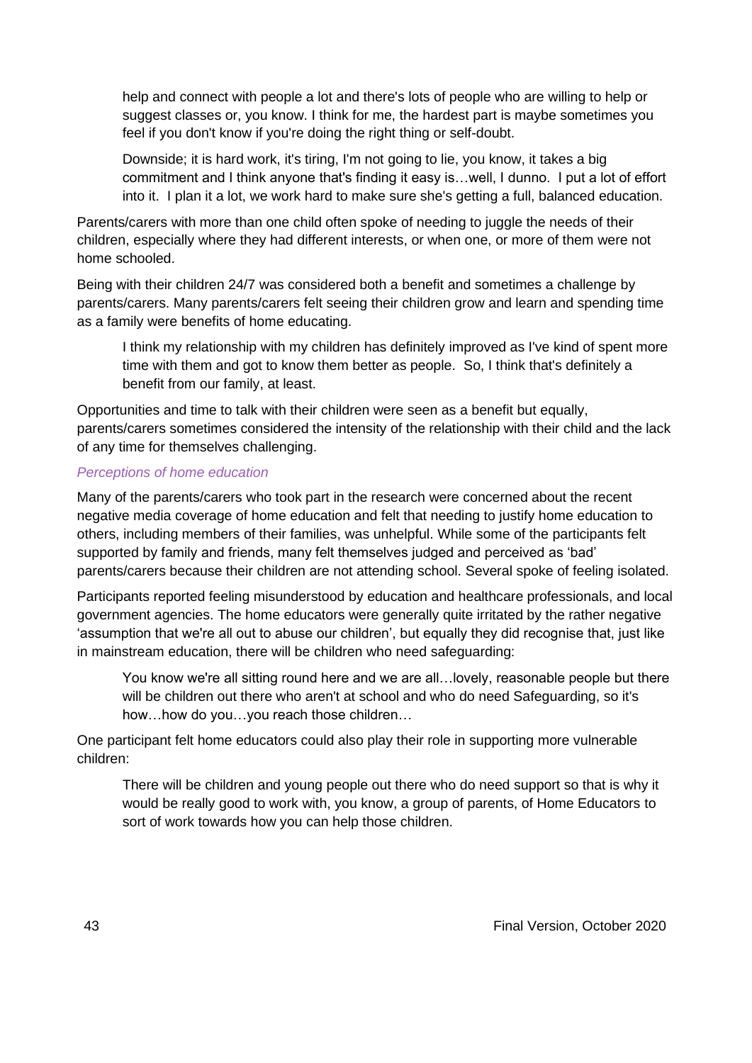> help and connect with people a lot and there's lots of people who are willing to help or suggest classes or, you know. I think for me, the hardest part is maybe sometimes you feel if you don't know if you're doing the right thing or self-doubt.
>
> Downside; it is hard work, it's tiring, I'm not going to lie, you know, it takes a big commitment and I think anyone that's finding it easy is…well, I dunno. I put a lot of effort into it. I plan it a lot, we work hard to make sure she's getting a full, balanced education.

Parents/carers with more than one child often spoke of needing to juggle the needs of their children, especially where they had different interests, or when one, or more of them were not home schooled.

Being with their children 24/7 was considered both a benefit and sometimes a challenge by parents/carers. Many parents/carers felt seeing their children grow and learn and spending time as a family were benefits of home educating.

> I think my relationship with my children has definitely improved as I've kind of spent more time with them and got to know them better as people. So, I think that's definitely a benefit from our family, at least.

Opportunities and time to talk with their children were seen as a benefit but equally, parents/carers sometimes considered the intensity of the relationship with their child and the lack of any time for themselves challenging.

#### *Perceptions of home education*

Many of the parents/carers who took part in the research were concerned about the recent negative media coverage of home education and felt that needing to justify home education to others, including members of their families, was unhelpful. While some of the participants felt supported by family and friends, many felt themselves judged and perceived as 'bad' parents/carers because their children are not attending school. Several spoke of feeling isolated.

Participants reported feeling misunderstood by education and healthcare professionals, and local government agencies. The home educators were generally quite irritated by the rather negative 'assumption that we're all out to abuse our children', but equally they did recognise that, just like in mainstream education, there will be children who need safeguarding:

> You know we're all sitting round here and we are all…lovely, reasonable people but there will be children out there who aren't at school and who do need Safeguarding, so it's how…how do you…you reach those children…

One participant felt home educators could also play their role in supporting more vulnerable children:

> There will be children and young people out there who do need support so that is why it would be really good to work with, you know, a group of parents, of Home Educators to sort of work towards how you can help those children.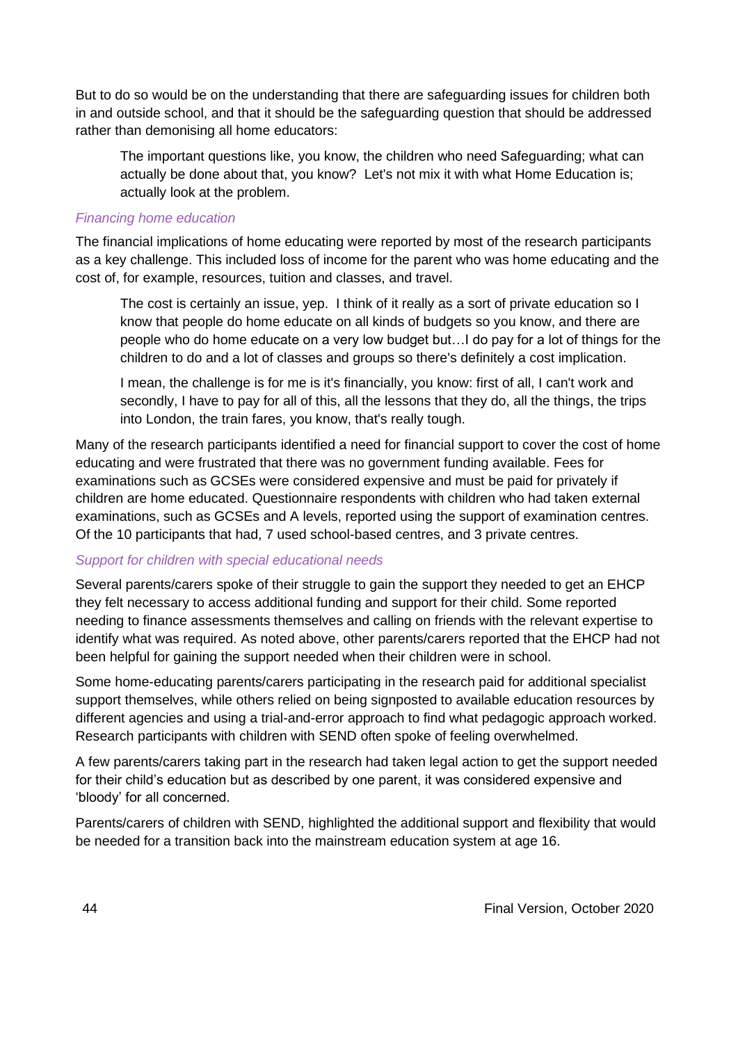But to do so would be on the understanding that there are safeguarding issues for children both in and outside school, and that it should be the safeguarding question that should be addressed rather than demonising all home educators:

> The important questions like, you know, the children who need Safeguarding; what can actually be done about that, you know? Let's not mix it with what Home Education is; actually look at the problem.

#### *Financing home education*

The financial implications of home educating were reported by most of the research participants as a key challenge. This included loss of income for the parent who was home educating and the cost of, for example, resources, tuition and classes, and travel.

> The cost is certainly an issue, yep. I think of it really as a sort of private education so I know that people do home educate on all kinds of budgets so you know, and there are people who do home educate on a very low budget but…I do pay for a lot of things for the children to do and a lot of classes and groups so there's definitely a cost implication.
>
> I mean, the challenge is for me is it's financially, you know: first of all, I can't work and secondly, I have to pay for all of this, all the lessons that they do, all the things, the trips into London, the train fares, you know, that's really tough.

Many of the research participants identified a need for financial support to cover the cost of home educating and were frustrated that there was no government funding available. Fees for examinations such as GCSEs were considered expensive and must be paid for privately if children are home educated. Questionnaire respondents with children who had taken external examinations, such as GCSEs and A levels, reported using the support of examination centres. Of the 10 participants that had, 7 used school-based centres, and 3 private centres.

#### *Support for children with special educational needs*

Several parents/carers spoke of their struggle to gain the support they needed to get an EHCP they felt necessary to access additional funding and support for their child. Some reported needing to finance assessments themselves and calling on friends with the relevant expertise to identify what was required. As noted above, other parents/carers reported that the EHCP had not been helpful for gaining the support needed when their children were in school.

Some home-educating parents/carers participating in the research paid for additional specialist support themselves, while others relied on being signposted to available education resources by different agencies and using a trial-and-error approach to find what pedagogic approach worked. Research participants with children with SEND often spoke of feeling overwhelmed.

A few parents/carers taking part in the research had taken legal action to get the support needed for their child's education but as described by one parent, it was considered expensive and 'bloody' for all concerned.

Parents/carers of children with SEND, highlighted the additional support and flexibility that would be needed for a transition back into the mainstream education system at age 16.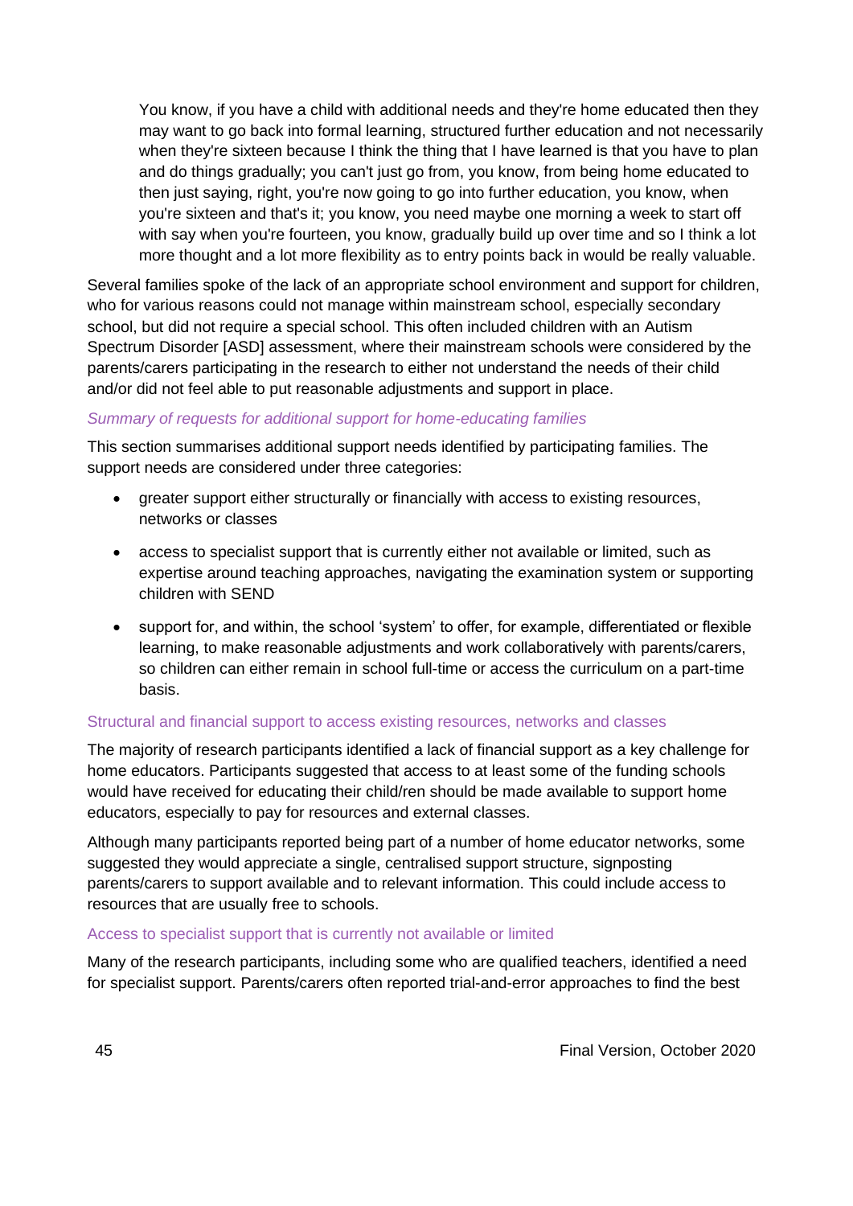> You know, if you have a child with additional needs and they're home educated then they may want to go back into formal learning, structured further education and not necessarily when they're sixteen because I think the thing that I have learned is that you have to plan and do things gradually; you can't just go from, you know, from being home educated to then just saying, right, you're now going to go into further education, you know, when you're sixteen and that's it; you know, you need maybe one morning a week to start off with say when you're fourteen, you know, gradually build up over time and so I think a lot more thought and a lot more flexibility as to entry points back in would be really valuable.

Several families spoke of the lack of an appropriate school environment and support for children, who for various reasons could not manage within mainstream school, especially secondary school, but did not require a special school. This often included children with an Autism Spectrum Disorder [ASD] assessment, where their mainstream schools were considered by the parents/carers participating in the research to either not understand the needs of their child and/or did not feel able to put reasonable adjustments and support in place.

#### *Summary of requests for additional support for home-educating families*

This section summarises additional support needs identified by participating families. The support needs are considered under three categories:

- greater support either structurally or financially with access to existing resources, networks or classes
- access to specialist support that is currently either not available or limited, such as expertise around teaching approaches, navigating the examination system or supporting children with SEND
- support for, and within, the school 'system' to offer, for example, differentiated or flexible learning, to make reasonable adjustments and work collaboratively with parents/carers, so children can either remain in school full-time or access the curriculum on a part-time basis.

#### Structural and financial support to access existing resources, networks and classes

The majority of research participants identified a lack of financial support as a key challenge for home educators. Participants suggested that access to at least some of the funding schools would have received for educating their child/ren should be made available to support home educators, especially to pay for resources and external classes.

Although many participants reported being part of a number of home educator networks, some suggested they would appreciate a single, centralised support structure, signposting parents/carers to support available and to relevant information. This could include access to resources that are usually free to schools.

#### Access to specialist support that is currently not available or limited

Many of the research participants, including some who are qualified teachers, identified a need for specialist support. Parents/carers often reported trial-and-error approaches to find the best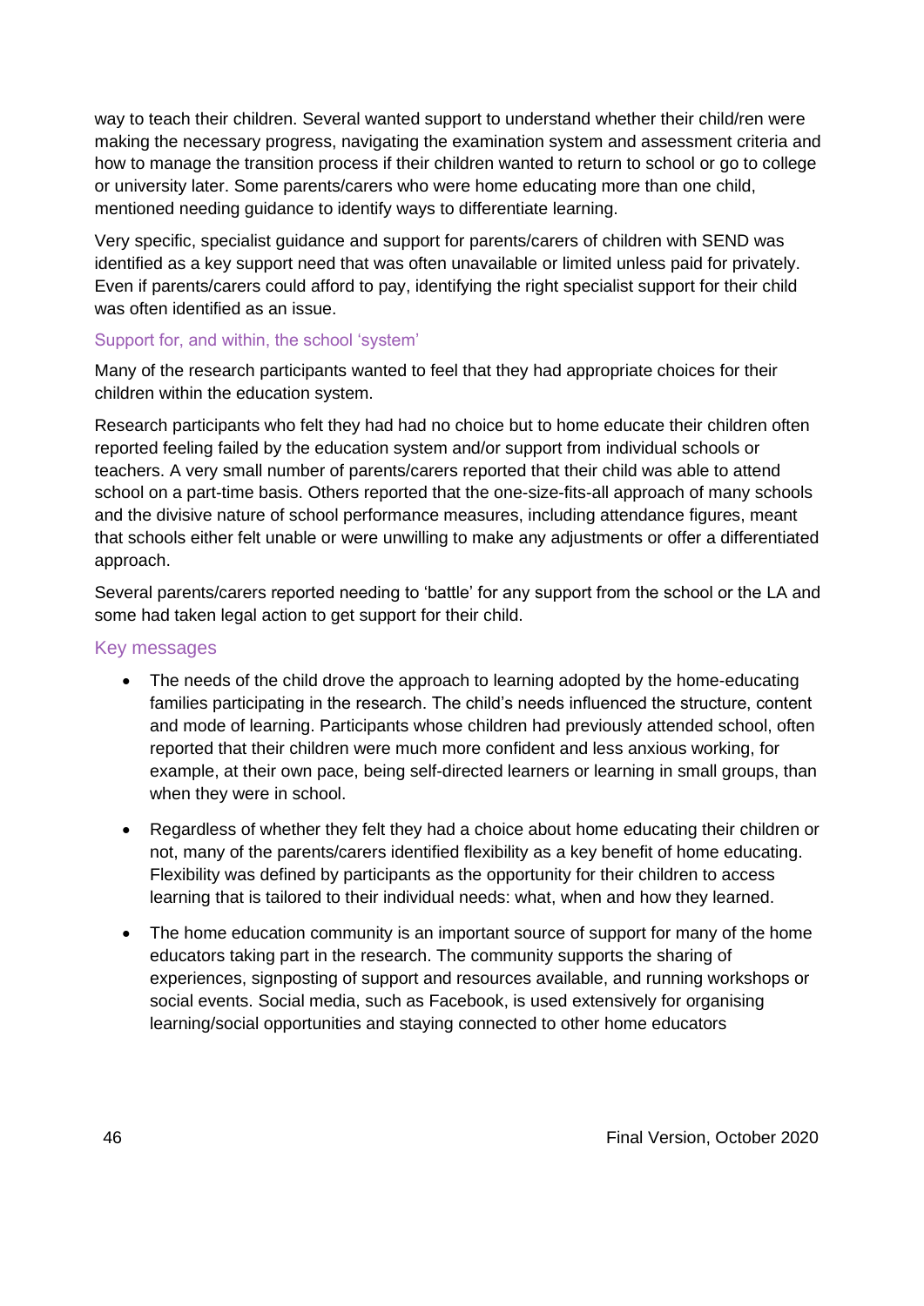way to teach their children. Several wanted support to understand whether their child/ren were making the necessary progress, navigating the examination system and assessment criteria and how to manage the transition process if their children wanted to return to school or go to college or university later. Some parents/carers who were home educating more than one child, mentioned needing guidance to identify ways to differentiate learning.

Very specific, specialist guidance and support for parents/carers of children with SEND was identified as a key support need that was often unavailable or limited unless paid for privately. Even if parents/carers could afford to pay, identifying the right specialist support for their child was often identified as an issue.

#### Support for, and within, the school 'system'

Many of the research participants wanted to feel that they had appropriate choices for their children within the education system.

Research participants who felt they had had no choice but to home educate their children often reported feeling failed by the education system and/or support from individual schools or teachers. A very small number of parents/carers reported that their child was able to attend school on a part-time basis. Others reported that the one-size-fits-all approach of many schools and the divisive nature of school performance measures, including attendance figures, meant that schools either felt unable or were unwilling to make any adjustments or offer a differentiated approach.

Several parents/carers reported needing to 'battle' for any support from the school or the LA and some had taken legal action to get support for their child.

### Key messages

- The needs of the child drove the approach to learning adopted by the home-educating families participating in the research. The child's needs influenced the structure, content and mode of learning. Participants whose children had previously attended school, often reported that their children were much more confident and less anxious working, for example, at their own pace, being self-directed learners or learning in small groups, than when they were in school.
- Regardless of whether they felt they had a choice about home educating their children or not, many of the parents/carers identified flexibility as a key benefit of home educating. Flexibility was defined by participants as the opportunity for their children to access learning that is tailored to their individual needs: what, when and how they learned.
- The home education community is an important source of support for many of the home educators taking part in the research. The community supports the sharing of experiences, signposting of support and resources available, and running workshops or social events. Social media, such as Facebook, is used extensively for organising learning/social opportunities and staying connected to other home educators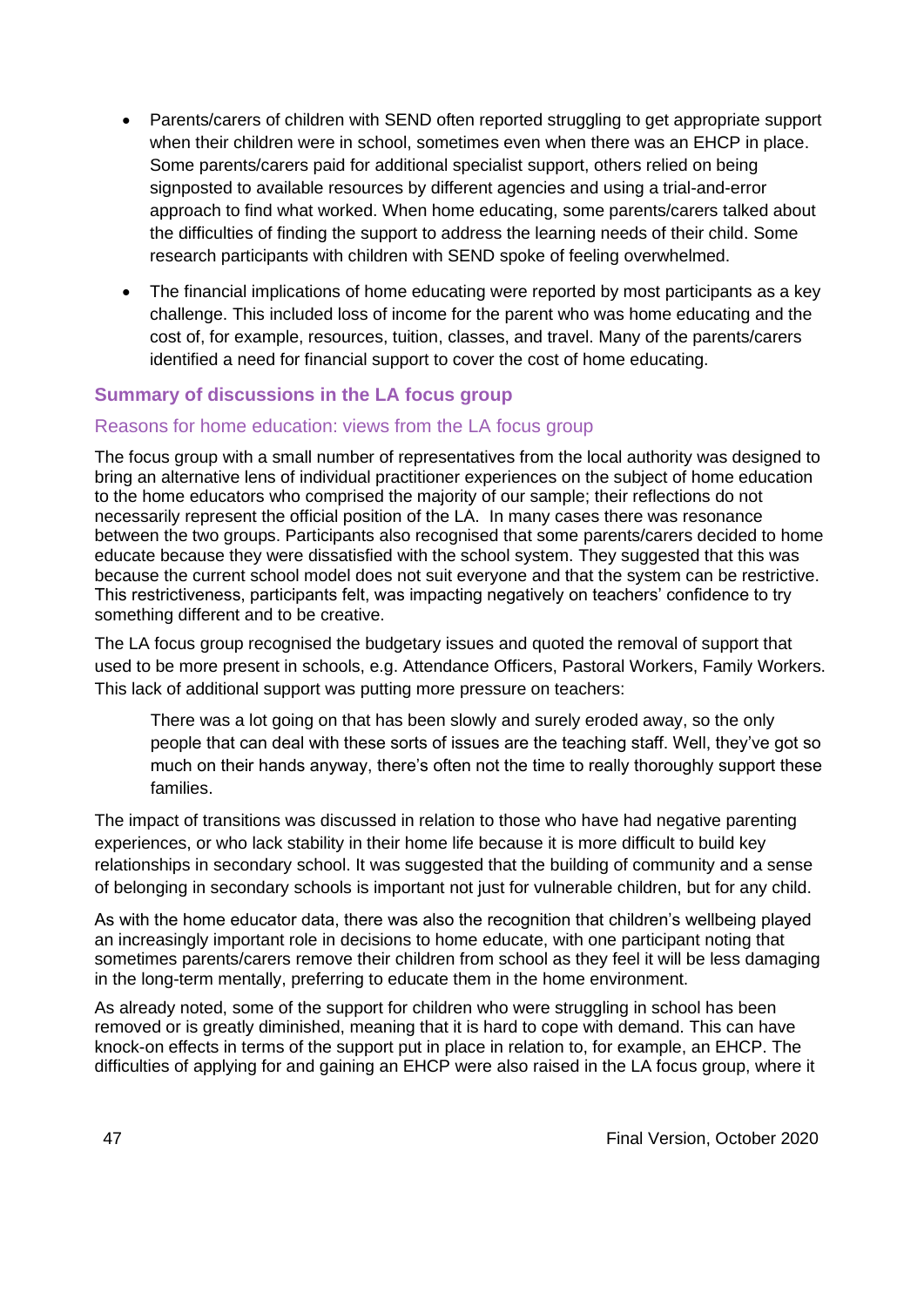- Parents/carers of children with SEND often reported struggling to get appropriate support when their children were in school, sometimes even when there was an EHCP in place. Some parents/carers paid for additional specialist support, others relied on being signposted to available resources by different agencies and using a trial-and-error approach to find what worked. When home educating, some parents/carers talked about the difficulties of finding the support to address the learning needs of their child. Some research participants with children with SEND spoke of feeling overwhelmed.
- The financial implications of home educating were reported by most participants as a key challenge. This included loss of income for the parent who was home educating and the cost of, for example, resources, tuition, classes, and travel. Many of the parents/carers identified a need for financial support to cover the cost of home educating.

### Summary of discussions in the LA focus group

#### Reasons for home education: views from the LA focus group

The focus group with a small number of representatives from the local authority was designed to bring an alternative lens of individual practitioner experiences on the subject of home education to the home educators who comprised the majority of our sample; their reflections do not necessarily represent the official position of the LA. In many cases there was resonance between the two groups. Participants also recognised that some parents/carers decided to home educate because they were dissatisfied with the school system. They suggested that this was because the current school model does not suit everyone and that the system can be restrictive. This restrictiveness, participants felt, was impacting negatively on teachers' confidence to try something different and to be creative.

The LA focus group recognised the budgetary issues and quoted the removal of support that used to be more present in schools, e.g. Attendance Officers, Pastoral Workers, Family Workers. This lack of additional support was putting more pressure on teachers:

> There was a lot going on that has been slowly and surely eroded away, so the only people that can deal with these sorts of issues are the teaching staff. Well, they've got so much on their hands anyway, there's often not the time to really thoroughly support these families.

The impact of transitions was discussed in relation to those who have had negative parenting experiences, or who lack stability in their home life because it is more difficult to build key relationships in secondary school. It was suggested that the building of community and a sense of belonging in secondary schools is important not just for vulnerable children, but for any child.

As with the home educator data, there was also the recognition that children's wellbeing played an increasingly important role in decisions to home educate, with one participant noting that sometimes parents/carers remove their children from school as they feel it will be less damaging in the long-term mentally, preferring to educate them in the home environment.

As already noted, some of the support for children who were struggling in school has been removed or is greatly diminished, meaning that it is hard to cope with demand. This can have knock-on effects in terms of the support put in place in relation to, for example, an EHCP. The difficulties of applying for and gaining an EHCP were also raised in the LA focus group, where it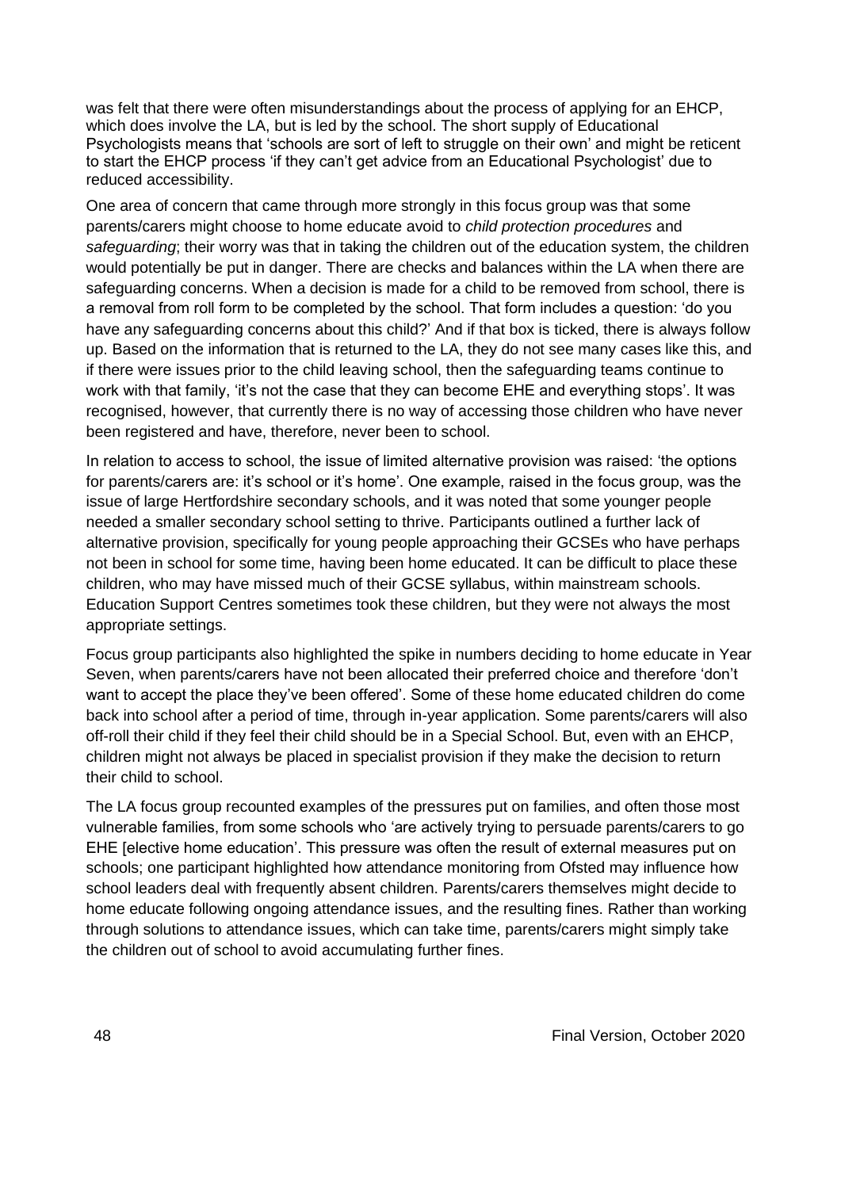was felt that there were often misunderstandings about the process of applying for an EHCP, which does involve the LA, but is led by the school. The short supply of Educational Psychologists means that 'schools are sort of left to struggle on their own' and might be reticent to start the EHCP process 'if they can't get advice from an Educational Psychologist' due to reduced accessibility.

One area of concern that came through more strongly in this focus group was that some parents/carers might choose to home educate avoid to *child protection procedures* and *safeguarding*; their worry was that in taking the children out of the education system, the children would potentially be put in danger. There are checks and balances within the LA when there are safeguarding concerns. When a decision is made for a child to be removed from school, there is a removal from roll form to be completed by the school. That form includes a question: 'do you have any safeguarding concerns about this child?' And if that box is ticked, there is always follow up. Based on the information that is returned to the LA, they do not see many cases like this, and if there were issues prior to the child leaving school, then the safeguarding teams continue to work with that family, 'it's not the case that they can become EHE and everything stops'. It was recognised, however, that currently there is no way of accessing those children who have never been registered and have, therefore, never been to school.

In relation to access to school, the issue of limited alternative provision was raised: 'the options for parents/carers are: it's school or it's home'. One example, raised in the focus group, was the issue of large Hertfordshire secondary schools, and it was noted that some younger people needed a smaller secondary school setting to thrive. Participants outlined a further lack of alternative provision, specifically for young people approaching their GCSEs who have perhaps not been in school for some time, having been home educated. It can be difficult to place these children, who may have missed much of their GCSE syllabus, within mainstream schools. Education Support Centres sometimes took these children, but they were not always the most appropriate settings.

Focus group participants also highlighted the spike in numbers deciding to home educate in Year Seven, when parents/carers have not been allocated their preferred choice and therefore 'don't want to accept the place they've been offered'. Some of these home educated children do come back into school after a period of time, through in-year application. Some parents/carers will also off-roll their child if they feel their child should be in a Special School. But, even with an EHCP, children might not always be placed in specialist provision if they make the decision to return their child to school.

The LA focus group recounted examples of the pressures put on families, and often those most vulnerable families, from some schools who 'are actively trying to persuade parents/carers to go EHE [elective home education'. This pressure was often the result of external measures put on schools; one participant highlighted how attendance monitoring from Ofsted may influence how school leaders deal with frequently absent children. Parents/carers themselves might decide to home educate following ongoing attendance issues, and the resulting fines. Rather than working through solutions to attendance issues, which can take time, parents/carers might simply take the children out of school to avoid accumulating further fines.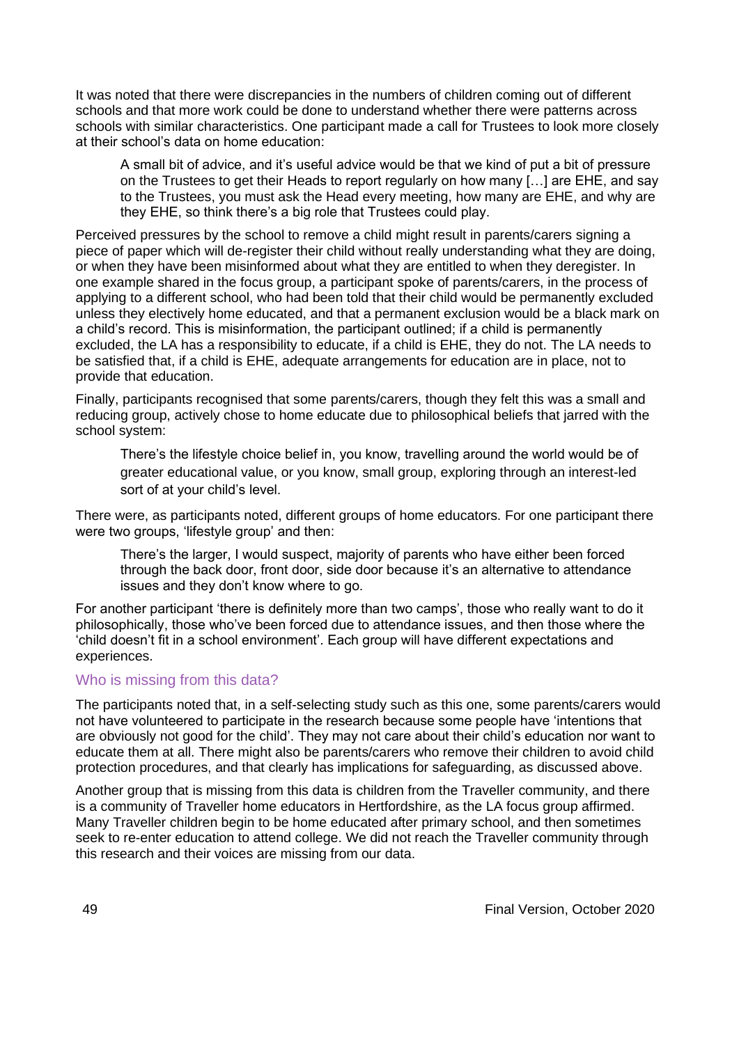It was noted that there were discrepancies in the numbers of children coming out of different schools and that more work could be done to understand whether there were patterns across schools with similar characteristics. One participant made a call for Trustees to look more closely at their school's data on home education:

> A small bit of advice, and it's useful advice would be that we kind of put a bit of pressure on the Trustees to get their Heads to report regularly on how many […] are EHE, and say to the Trustees, you must ask the Head every meeting, how many are EHE, and why are they EHE, so think there's a big role that Trustees could play.

Perceived pressures by the school to remove a child might result in parents/carers signing a piece of paper which will de-register their child without really understanding what they are doing, or when they have been misinformed about what they are entitled to when they deregister. In one example shared in the focus group, a participant spoke of parents/carers, in the process of applying to a different school, who had been told that their child would be permanently excluded unless they electively home educated, and that a permanent exclusion would be a black mark on a child's record. This is misinformation, the participant outlined; if a child is permanently excluded, the LA has a responsibility to educate, if a child is EHE, they do not. The LA needs to be satisfied that, if a child is EHE, adequate arrangements for education are in place, not to provide that education.

Finally, participants recognised that some parents/carers, though they felt this was a small and reducing group, actively chose to home educate due to philosophical beliefs that jarred with the school system:

> There's the lifestyle choice belief in, you know, travelling around the world would be of greater educational value, or you know, small group, exploring through an interest-led sort of at your child's level.

There were, as participants noted, different groups of home educators. For one participant there were two groups, 'lifestyle group' and then:

> There's the larger, I would suspect, majority of parents who have either been forced through the back door, front door, side door because it's an alternative to attendance issues and they don't know where to go.

For another participant 'there is definitely more than two camps', those who really want to do it philosophically, those who've been forced due to attendance issues, and then those where the 'child doesn't fit in a school environment'. Each group will have different expectations and experiences.

### Who is missing from this data?

The participants noted that, in a self-selecting study such as this one, some parents/carers would not have volunteered to participate in the research because some people have 'intentions that are obviously not good for the child'. They may not care about their child's education nor want to educate them at all. There might also be parents/carers who remove their children to avoid child protection procedures, and that clearly has implications for safeguarding, as discussed above.

Another group that is missing from this data is children from the Traveller community, and there is a community of Traveller home educators in Hertfordshire, as the LA focus group affirmed. Many Traveller children begin to be home educated after primary school, and then sometimes seek to re-enter education to attend college. We did not reach the Traveller community through this research and their voices are missing from our data.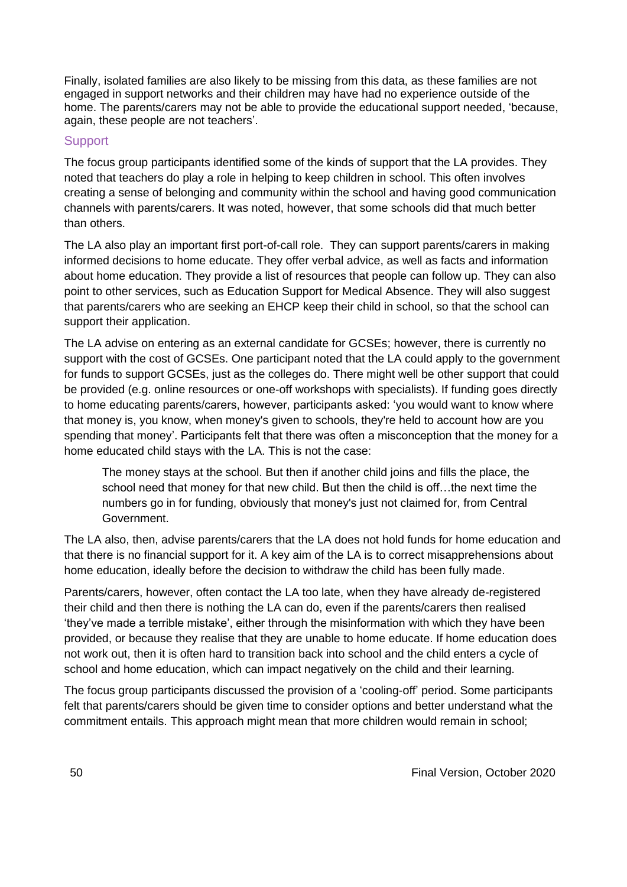Finally, isolated families are also likely to be missing from this data, as these families are not engaged in support networks and their children may have had no experience outside of the home. The parents/carers may not be able to provide the educational support needed, 'because, again, these people are not teachers'.

### Support

The focus group participants identified some of the kinds of support that the LA provides. They noted that teachers do play a role in helping to keep children in school. This often involves creating a sense of belonging and community within the school and having good communication channels with parents/carers. It was noted, however, that some schools did that much better than others.

The LA also play an important first port-of-call role. They can support parents/carers in making informed decisions to home educate. They offer verbal advice, as well as facts and information about home education. They provide a list of resources that people can follow up. They can also point to other services, such as Education Support for Medical Absence. They will also suggest that parents/carers who are seeking an EHCP keep their child in school, so that the school can support their application.

The LA advise on entering as an external candidate for GCSEs; however, there is currently no support with the cost of GCSEs. One participant noted that the LA could apply to the government for funds to support GCSEs, just as the colleges do. There might well be other support that could be provided (e.g. online resources or one-off workshops with specialists). If funding goes directly to home educating parents/carers, however, participants asked: 'you would want to know where that money is, you know, when money's given to schools, they're held to account how are you spending that money'. Participants felt that there was often a misconception that the money for a home educated child stays with the LA. This is not the case:

> The money stays at the school. But then if another child joins and fills the place, the school need that money for that new child. But then the child is off…the next time the numbers go in for funding, obviously that money's just not claimed for, from Central Government.

The LA also, then, advise parents/carers that the LA does not hold funds for home education and that there is no financial support for it. A key aim of the LA is to correct misapprehensions about home education, ideally before the decision to withdraw the child has been fully made.

Parents/carers, however, often contact the LA too late, when they have already de-registered their child and then there is nothing the LA can do, even if the parents/carers then realised 'they've made a terrible mistake', either through the misinformation with which they have been provided, or because they realise that they are unable to home educate. If home education does not work out, then it is often hard to transition back into school and the child enters a cycle of school and home education, which can impact negatively on the child and their learning.

The focus group participants discussed the provision of a 'cooling-off' period. Some participants felt that parents/carers should be given time to consider options and better understand what the commitment entails. This approach might mean that more children would remain in school;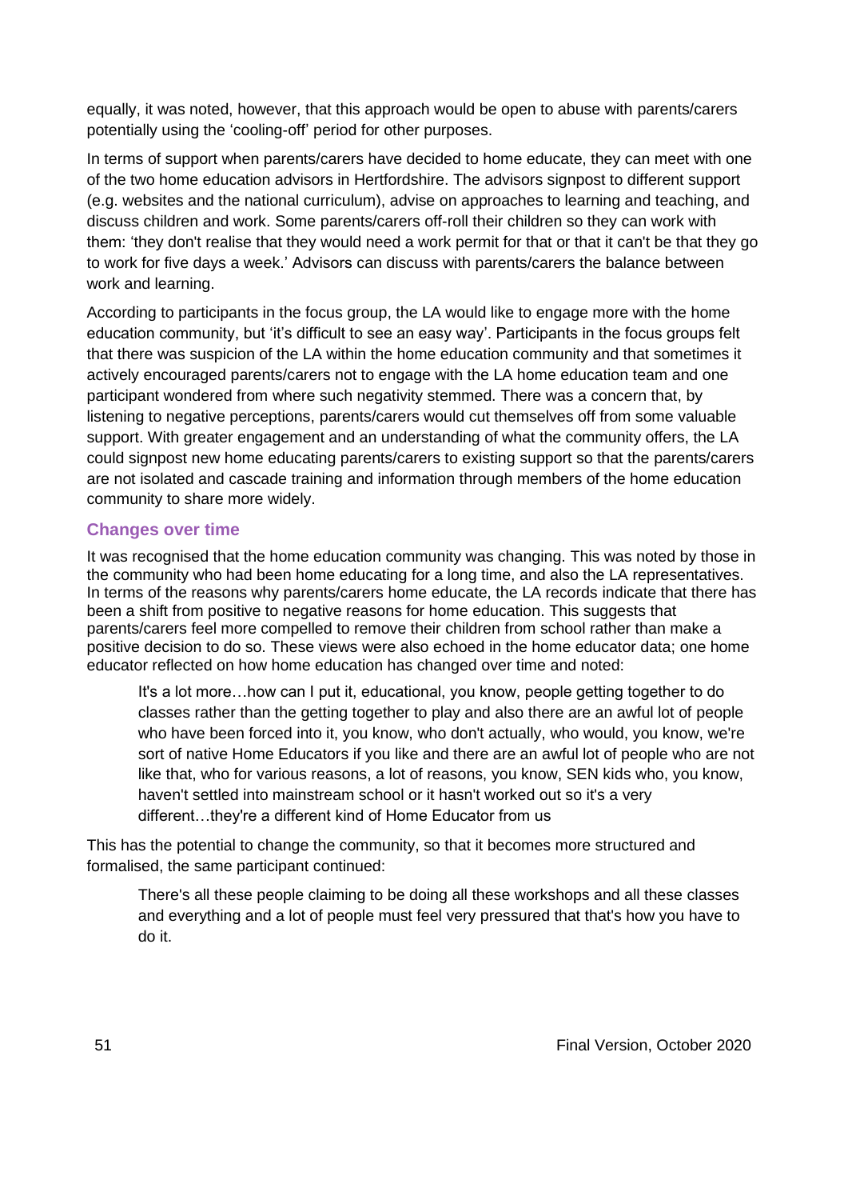equally, it was noted, however, that this approach would be open to abuse with parents/carers potentially using the 'cooling-off' period for other purposes.

In terms of support when parents/carers have decided to home educate, they can meet with one of the two home education advisors in Hertfordshire. The advisors signpost to different support (e.g. websites and the national curriculum), advise on approaches to learning and teaching, and discuss children and work. Some parents/carers off-roll their children so they can work with them: 'they don't realise that they would need a work permit for that or that it can't be that they go to work for five days a week.' Advisors can discuss with parents/carers the balance between work and learning.

According to participants in the focus group, the LA would like to engage more with the home education community, but 'it's difficult to see an easy way'. Participants in the focus groups felt that there was suspicion of the LA within the home education community and that sometimes it actively encouraged parents/carers not to engage with the LA home education team and one participant wondered from where such negativity stemmed. There was a concern that, by listening to negative perceptions, parents/carers would cut themselves off from some valuable support. With greater engagement and an understanding of what the community offers, the LA could signpost new home educating parents/carers to existing support so that the parents/carers are not isolated and cascade training and information through members of the home education community to share more widely.

### Changes over time

It was recognised that the home education community was changing. This was noted by those in the community who had been home educating for a long time, and also the LA representatives. In terms of the reasons why parents/carers home educate, the LA records indicate that there has been a shift from positive to negative reasons for home education. This suggests that parents/carers feel more compelled to remove their children from school rather than make a positive decision to do so. These views were also echoed in the home educator data; one home educator reflected on how home education has changed over time and noted:

> It's a lot more…how can I put it, educational, you know, people getting together to do classes rather than the getting together to play and also there are an awful lot of people who have been forced into it, you know, who don't actually, who would, you know, we're sort of native Home Educators if you like and there are an awful lot of people who are not like that, who for various reasons, a lot of reasons, you know, SEN kids who, you know, haven't settled into mainstream school or it hasn't worked out so it's a very different…they're a different kind of Home Educator from us

This has the potential to change the community, so that it becomes more structured and formalised, the same participant continued:

> There's all these people claiming to be doing all these workshops and all these classes and everything and a lot of people must feel very pressured that that's how you have to do it.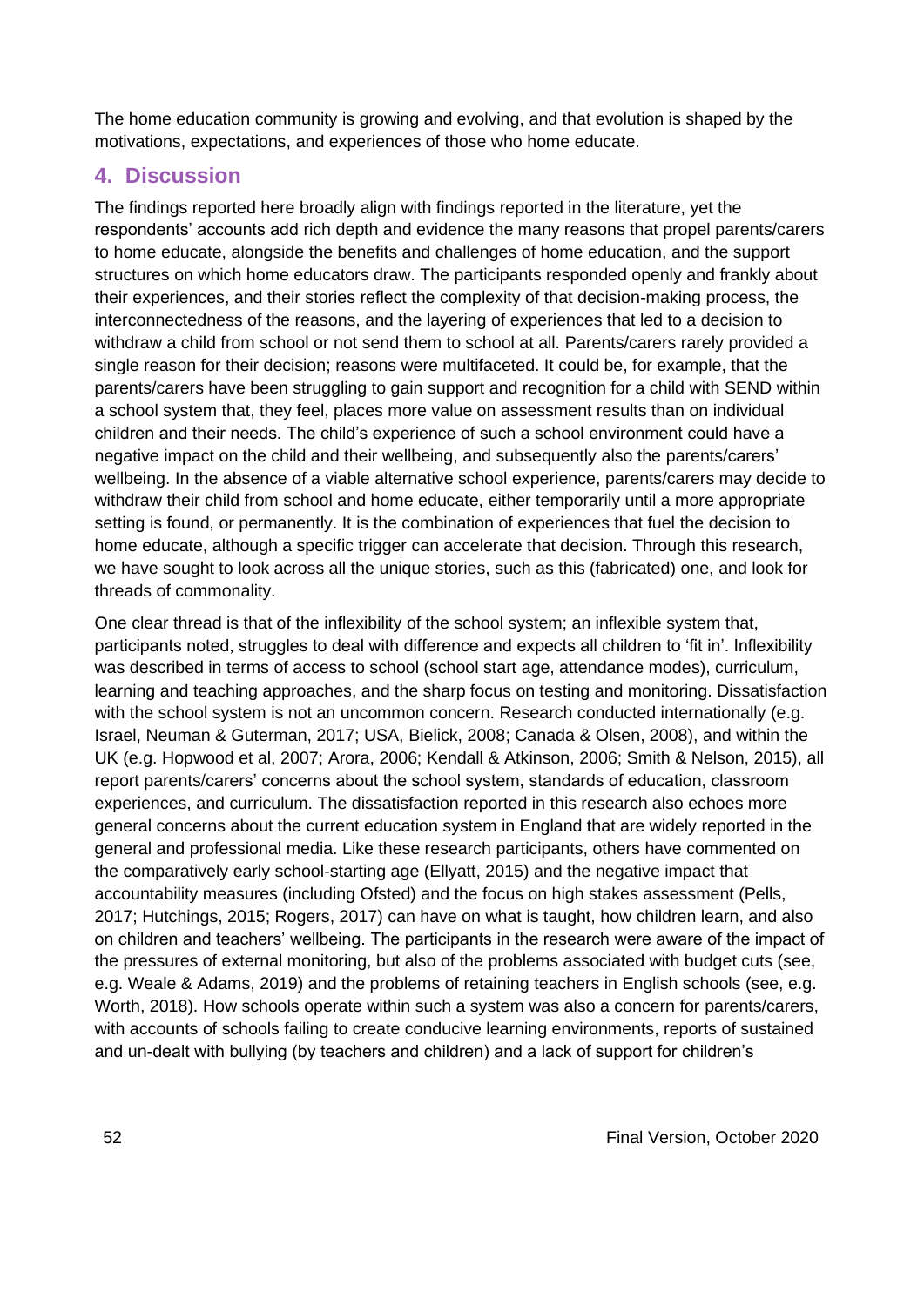The home education community is growing and evolving, and that evolution is shaped by the motivations, expectations, and experiences of those who home educate.

## 4. Discussion

The findings reported here broadly align with findings reported in the literature, yet the respondents' accounts add rich depth and evidence the many reasons that propel parents/carers to home educate, alongside the benefits and challenges of home education, and the support structures on which home educators draw. The participants responded openly and frankly about their experiences, and their stories reflect the complexity of that decision-making process, the interconnectedness of the reasons, and the layering of experiences that led to a decision to withdraw a child from school or not send them to school at all. Parents/carers rarely provided a single reason for their decision; reasons were multifaceted. It could be, for example, that the parents/carers have been struggling to gain support and recognition for a child with SEND within a school system that, they feel, places more value on assessment results than on individual children and their needs. The child's experience of such a school environment could have a negative impact on the child and their wellbeing, and subsequently also the parents/carers' wellbeing. In the absence of a viable alternative school experience, parents/carers may decide to withdraw their child from school and home educate, either temporarily until a more appropriate setting is found, or permanently. It is the combination of experiences that fuel the decision to home educate, although a specific trigger can accelerate that decision. Through this research, we have sought to look across all the unique stories, such as this (fabricated) one, and look for threads of commonality.

One clear thread is that of the inflexibility of the school system; an inflexible system that, participants noted, struggles to deal with difference and expects all children to 'fit in'. Inflexibility was described in terms of access to school (school start age, attendance modes), curriculum, learning and teaching approaches, and the sharp focus on testing and monitoring. Dissatisfaction with the school system is not an uncommon concern. Research conducted internationally (e.g. Israel, Neuman & Guterman, 2017; USA, Bielick, 2008; Canada & Olsen, 2008), and within the UK (e.g. Hopwood et al, 2007; Arora, 2006; Kendall & Atkinson, 2006; Smith & Nelson, 2015), all report parents/carers' concerns about the school system, standards of education, classroom experiences, and curriculum. The dissatisfaction reported in this research also echoes more general concerns about the current education system in England that are widely reported in the general and professional media. Like these research participants, others have commented on the comparatively early school-starting age (Ellyatt, 2015) and the negative impact that accountability measures (including Ofsted) and the focus on high stakes assessment (Pells, 2017; Hutchings, 2015; Rogers, 2017) can have on what is taught, how children learn, and also on children and teachers' wellbeing. The participants in the research were aware of the impact of the pressures of external monitoring, but also of the problems associated with budget cuts (see, e.g. Weale & Adams, 2019) and the problems of retaining teachers in English schools (see, e.g. Worth, 2018). How schools operate within such a system was also a concern for parents/carers, with accounts of schools failing to create conducive learning environments, reports of sustained and un-dealt with bullying (by teachers and children) and a lack of support for children's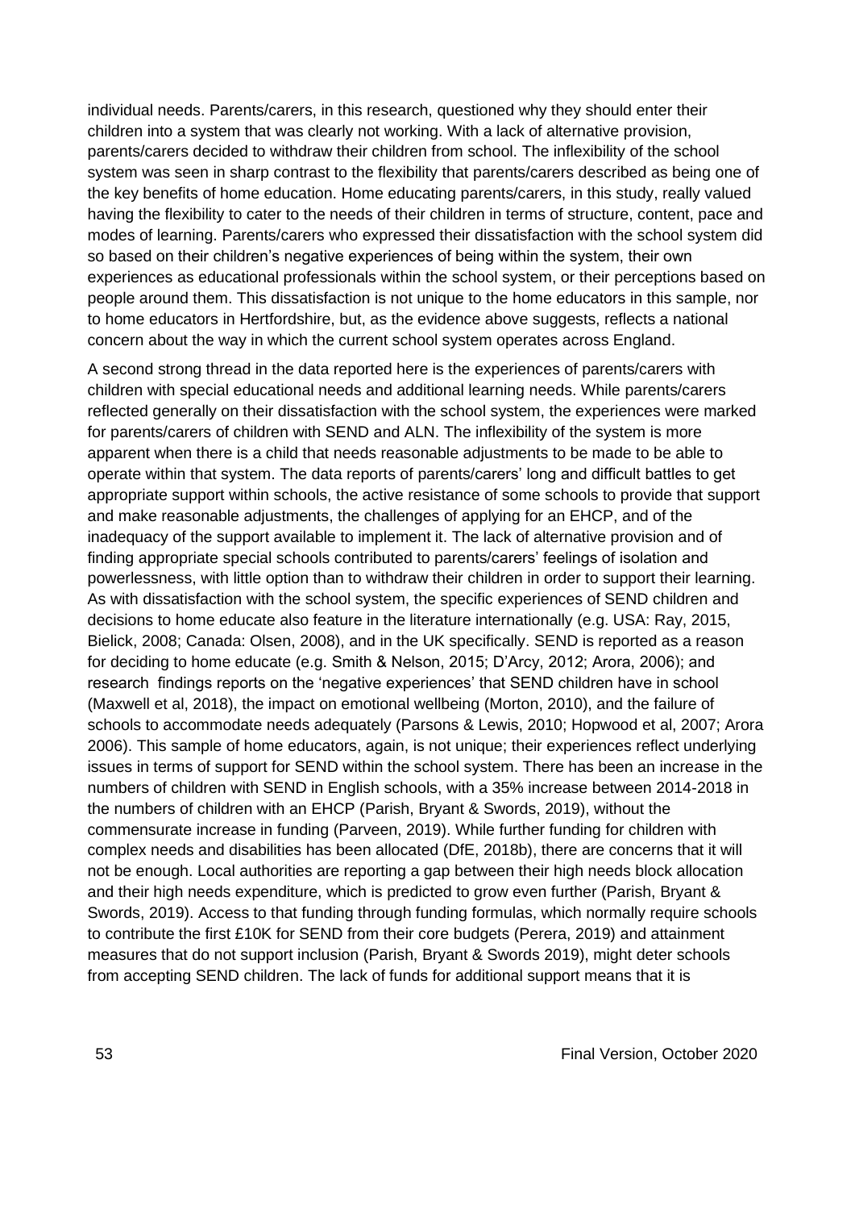individual needs. Parents/carers, in this research, questioned why they should enter their children into a system that was clearly not working. With a lack of alternative provision, parents/carers decided to withdraw their children from school. The inflexibility of the school system was seen in sharp contrast to the flexibility that parents/carers described as being one of the key benefits of home education. Home educating parents/carers, in this study, really valued having the flexibility to cater to the needs of their children in terms of structure, content, pace and modes of learning. Parents/carers who expressed their dissatisfaction with the school system did so based on their children's negative experiences of being within the system, their own experiences as educational professionals within the school system, or their perceptions based on people around them. This dissatisfaction is not unique to the home educators in this sample, nor to home educators in Hertfordshire, but, as the evidence above suggests, reflects a national concern about the way in which the current school system operates across England.

A second strong thread in the data reported here is the experiences of parents/carers with children with special educational needs and additional learning needs. While parents/carers reflected generally on their dissatisfaction with the school system, the experiences were marked for parents/carers of children with SEND and ALN. The inflexibility of the system is more apparent when there is a child that needs reasonable adjustments to be made to be able to operate within that system. The data reports of parents/carers' long and difficult battles to get appropriate support within schools, the active resistance of some schools to provide that support and make reasonable adjustments, the challenges of applying for an EHCP, and of the inadequacy of the support available to implement it. The lack of alternative provision and of finding appropriate special schools contributed to parents/carers' feelings of isolation and powerlessness, with little option than to withdraw their children in order to support their learning. As with dissatisfaction with the school system, the specific experiences of SEND children and decisions to home educate also feature in the literature internationally (e.g. USA: Ray, 2015, Bielick, 2008; Canada: Olsen, 2008), and in the UK specifically. SEND is reported as a reason for deciding to home educate (e.g. Smith & Nelson, 2015; D'Arcy, 2012; Arora, 2006); and research findings reports on the 'negative experiences' that SEND children have in school (Maxwell et al, 2018), the impact on emotional wellbeing (Morton, 2010), and the failure of schools to accommodate needs adequately (Parsons & Lewis, 2010; Hopwood et al, 2007; Arora 2006). This sample of home educators, again, is not unique; their experiences reflect underlying issues in terms of support for SEND within the school system. There has been an increase in the numbers of children with SEND in English schools, with a 35% increase between 2014-2018 in the numbers of children with an EHCP (Parish, Bryant & Swords, 2019), without the commensurate increase in funding (Parveen, 2019). While further funding for children with complex needs and disabilities has been allocated (DfE, 2018b), there are concerns that it will not be enough. Local authorities are reporting a gap between their high needs block allocation and their high needs expenditure, which is predicted to grow even further (Parish, Bryant & Swords, 2019). Access to that funding through funding formulas, which normally require schools to contribute the first £10K for SEND from their core budgets (Perera, 2019) and attainment measures that do not support inclusion (Parish, Bryant & Swords 2019), might deter schools from accepting SEND children. The lack of funds for additional support means that it is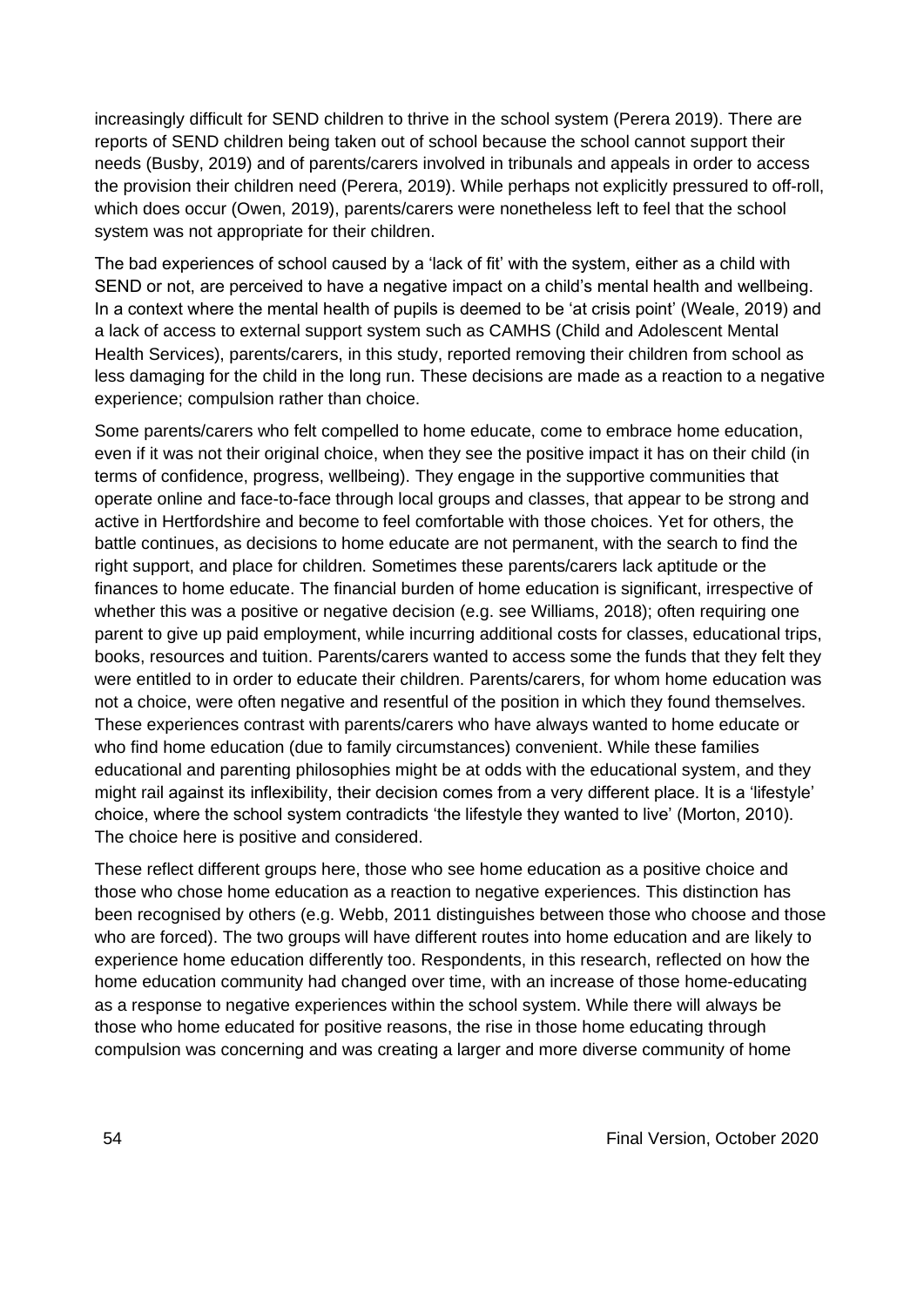increasingly difficult for SEND children to thrive in the school system (Perera 2019). There are reports of SEND children being taken out of school because the school cannot support their needs (Busby, 2019) and of parents/carers involved in tribunals and appeals in order to access the provision their children need (Perera, 2019). While perhaps not explicitly pressured to off-roll, which does occur (Owen, 2019), parents/carers were nonetheless left to feel that the school system was not appropriate for their children.

The bad experiences of school caused by a 'lack of fit' with the system, either as a child with SEND or not, are perceived to have a negative impact on a child's mental health and wellbeing. In a context where the mental health of pupils is deemed to be 'at crisis point' (Weale, 2019) and a lack of access to external support system such as CAMHS (Child and Adolescent Mental Health Services), parents/carers, in this study, reported removing their children from school as less damaging for the child in the long run. These decisions are made as a reaction to a negative experience; compulsion rather than choice.

Some parents/carers who felt compelled to home educate, come to embrace home education, even if it was not their original choice, when they see the positive impact it has on their child (in terms of confidence, progress, wellbeing). They engage in the supportive communities that operate online and face-to-face through local groups and classes, that appear to be strong and active in Hertfordshire and become to feel comfortable with those choices. Yet for others, the battle continues, as decisions to home educate are not permanent, with the search to find the right support, and place for children. Sometimes these parents/carers lack aptitude or the finances to home educate. The financial burden of home education is significant, irrespective of whether this was a positive or negative decision (e.g. see Williams, 2018); often requiring one parent to give up paid employment, while incurring additional costs for classes, educational trips, books, resources and tuition. Parents/carers wanted to access some the funds that they felt they were entitled to in order to educate their children. Parents/carers, for whom home education was not a choice, were often negative and resentful of the position in which they found themselves. These experiences contrast with parents/carers who have always wanted to home educate or who find home education (due to family circumstances) convenient. While these families educational and parenting philosophies might be at odds with the educational system, and they might rail against its inflexibility, their decision comes from a very different place. It is a 'lifestyle' choice, where the school system contradicts 'the lifestyle they wanted to live' (Morton, 2010). The choice here is positive and considered.

These reflect different groups here, those who see home education as a positive choice and those who chose home education as a reaction to negative experiences. This distinction has been recognised by others (e.g. Webb, 2011 distinguishes between those who choose and those who are forced). The two groups will have different routes into home education and are likely to experience home education differently too. Respondents, in this research, reflected on how the home education community had changed over time, with an increase of those home-educating as a response to negative experiences within the school system. While there will always be those who home educated for positive reasons, the rise in those home educating through compulsion was concerning and was creating a larger and more diverse community of home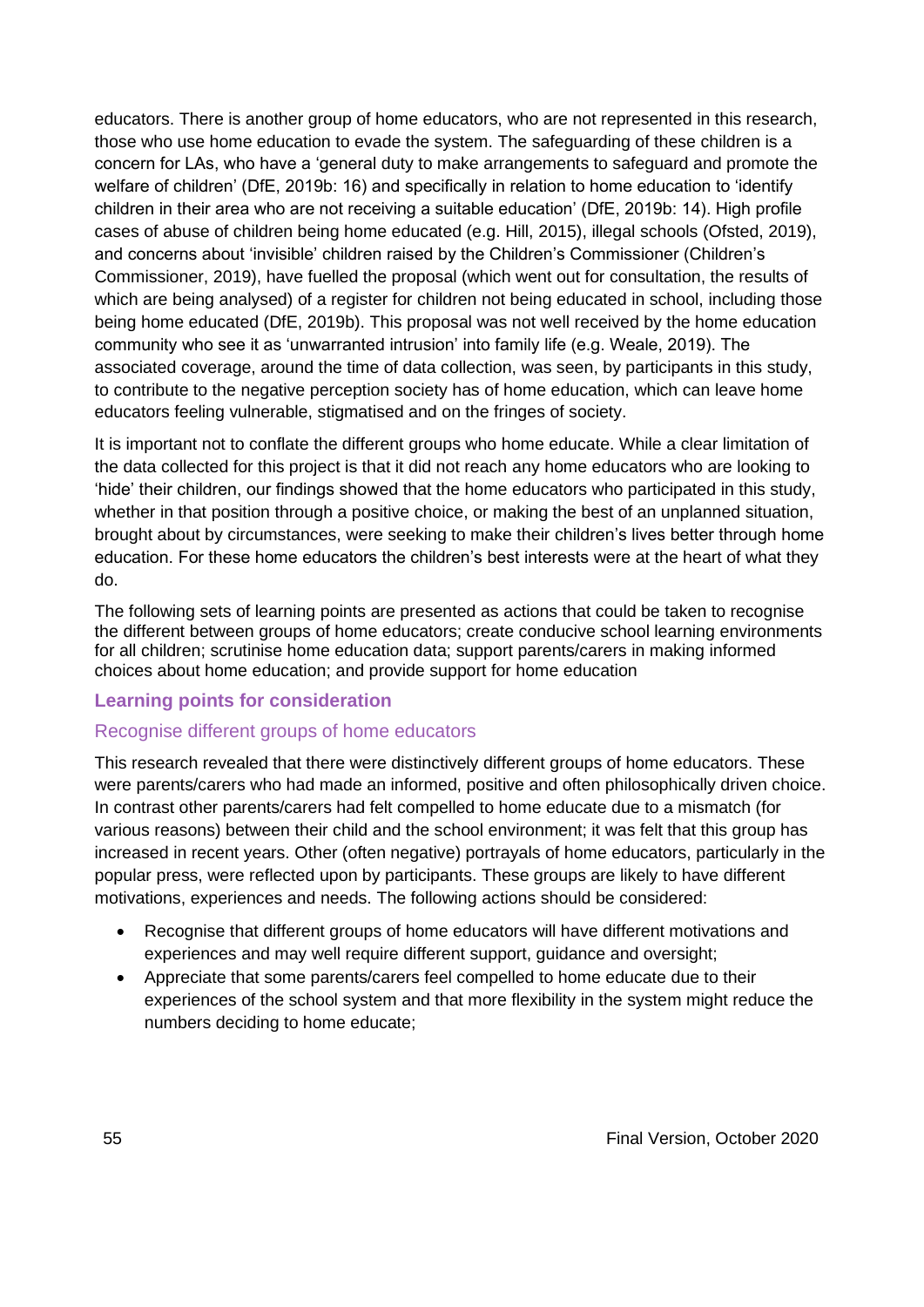educators. There is another group of home educators, who are not represented in this research, those who use home education to evade the system. The safeguarding of these children is a concern for LAs, who have a 'general duty to make arrangements to safeguard and promote the welfare of children' (DfE, 2019b: 16) and specifically in relation to home education to 'identify children in their area who are not receiving a suitable education' (DfE, 2019b: 14). High profile cases of abuse of children being home educated (e.g. Hill, 2015), illegal schools (Ofsted, 2019), and concerns about 'invisible' children raised by the Children's Commissioner (Children's Commissioner, 2019), have fuelled the proposal (which went out for consultation, the results of which are being analysed) of a register for children not being educated in school, including those being home educated (DfE, 2019b). This proposal was not well received by the home education community who see it as 'unwarranted intrusion' into family life (e.g. Weale, 2019). The associated coverage, around the time of data collection, was seen, by participants in this study, to contribute to the negative perception society has of home education, which can leave home educators feeling vulnerable, stigmatised and on the fringes of society.

It is important not to conflate the different groups who home educate. While a clear limitation of the data collected for this project is that it did not reach any home educators who are looking to 'hide' their children, our findings showed that the home educators who participated in this study, whether in that position through a positive choice, or making the best of an unplanned situation, brought about by circumstances, were seeking to make their children's lives better through home education. For these home educators the children's best interests were at the heart of what they do.

The following sets of learning points are presented as actions that could be taken to recognise the different between groups of home educators; create conducive school learning environments for all children; scrutinise home education data; support parents/carers in making informed choices about home education; and provide support for home education

### Learning points for consideration

#### Recognise different groups of home educators

This research revealed that there were distinctively different groups of home educators. These were parents/carers who had made an informed, positive and often philosophically driven choice. In contrast other parents/carers had felt compelled to home educate due to a mismatch (for various reasons) between their child and the school environment; it was felt that this group has increased in recent years. Other (often negative) portrayals of home educators, particularly in the popular press, were reflected upon by participants. These groups are likely to have different motivations, experiences and needs. The following actions should be considered:

- Recognise that different groups of home educators will have different motivations and experiences and may well require different support, guidance and oversight;
- Appreciate that some parents/carers feel compelled to home educate due to their experiences of the school system and that more flexibility in the system might reduce the numbers deciding to home educate;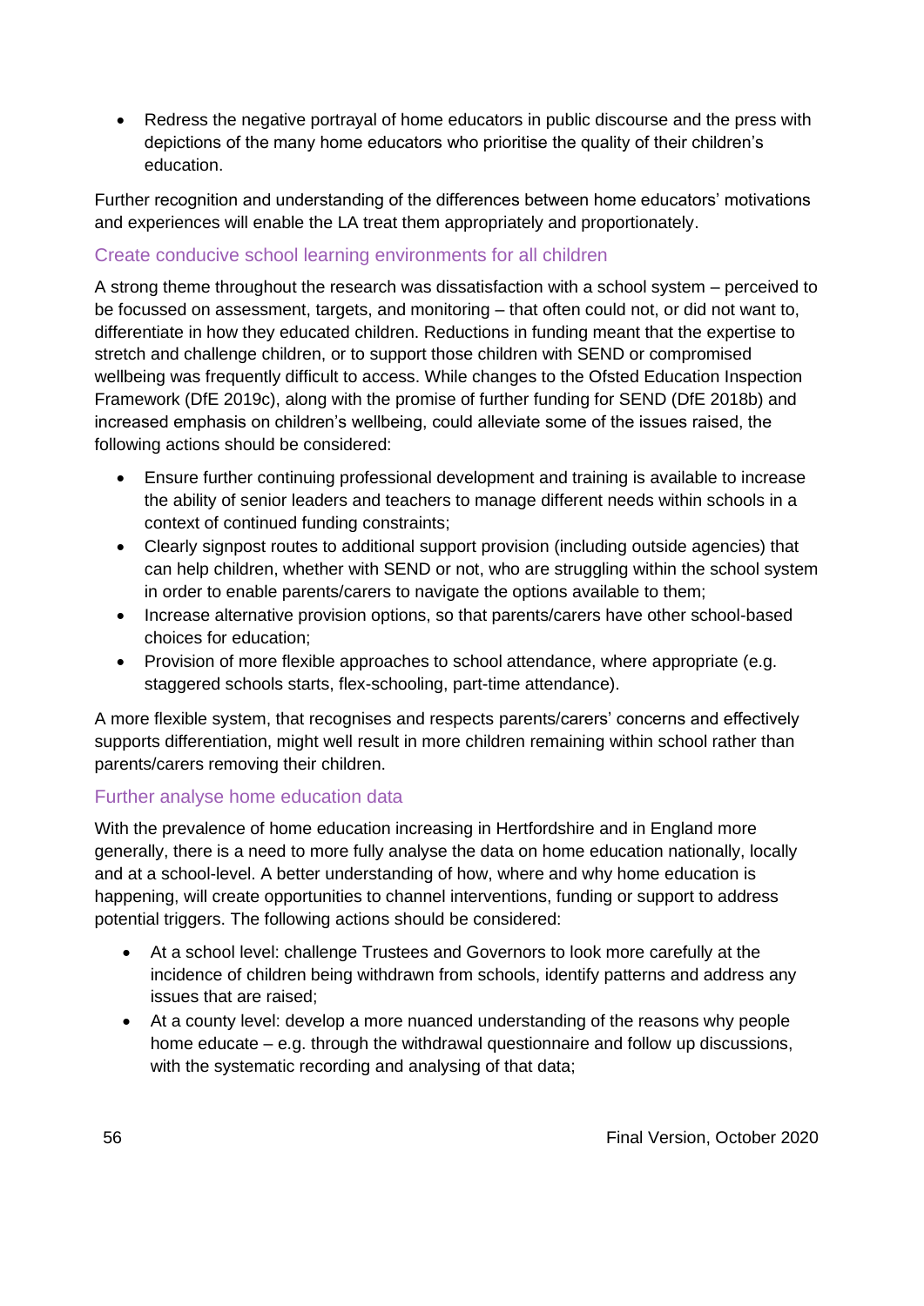- Redress the negative portrayal of home educators in public discourse and the press with depictions of the many home educators who prioritise the quality of their children's education.

Further recognition and understanding of the differences between home educators' motivations and experiences will enable the LA treat them appropriately and proportionately.

### Create conducive school learning environments for all children

A strong theme throughout the research was dissatisfaction with a school system – perceived to be focussed on assessment, targets, and monitoring – that often could not, or did not want to, differentiate in how they educated children. Reductions in funding meant that the expertise to stretch and challenge children, or to support those children with SEND or compromised wellbeing was frequently difficult to access. While changes to the Ofsted Education Inspection Framework (DfE 2019c), along with the promise of further funding for SEND (DfE 2018b) and increased emphasis on children's wellbeing, could alleviate some of the issues raised, the following actions should be considered:

- Ensure further continuing professional development and training is available to increase the ability of senior leaders and teachers to manage different needs within schools in a context of continued funding constraints;
- Clearly signpost routes to additional support provision (including outside agencies) that can help children, whether with SEND or not, who are struggling within the school system in order to enable parents/carers to navigate the options available to them;
- Increase alternative provision options, so that parents/carers have other school-based choices for education;
- Provision of more flexible approaches to school attendance, where appropriate (e.g. staggered schools starts, flex-schooling, part-time attendance).

A more flexible system, that recognises and respects parents/carers' concerns and effectively supports differentiation, might well result in more children remaining within school rather than parents/carers removing their children.

### Further analyse home education data

With the prevalence of home education increasing in Hertfordshire and in England more generally, there is a need to more fully analyse the data on home education nationally, locally and at a school-level. A better understanding of how, where and why home education is happening, will create opportunities to channel interventions, funding or support to address potential triggers. The following actions should be considered:

- At a school level: challenge Trustees and Governors to look more carefully at the incidence of children being withdrawn from schools, identify patterns and address any issues that are raised;
- At a county level: develop a more nuanced understanding of the reasons why people home educate – e.g. through the withdrawal questionnaire and follow up discussions, with the systematic recording and analysing of that data;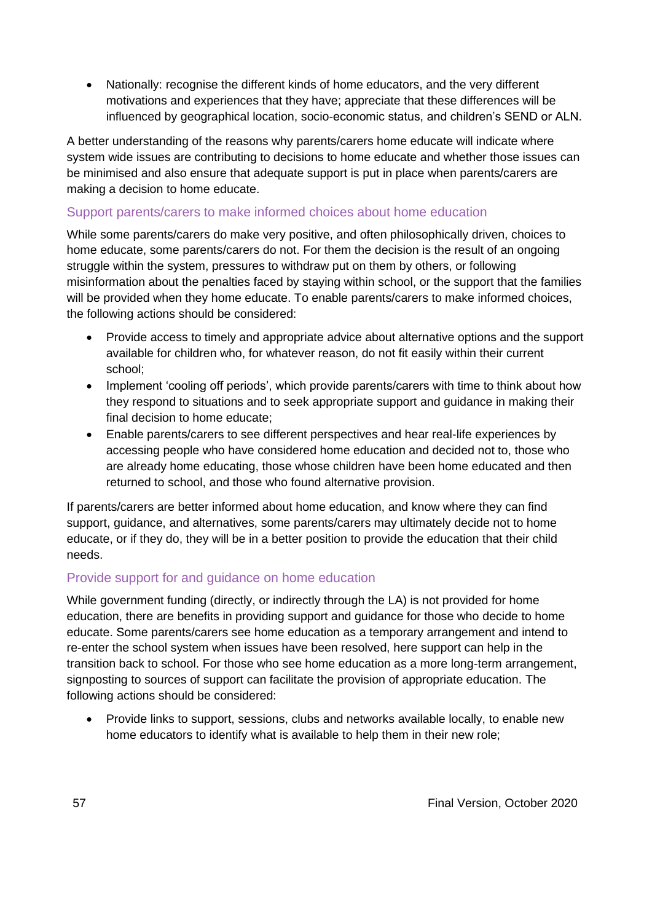- Nationally: recognise the different kinds of home educators, and the very different motivations and experiences that they have; appreciate that these differences will be influenced by geographical location, socio-economic status, and children's SEND or ALN.

A better understanding of the reasons why parents/carers home educate will indicate where system wide issues are contributing to decisions to home educate and whether those issues can be minimised and also ensure that adequate support is put in place when parents/carers are making a decision to home educate.

### Support parents/carers to make informed choices about home education

While some parents/carers do make very positive, and often philosophically driven, choices to home educate, some parents/carers do not. For them the decision is the result of an ongoing struggle within the system, pressures to withdraw put on them by others, or following misinformation about the penalties faced by staying within school, or the support that the families will be provided when they home educate. To enable parents/carers to make informed choices, the following actions should be considered:

- Provide access to timely and appropriate advice about alternative options and the support available for children who, for whatever reason, do not fit easily within their current school;
- Implement 'cooling off periods', which provide parents/carers with time to think about how they respond to situations and to seek appropriate support and guidance in making their final decision to home educate;
- Enable parents/carers to see different perspectives and hear real-life experiences by accessing people who have considered home education and decided not to, those who are already home educating, those whose children have been home educated and then returned to school, and those who found alternative provision.

If parents/carers are better informed about home education, and know where they can find support, guidance, and alternatives, some parents/carers may ultimately decide not to home educate, or if they do, they will be in a better position to provide the education that their child needs.

### Provide support for and guidance on home education

While government funding (directly, or indirectly through the LA) is not provided for home education, there are benefits in providing support and guidance for those who decide to home educate. Some parents/carers see home education as a temporary arrangement and intend to re-enter the school system when issues have been resolved, here support can help in the transition back to school. For those who see home education as a more long-term arrangement, signposting to sources of support can facilitate the provision of appropriate education. The following actions should be considered:

- Provide links to support, sessions, clubs and networks available locally, to enable new home educators to identify what is available to help them in their new role;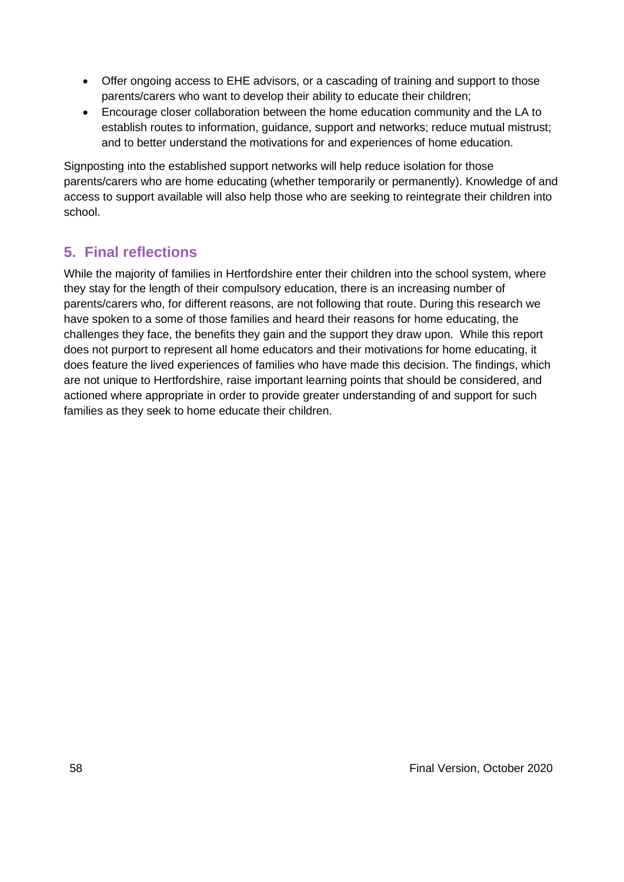- Offer ongoing access to EHE advisors, or a cascading of training and support to those parents/carers who want to develop their ability to educate their children;
- Encourage closer collaboration between the home education community and the LA to establish routes to information, guidance, support and networks; reduce mutual mistrust; and to better understand the motivations for and experiences of home education.

Signposting into the established support networks will help reduce isolation for those parents/carers who are home educating (whether temporarily or permanently). Knowledge of and access to support available will also help those who are seeking to reintegrate their children into school.

## 5. Final reflections

While the majority of families in Hertfordshire enter their children into the school system, where they stay for the length of their compulsory education, there is an increasing number of parents/carers who, for different reasons, are not following that route. During this research we have spoken to a some of those families and heard their reasons for home educating, the challenges they face, the benefits they gain and the support they draw upon. While this report does not purport to represent all home educators and their motivations for home educating, it does feature the lived experiences of families who have made this decision. The findings, which are not unique to Hertfordshire, raise important learning points that should be considered, and actioned where appropriate in order to provide greater understanding of and support for such families as they seek to home educate their children.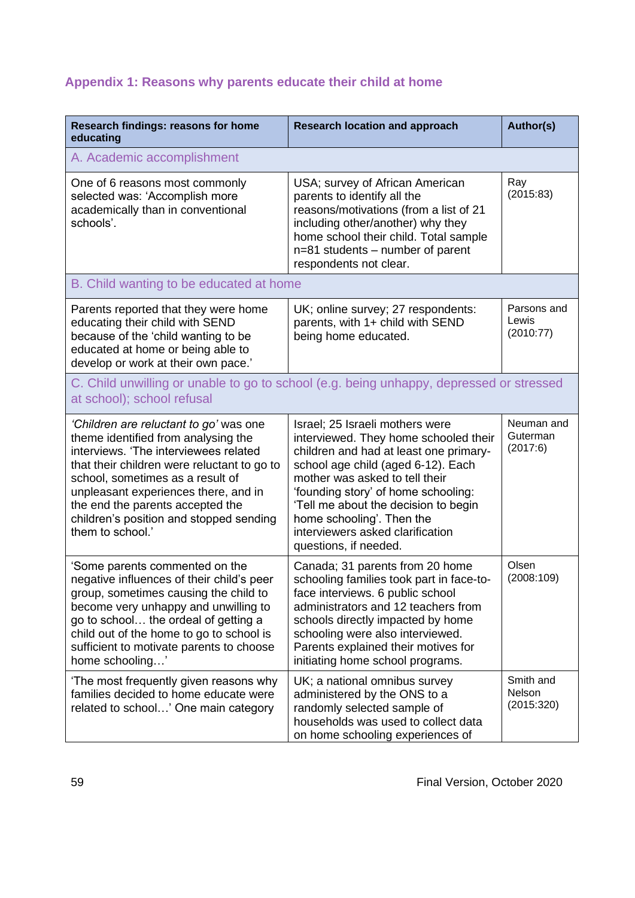## Appendix 1: Reasons why parents educate their child at home

| Research findings: reasons for home educating | Research location and approach | Author(s) |
|---|---|---|
| A. Academic accomplishment | | |
| One of 6 reasons most commonly selected was: 'Accomplish more academically than in conventional schools'. | USA; survey of African American parents to identify all the reasons/motivations (from a list of 21 including other/another) why they home school their child. Total sample n=81 students – number of parent respondents not clear. | Ray (2015:83) |
| B. Child wanting to be educated at home | | |
| Parents reported that they were home educating their child with SEND because of the 'child wanting to be educated at home or being able to develop or work at their own pace.' | UK; online survey; 27 respondents: parents, with 1+ child with SEND being home educated. | Parsons and Lewis (2010:77) |
| C. Child unwilling or unable to go to school (e.g. being unhappy, depressed or stressed at school); school refusal | | |
| *'Children are reluctant to go'* was one theme identified from analysing the interviews. 'The interviewees related that their children were reluctant to go to school, sometimes as a result of unpleasant experiences there, and in the end the parents accepted the children's position and stopped sending them to school.' | Israel; 25 Israeli mothers were interviewed. They home schooled their children and had at least one primary-school age child (aged 6-12). Each mother was asked to tell their 'founding story' of home schooling: 'Tell me about the decision to begin home schooling'. Then the interviewers asked clarification questions, if needed. | Neuman and Guterman (2017:6) |
| 'Some parents commented on the negative influences of their child's peer group, sometimes causing the child to become very unhappy and unwilling to go to school… the ordeal of getting a child out of the home to go to school is sufficient to motivate parents to choose home schooling…' | Canada; 31 parents from 20 home schooling families took part in face-to-face interviews. 6 public school administrators and 12 teachers from schools directly impacted by home schooling were also interviewed. Parents explained their motives for initiating home school programs. | Olsen (2008:109) |
| 'The most frequently given reasons why families decided to home educate were related to school…' One main category | UK; a national omnibus survey administered by the ONS to a randomly selected sample of households was used to collect data on home schooling experiences of | Smith and Nelson (2015:320) |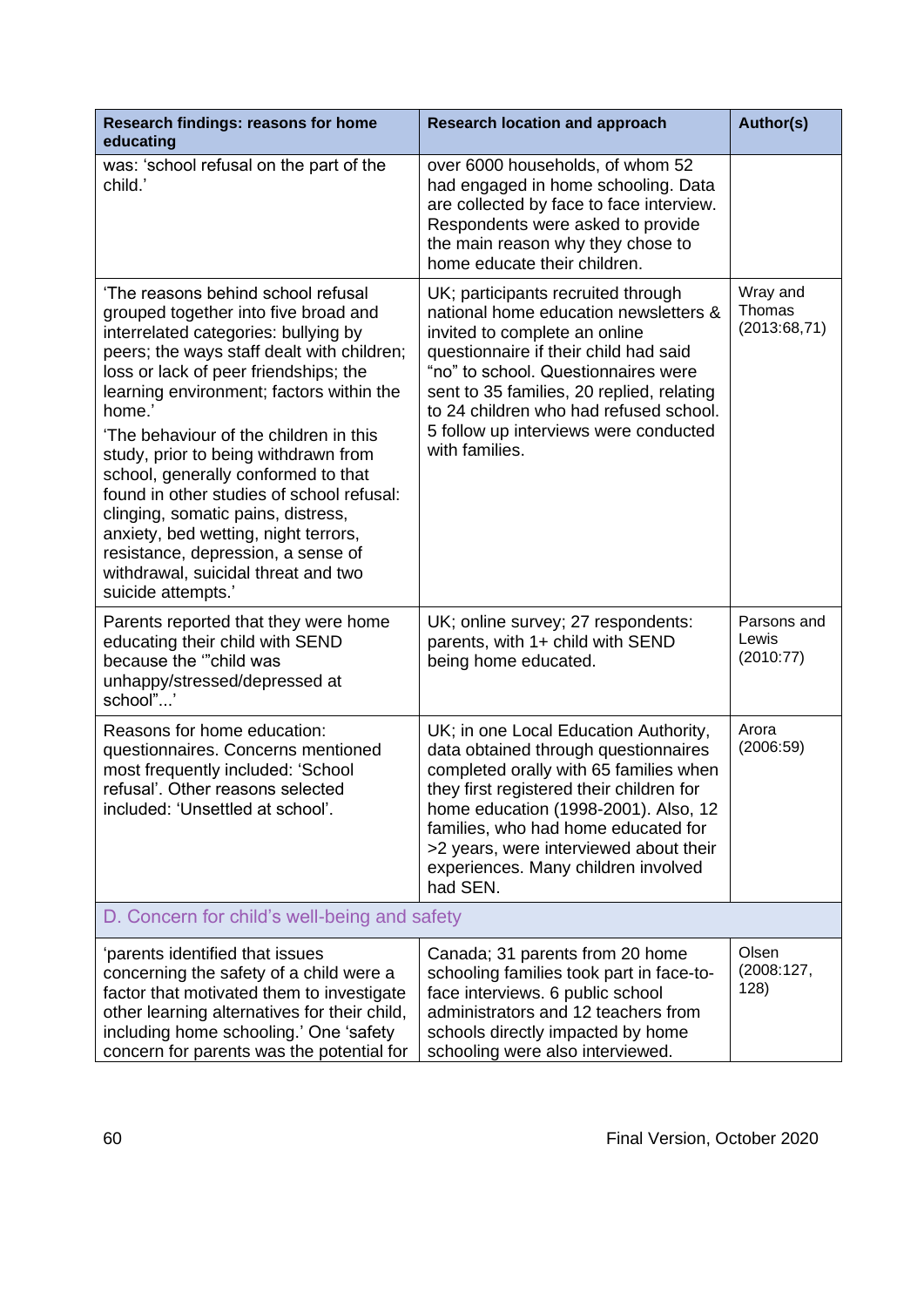| Research findings: reasons for home educating | Research location and approach | Author(s) |
|---|---|---|
| was: 'school refusal on the part of the child.' | over 6000 households, of whom 52 had engaged in home schooling. Data are collected by face to face interview. Respondents were asked to provide the main reason why they chose to home educate their children. | |
| 'The reasons behind school refusal grouped together into five broad and interrelated categories: bullying by peers; the ways staff dealt with children; loss or lack of peer friendships; the learning environment; factors within the home.' 'The behaviour of the children in this study, prior to being withdrawn from school, generally conformed to that found in other studies of school refusal: clinging, somatic pains, distress, anxiety, bed wetting, night terrors, resistance, depression, a sense of withdrawal, suicidal threat and two suicide attempts.' | UK; participants recruited through national home education newsletters & invited to complete an online questionnaire if their child had said "no" to school. Questionnaires were sent to 35 families, 20 replied, relating to 24 children who had refused school. 5 follow up interviews were conducted with families. | Wray and Thomas (2013:68,71) |
| Parents reported that they were home educating their child with SEND because the '"child was unhappy/stressed/depressed at school"...' | UK; online survey; 27 respondents: parents, with 1+ child with SEND being home educated. | Parsons and Lewis (2010:77) |
| Reasons for home education: questionnaires. Concerns mentioned most frequently included: 'School refusal'. Other reasons selected included: 'Unsettled at school'. | UK; in one Local Education Authority, data obtained through questionnaires completed orally with 65 families when they first registered their children for home education (1998-2001). Also, 12 families, who had home educated for >2 years, were interviewed about their experiences. Many children involved had SEN. | Arora (2006:59) |
| **D. Concern for child's well-being and safety** | | |
| 'parents identified that issues concerning the safety of a child were a factor that motivated them to investigate other learning alternatives for their child, including home schooling.' One 'safety concern for parents was the potential for | Canada; 31 parents from 20 home schooling families took part in face-to-face interviews. 6 public school administrators and 12 teachers from schools directly impacted by home schooling were also interviewed. | Olsen (2008:127, 128) |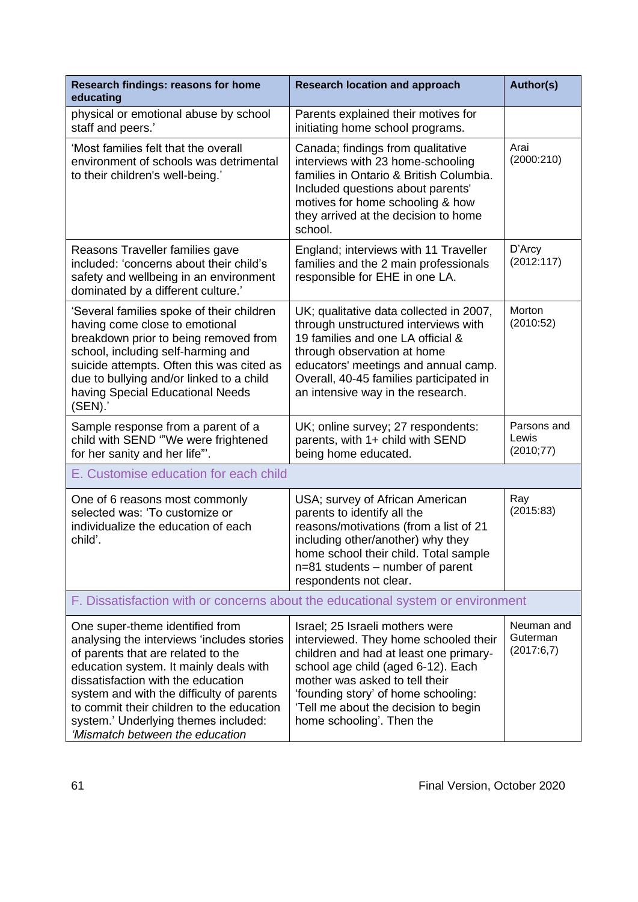| Research findings: reasons for home educating | Research location and approach | Author(s) |
| --- | --- | --- |
| physical or emotional abuse by school staff and peers.' | Parents explained their motives for initiating home school programs. | |
| 'Most families felt that the overall environment of schools was detrimental to their children's well-being.' | Canada; findings from qualitative interviews with 23 home-schooling families in Ontario & British Columbia. Included questions about parents' motives for home schooling & how they arrived at the decision to home school. | Arai (2000:210) |
| Reasons Traveller families gave included: 'concerns about their child's safety and wellbeing in an environment dominated by a different culture.' | England; interviews with 11 Traveller families and the 2 main professionals responsible for EHE in one LA. | D'Arcy (2012:117) |
| 'Several families spoke of their children having come close to emotional breakdown prior to being removed from school, including self-harming and suicide attempts. Often this was cited as due to bullying and/or linked to a child having Special Educational Needs (SEN).' | UK; qualitative data collected in 2007, through unstructured interviews with 19 families and one LA official & through observation at home educators' meetings and annual camp. Overall, 40-45 families participated in an intensive way in the research. | Morton (2010:52) |
| Sample response from a parent of a child with SEND '"We were frightened for her sanity and her life"'. | UK; online survey; 27 respondents: parents, with 1+ child with SEND being home educated. | Parsons and Lewis (2010;77) |
| E. Customise education for each child | | |
| One of 6 reasons most commonly selected was: 'To customize or individualize the education of each child'. | USA; survey of African American parents to identify all the reasons/motivations (from a list of 21 including other/another) why they home school their child. Total sample n=81 students – number of parent respondents not clear. | Ray (2015:83) |
| F. Dissatisfaction with or concerns about the educational system or environment | | |
| One super-theme identified from analysing the interviews 'includes stories of parents that are related to the education system. It mainly deals with dissatisfaction with the education system and with the difficulty of parents to commit their children to the education system.' Underlying themes included: *'Mismatch between the education* | Israel; 25 Israeli mothers were interviewed. They home schooled their children and had at least one primary-school age child (aged 6-12). Each mother was asked to tell their 'founding story' of home schooling: 'Tell me about the decision to begin home schooling'. Then the | Neuman and Guterman (2017:6,7) |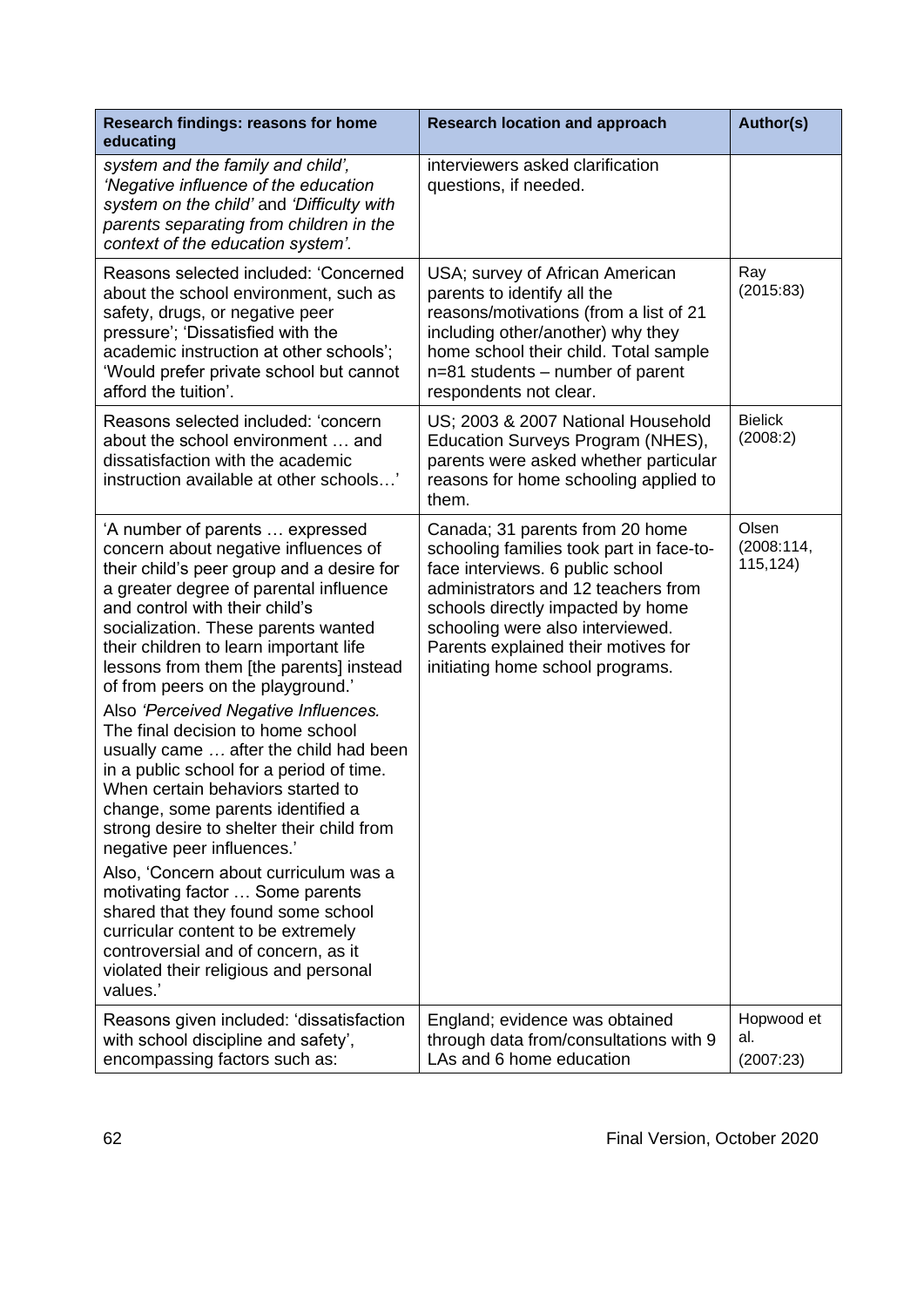| Research findings: reasons for home educating | Research location and approach | Author(s) |
|---|---|---|
| *system and the family and child', 'Negative influence of the education system on the child'* and *'Difficulty with parents separating from children in the context of the education system'.* | interviewers asked clarification questions, if needed. | |
| Reasons selected included: 'Concerned about the school environment, such as safety, drugs, or negative peer pressure'; 'Dissatisfied with the academic instruction at other schools'; 'Would prefer private school but cannot afford the tuition'. | USA; survey of African American parents to identify all the reasons/motivations (from a list of 21 including other/another) why they home school their child. Total sample n=81 students – number of parent respondents not clear. | Ray (2015:83) |
| Reasons selected included: 'concern about the school environment … and dissatisfaction with the academic instruction available at other schools…' | US; 2003 & 2007 National Household Education Surveys Program (NHES), parents were asked whether particular reasons for home schooling applied to them. | Bielick (2008:2) |
| 'A number of parents … expressed concern about negative influences of their child's peer group and a desire for a greater degree of parental influence and control with their child's socialization. These parents wanted their children to learn important life lessons from them [the parents] instead of from peers on the playground.'<br><br>Also *'Perceived Negative Influences.* The final decision to home school usually came … after the child had been in a public school for a period of time. When certain behaviors started to change, some parents identified a strong desire to shelter their child from negative peer influences.'<br><br>Also, 'Concern about curriculum was a motivating factor … Some parents shared that they found some school curricular content to be extremely controversial and of concern, as it violated their religious and personal values.' | Canada; 31 parents from 20 home schooling families took part in face-to-face interviews. 6 public school administrators and 12 teachers from schools directly impacted by home schooling were also interviewed. Parents explained their motives for initiating home school programs. | Olsen (2008:114, 115,124) |
| Reasons given included: 'dissatisfaction with school discipline and safety', encompassing factors such as: | England; evidence was obtained through data from/consultations with 9 LAs and 6 home education | Hopwood et al. (2007:23) |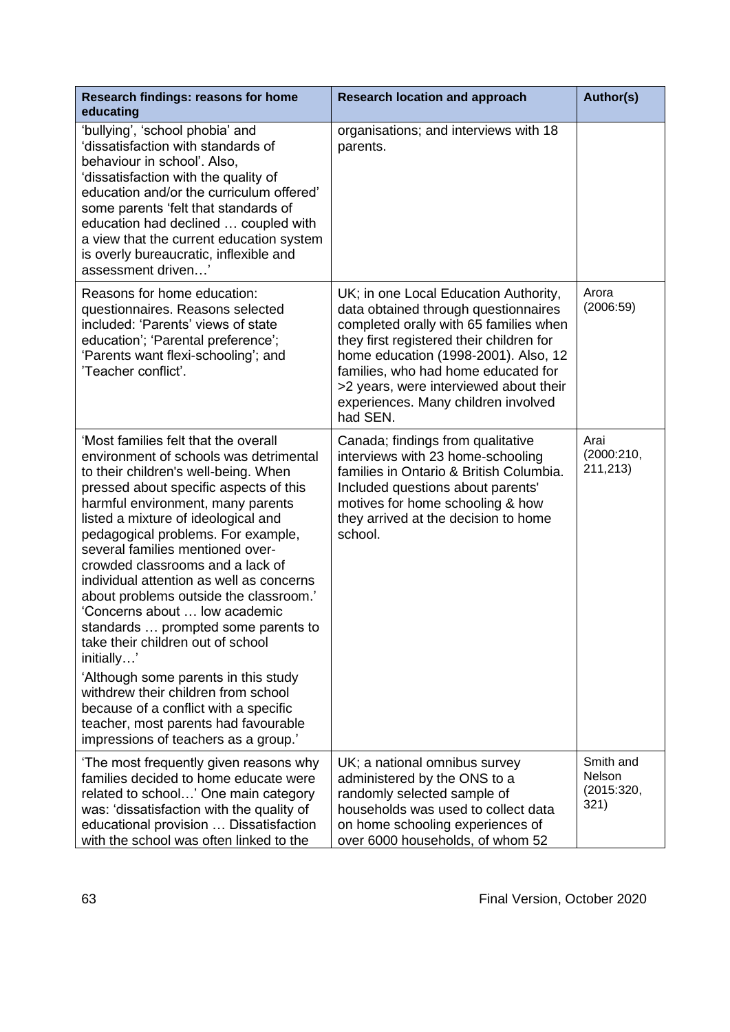| Research findings: reasons for home educating | Research location and approach | Author(s) |
|---|---|---|
| 'bullying', 'school phobia' and 'dissatisfaction with standards of behaviour in school'. Also, 'dissatisfaction with the quality of education and/or the curriculum offered' some parents 'felt that standards of education had declined … coupled with a view that the current education system is overly bureaucratic, inflexible and assessment driven…' | organisations; and interviews with 18 parents. | |
| Reasons for home education: questionnaires. Reasons selected included: 'Parents' views of state education'; 'Parental preference'; 'Parents want flexi-schooling'; and 'Teacher conflict'. | UK; in one Local Education Authority, data obtained through questionnaires completed orally with 65 families when they first registered their children for home education (1998-2001). Also, 12 families, who had home educated for >2 years, were interviewed about their experiences. Many children involved had SEN. | Arora (2006:59) |
| 'Most families felt that the overall environment of schools was detrimental to their children's well-being. When pressed about specific aspects of this harmful environment, many parents listed a mixture of ideological and pedagogical problems. For example, several families mentioned over-crowded classrooms and a lack of individual attention as well as concerns about problems outside the classroom.' 'Concerns about … low academic standards … prompted some parents to take their children out of school initially…' 'Although some parents in this study withdrew their children from school because of a conflict with a specific teacher, most parents had favourable impressions of teachers as a group.' | Canada; findings from qualitative interviews with 23 home-schooling families in Ontario & British Columbia. Included questions about parents' motives for home schooling & how they arrived at the decision to home school. | Arai (2000:210, 211,213) |
| 'The most frequently given reasons why families decided to home educate were related to school…' One main category was: 'dissatisfaction with the quality of educational provision … Dissatisfaction with the school was often linked to the | UK; a national omnibus survey administered by the ONS to a randomly selected sample of households was used to collect data on home schooling experiences of over 6000 households, of whom 52 | Smith and Nelson (2015:320, 321) |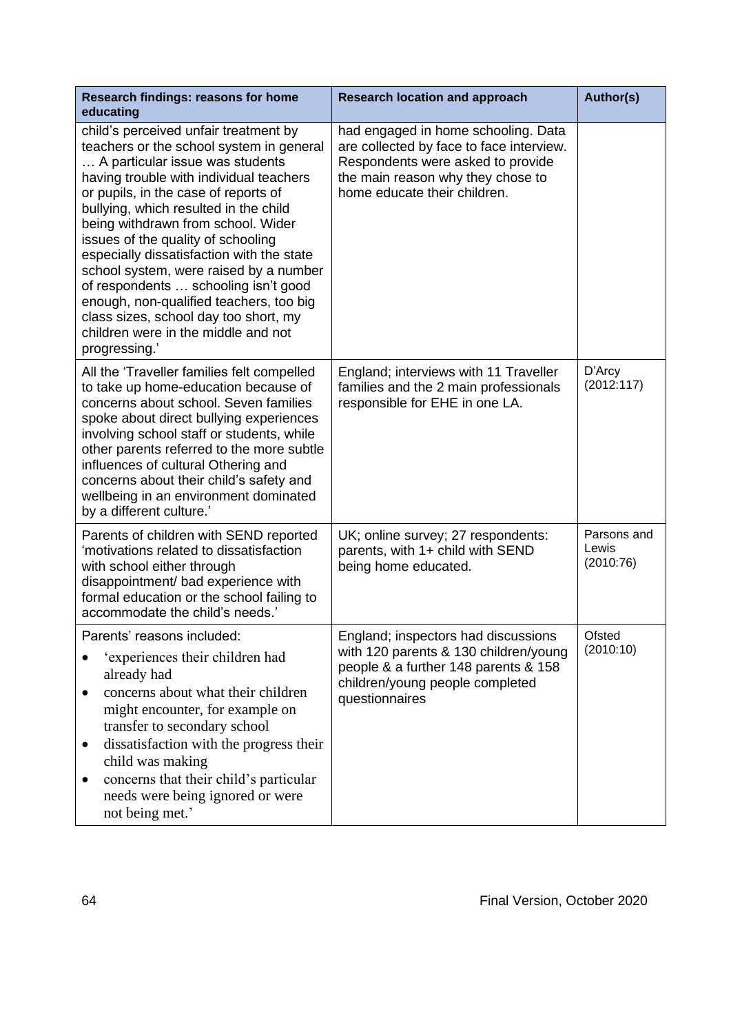| Research findings: reasons for home educating | Research location and approach | Author(s) |
| --- | --- | --- |
| child's perceived unfair treatment by teachers or the school system in general … A particular issue was students having trouble with individual teachers or pupils, in the case of reports of bullying, which resulted in the child being withdrawn from school. Wider issues of the quality of schooling especially dissatisfaction with the state school system, were raised by a number of respondents … schooling isn't good enough, non-qualified teachers, too big class sizes, school day too short, my children were in the middle and not progressing.' | had engaged in home schooling. Data are collected by face to face interview. Respondents were asked to provide the main reason why they chose to home educate their children. | |
| All the 'Traveller families felt compelled to take up home-education because of concerns about school. Seven families spoke about direct bullying experiences involving school staff or students, while other parents referred to the more subtle influences of cultural Othering and concerns about their child's safety and wellbeing in an environment dominated by a different culture.' | England; interviews with 11 Traveller families and the 2 main professionals responsible for EHE in one LA. | D'Arcy (2012:117) |
| Parents of children with SEND reported 'motivations related to dissatisfaction with school either through disappointment/ bad experience with formal education or the school failing to accommodate the child's needs.' | UK; online survey; 27 respondents: parents, with 1+ child with SEND being home educated. | Parsons and Lewis (2010:76) |
| Parents' reasons included: <br>• 'experiences their children had already had <br>• concerns about what their children might encounter, for example on transfer to secondary school <br>• dissatisfaction with the progress their child was making <br>• concerns that their child's particular needs were being ignored or were not being met.' | England; inspectors had discussions with 120 parents & 130 children/young people & a further 148 parents & 158 children/young people completed questionnaires | Ofsted (2010:10) |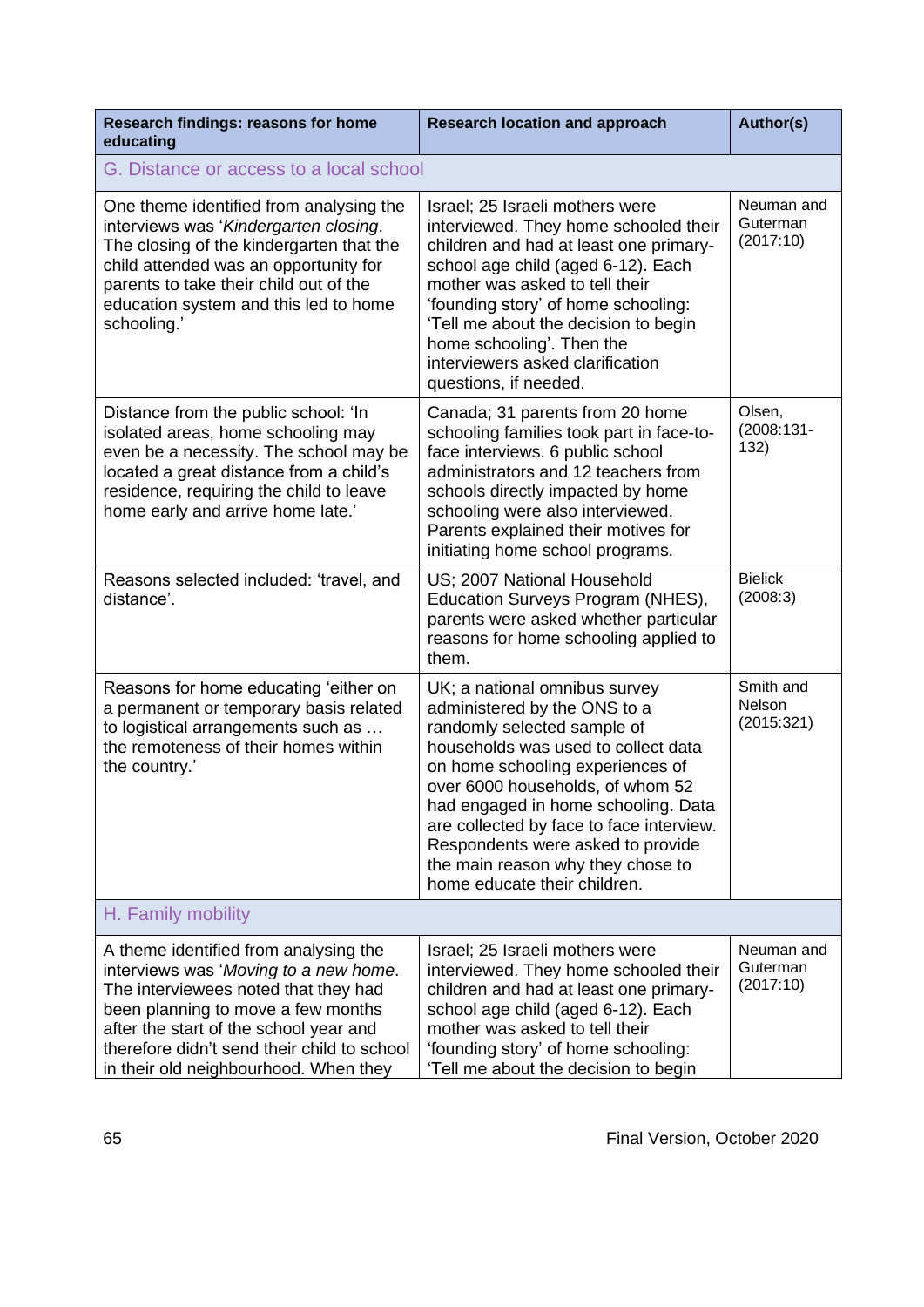| Research findings: reasons for home educating | Research location and approach | Author(s) |
|---|---|---|
| G. Distance or access to a local school | | |
| One theme identified from analysing the interviews was '*Kindergarten closing*. The closing of the kindergarten that the child attended was an opportunity for parents to take their child out of the education system and this led to home schooling.' | Israel; 25 Israeli mothers were interviewed. They home schooled their children and had at least one primary-school age child (aged 6-12). Each mother was asked to tell their 'founding story' of home schooling: 'Tell me about the decision to begin home schooling'. Then the interviewers asked clarification questions, if needed. | Neuman and Guterman (2017:10) |
| Distance from the public school: 'In isolated areas, home schooling may even be a necessity. The school may be located a great distance from a child's residence, requiring the child to leave home early and arrive home late.' | Canada; 31 parents from 20 home schooling families took part in face-to-face interviews. 6 public school administrators and 12 teachers from schools directly impacted by home schooling were also interviewed. Parents explained their motives for initiating home school programs. | Olsen, (2008:131-132) |
| Reasons selected included: 'travel, and distance'. | US; 2007 National Household Education Surveys Program (NHES), parents were asked whether particular reasons for home schooling applied to them. | Bielick (2008:3) |
| Reasons for home educating 'either on a permanent or temporary basis related to logistical arrangements such as … the remoteness of their homes within the country.' | UK; a national omnibus survey administered by the ONS to a randomly selected sample of households was used to collect data on home schooling experiences of over 6000 households, of whom 52 had engaged in home schooling. Data are collected by face to face interview. Respondents were asked to provide the main reason why they chose to home educate their children. | Smith and Nelson (2015:321) |
| H. Family mobility | | |
| A theme identified from analysing the interviews was '*Moving to a new home*. The interviewees noted that they had been planning to move a few months after the start of the school year and therefore didn't send their child to school in their old neighbourhood. When they | Israel; 25 Israeli mothers were interviewed. They home schooled their children and had at least one primary-school age child (aged 6-12). Each mother was asked to tell their 'founding story' of home schooling: 'Tell me about the decision to begin | Neuman and Guterman (2017:10) |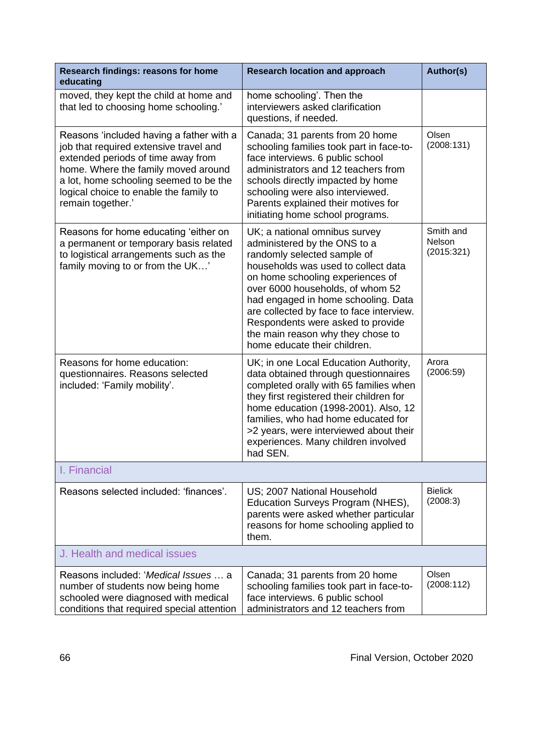| Research findings: reasons for home educating | Research location and approach | Author(s) |
|---|---|---|
| moved, they kept the child at home and that led to choosing home schooling.' | home schooling'. Then the interviewers asked clarification questions, if needed. | |
| Reasons 'included having a father with a job that required extensive travel and extended periods of time away from home. Where the family moved around a lot, home schooling seemed to be the logical choice to enable the family to remain together.' | Canada; 31 parents from 20 home schooling families took part in face-to-face interviews. 6 public school administrators and 12 teachers from schools directly impacted by home schooling were also interviewed. Parents explained their motives for initiating home school programs. | Olsen (2008:131) |
| Reasons for home educating 'either on a permanent or temporary basis related to logistical arrangements such as the family moving to or from the UK…' | UK; a national omnibus survey administered by the ONS to a randomly selected sample of households was used to collect data on home schooling experiences of over 6000 households, of whom 52 had engaged in home schooling. Data are collected by face to face interview. Respondents were asked to provide the main reason why they chose to home educate their children. | Smith and Nelson (2015:321) |
| Reasons for home education: questionnaires. Reasons selected included: 'Family mobility'. | UK; in one Local Education Authority, data obtained through questionnaires completed orally with 65 families when they first registered their children for home education (1998-2001). Also, 12 families, who had home educated for >2 years, were interviewed about their experiences. Many children involved had SEN. | Arora (2006:59) |
| I. Financial | | |
| Reasons selected included: 'finances'. | US; 2007 National Household Education Surveys Program (NHES), parents were asked whether particular reasons for home schooling applied to them. | Bielick (2008:3) |
| J. Health and medical issues | | |
| Reasons included: '*Medical Issues* … a number of students now being home schooled were diagnosed with medical conditions that required special attention | Canada; 31 parents from 20 home schooling families took part in face-to-face interviews. 6 public school administrators and 12 teachers from | Olsen (2008:112) |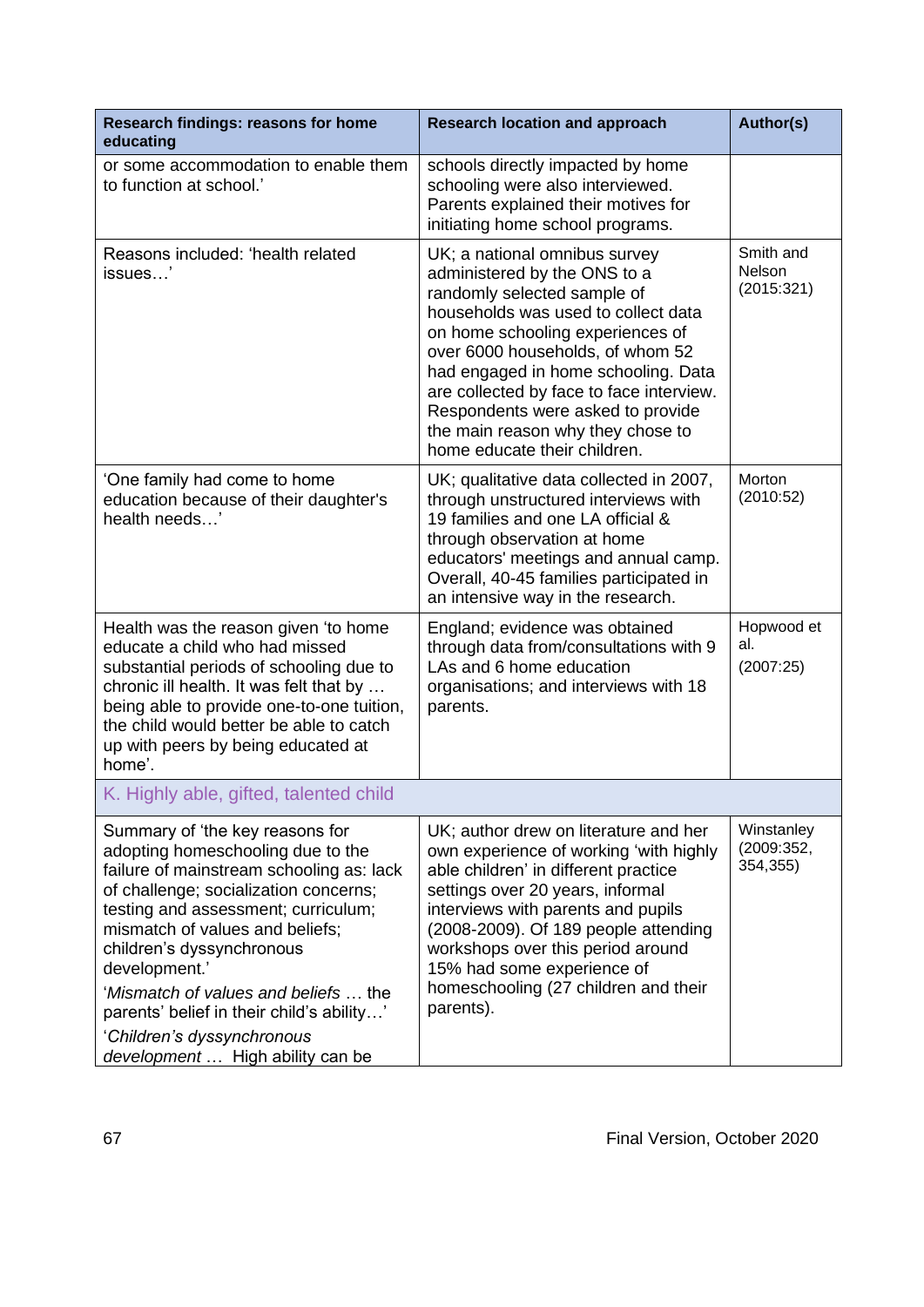| Research findings: reasons for home educating | Research location and approach | Author(s) |
|---|---|---|
| or some accommodation to enable them to function at school.' | schools directly impacted by home schooling were also interviewed. Parents explained their motives for initiating home school programs. | |
| Reasons included: 'health related issues…' | UK; a national omnibus survey administered by the ONS to a randomly selected sample of households was used to collect data on home schooling experiences of over 6000 households, of whom 52 had engaged in home schooling. Data are collected by face to face interview. Respondents were asked to provide the main reason why they chose to home educate their children. | Smith and Nelson (2015:321) |
| 'One family had come to home education because of their daughter's health needs…' | UK; qualitative data collected in 2007, through unstructured interviews with 19 families and one LA official & through observation at home educators' meetings and annual camp. Overall, 40-45 families participated in an intensive way in the research. | Morton (2010:52) |
| Health was the reason given 'to home educate a child who had missed substantial periods of schooling due to chronic ill health. It was felt that by … being able to provide one-to-one tuition, the child would better be able to catch up with peers by being educated at home'. | England; evidence was obtained through data from/consultations with 9 LAs and 6 home education organisations; and interviews with 18 parents. | Hopwood et al. (2007:25) |
| K. Highly able, gifted, talented child | | |
| Summary of 'the key reasons for adopting homeschooling due to the failure of mainstream schooling as: lack of challenge; socialization concerns; testing and assessment; curriculum; mismatch of values and beliefs; children's dyssynchronous development.' '*Mismatch of values and beliefs* … the parents' belief in their child's ability…' '*Children's dyssynchronous development* … High ability can be | UK; author drew on literature and her own experience of working 'with highly able children' in different practice settings over 20 years, informal interviews with parents and pupils (2008-2009). Of 189 people attending workshops over this period around 15% had some experience of homeschooling (27 children and their parents). | Winstanley (2009:352, 354,355) |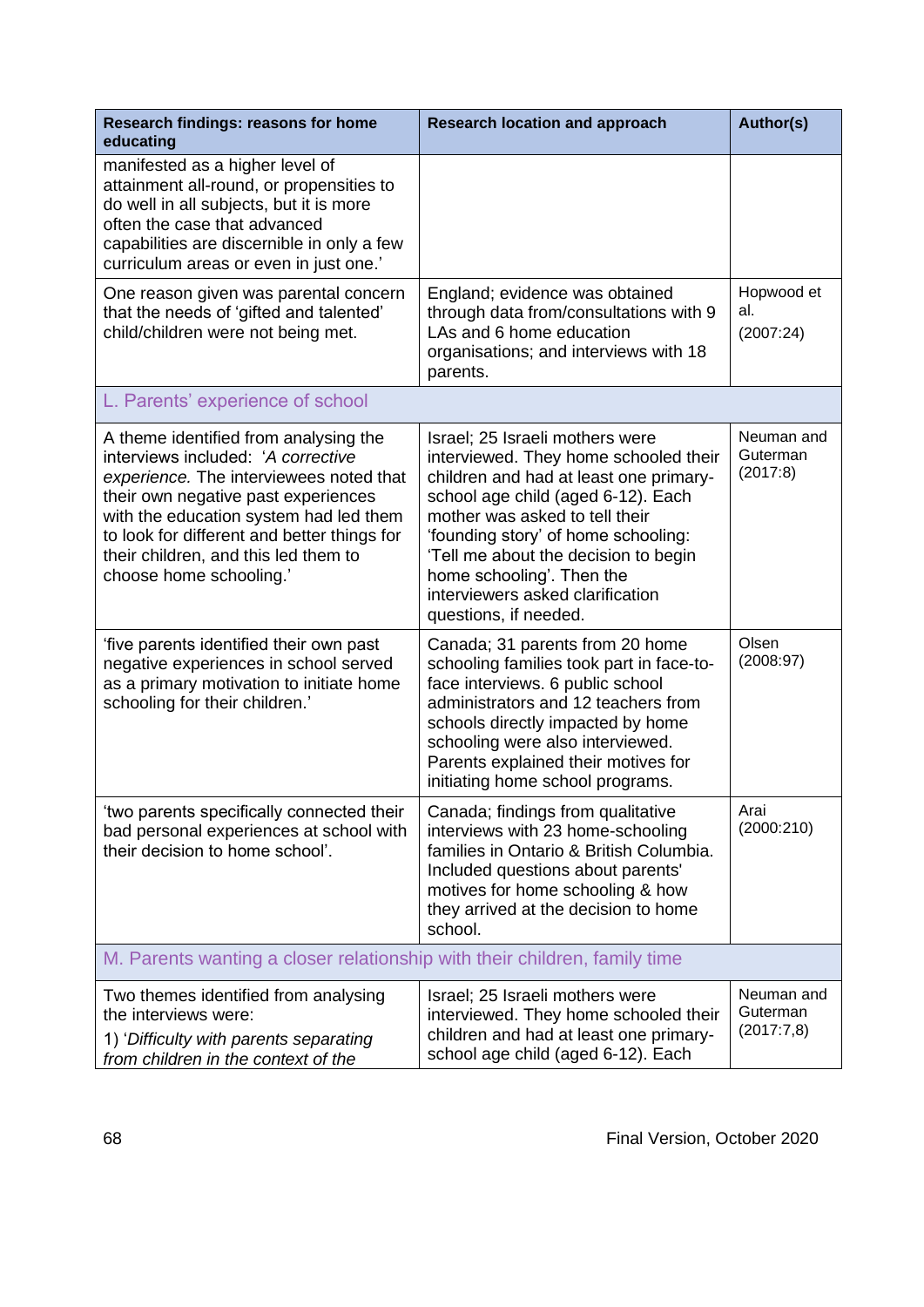| Research findings: reasons for home educating | Research location and approach | Author(s) |
|---|---|---|
| manifested as a higher level of attainment all-round, or propensities to do well in all subjects, but it is more often the case that advanced capabilities are discernible in only a few curriculum areas or even in just one.' | | |
| One reason given was parental concern that the needs of 'gifted and talented' child/children were not being met. | England; evidence was obtained through data from/consultations with 9 LAs and 6 home education organisations; and interviews with 18 parents. | Hopwood et al. (2007:24) |
| L. Parents' experience of school | | |
| A theme identified from analysing the interviews included: '*A corrective experience.* The interviewees noted that their own negative past experiences with the education system had led them to look for different and better things for their children, and this led them to choose home schooling.' | Israel; 25 Israeli mothers were interviewed. They home schooled their children and had at least one primary-school age child (aged 6-12). Each mother was asked to tell their 'founding story' of home schooling: 'Tell me about the decision to begin home schooling'. Then the interviewers asked clarification questions, if needed. | Neuman and Guterman (2017:8) |
| 'five parents identified their own past negative experiences in school served as a primary motivation to initiate home schooling for their children.' | Canada; 31 parents from 20 home schooling families took part in face-to-face interviews. 6 public school administrators and 12 teachers from schools directly impacted by home schooling were also interviewed. Parents explained their motives for initiating home school programs. | Olsen (2008:97) |
| 'two parents specifically connected their bad personal experiences at school with their decision to home school'. | Canada; findings from qualitative interviews with 23 home-schooling families in Ontario & British Columbia. Included questions about parents' motives for home schooling & how they arrived at the decision to home school. | Arai (2000:210) |
| M. Parents wanting a closer relationship with their children, family time | | |
| Two themes identified from analysing the interviews were:<br>1) '*Difficulty with parents separating from children in the context of the* | Israel; 25 Israeli mothers were interviewed. They home schooled their children and had at least one primary-school age child (aged 6-12). Each | Neuman and Guterman (2017:7,8) |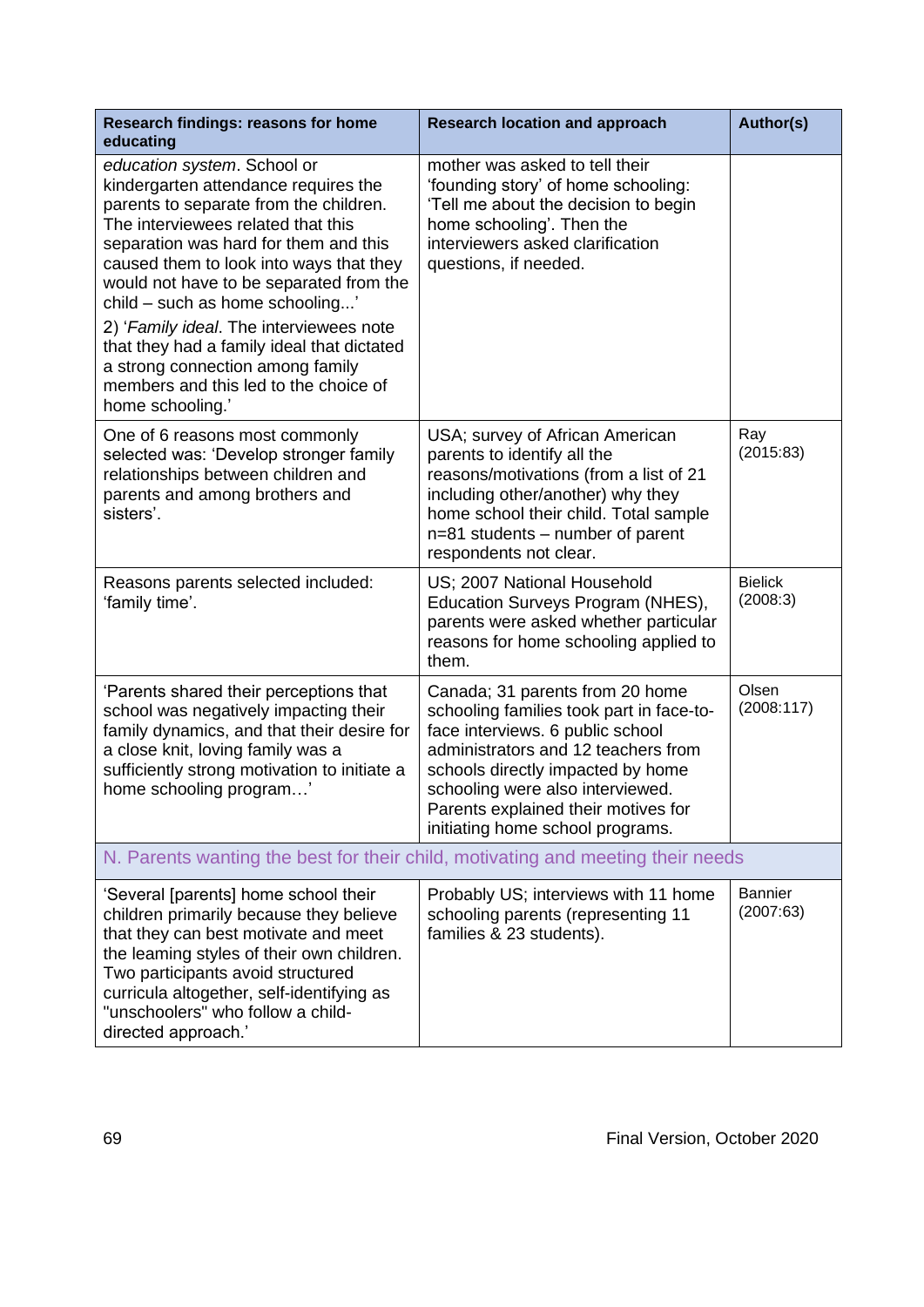| Research findings: reasons for home educating | Research location and approach | Author(s) |
|---|---|---|
| *education system*. School or kindergarten attendance requires the parents to separate from the children. The interviewees related that this separation was hard for them and this caused them to look into ways that they would not have to be separated from the child – such as home schooling...' 2) '*Family ideal*. The interviewees note that they had a family ideal that dictated a strong connection among family members and this led to the choice of home schooling.' | mother was asked to tell their 'founding story' of home schooling: 'Tell me about the decision to begin home schooling'. Then the interviewers asked clarification questions, if needed. | |
| One of 6 reasons most commonly selected was: 'Develop stronger family relationships between children and parents and among brothers and sisters'. | USA; survey of African American parents to identify all the reasons/motivations (from a list of 21 including other/another) why they home school their child. Total sample n=81 students – number of parent respondents not clear. | Ray (2015:83) |
| Reasons parents selected included: 'family time'. | US; 2007 National Household Education Surveys Program (NHES), parents were asked whether particular reasons for home schooling applied to them. | Bielick (2008:3) |
| 'Parents shared their perceptions that school was negatively impacting their family dynamics, and that their desire for a close knit, loving family was a sufficiently strong motivation to initiate a home schooling program…' | Canada; 31 parents from 20 home schooling families took part in face-to-face interviews. 6 public school administrators and 12 teachers from schools directly impacted by home schooling were also interviewed. Parents explained their motives for initiating home school programs. | Olsen (2008:117) |
| N. Parents wanting the best for their child, motivating and meeting their needs | | |
| 'Several [parents] home school their children primarily because they believe that they can best motivate and meet the leaming styles of their own children. Two participants avoid structured curricula altogether, self-identifying as "unschoolers" who follow a child-directed approach.' | Probably US; interviews with 11 home schooling parents (representing 11 families & 23 students). | Bannier (2007:63) |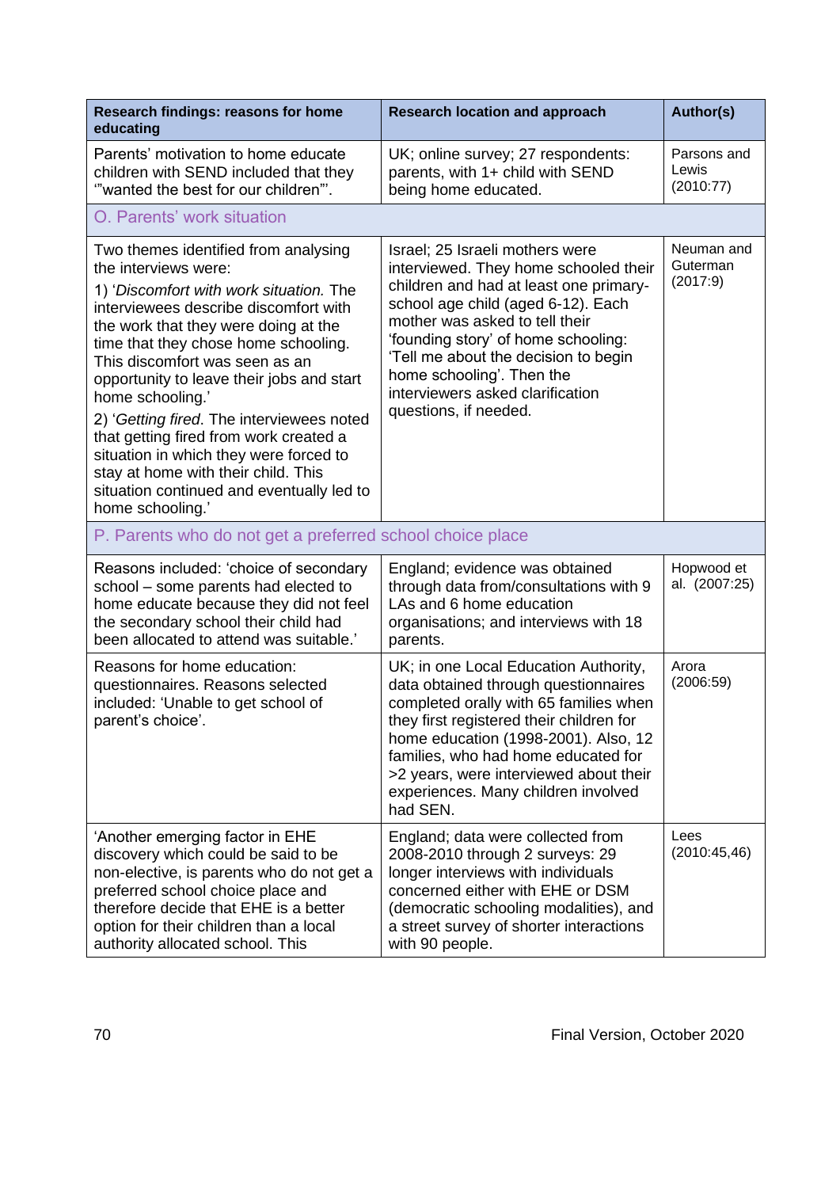| Research findings: reasons for home educating | Research location and approach | Author(s) |
|---|---|---|
| Parents' motivation to home educate children with SEND included that they '"wanted the best for our children"'. | UK; online survey; 27 respondents: parents, with 1+ child with SEND being home educated. | Parsons and Lewis (2010:77) |
| O. Parents' work situation | | |
| Two themes identified from analysing the interviews were:<br>1) '*Discomfort with work situation.* The interviewees describe discomfort with the work that they were doing at the time that they chose home schooling. This discomfort was seen as an opportunity to leave their jobs and start home schooling.'<br>2) '*Getting fired*. The interviewees noted that getting fired from work created a situation in which they were forced to stay at home with their child. This situation continued and eventually led to home schooling.' | Israel; 25 Israeli mothers were interviewed. They home schooled their children and had at least one primary-school age child (aged 6-12). Each mother was asked to tell their 'founding story' of home schooling: 'Tell me about the decision to begin home schooling'. Then the interviewers asked clarification questions, if needed. | Neuman and Guterman (2017:9) |
| P. Parents who do not get a preferred school choice place | | |
| Reasons included: 'choice of secondary school – some parents had elected to home educate because they did not feel the secondary school their child had been allocated to attend was suitable.' | England; evidence was obtained through data from/consultations with 9 LAs and 6 home education organisations; and interviews with 18 parents. | Hopwood et al. (2007:25) |
| Reasons for home education: questionnaires. Reasons selected included: 'Unable to get school of parent's choice'. | UK; in one Local Education Authority, data obtained through questionnaires completed orally with 65 families when they first registered their children for home education (1998-2001). Also, 12 families, who had home educated for >2 years, were interviewed about their experiences. Many children involved had SEN. | Arora (2006:59) |
| 'Another emerging factor in EHE discovery which could be said to be non-elective, is parents who do not get a preferred school choice place and therefore decide that EHE is a better option for their children than a local authority allocated school. This | England; data were collected from 2008-2010 through 2 surveys: 29 longer interviews with individuals concerned either with EHE or DSM (democratic schooling modalities), and a street survey of shorter interactions with 90 people. | Lees (2010:45,46) |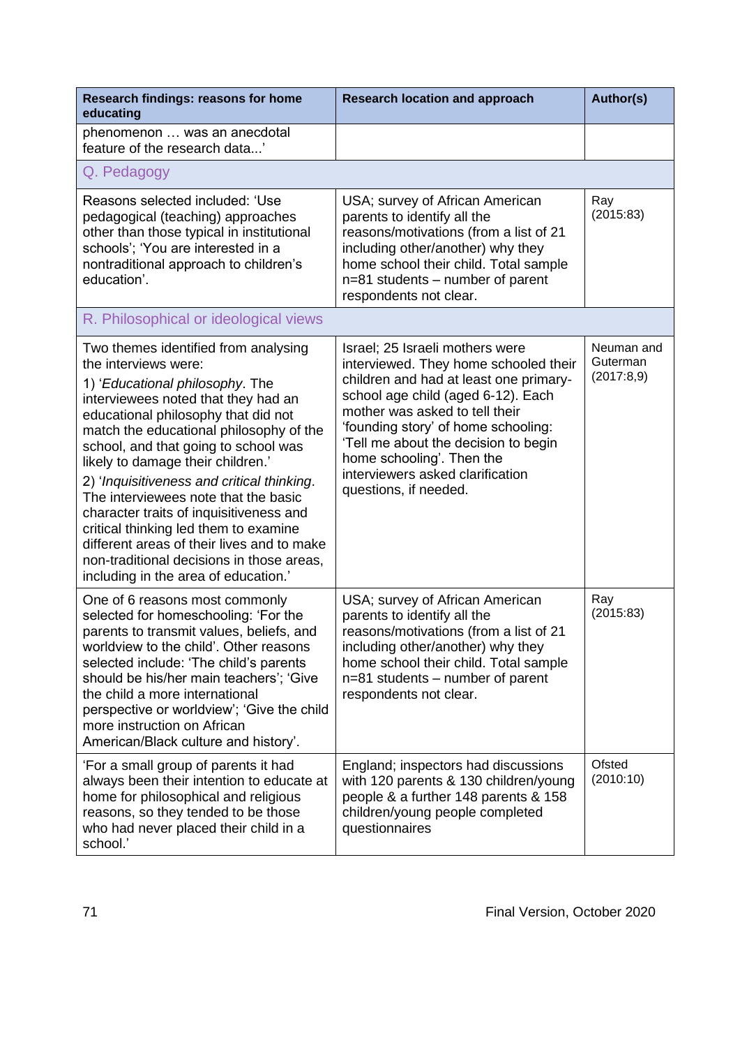| Research findings: reasons for home educating | Research location and approach | Author(s) |
|---|---|---|
| phenomenon … was an anecdotal feature of the research data...' | | |
| Q. Pedagogy | | |
| Reasons selected included: 'Use pedagogical (teaching) approaches other than those typical in institutional schools'; 'You are interested in a nontraditional approach to children's education'. | USA; survey of African American parents to identify all the reasons/motivations (from a list of 21 including other/another) why they home school their child. Total sample n=81 students – number of parent respondents not clear. | Ray (2015:83) |
| R. Philosophical or ideological views | | |
| Two themes identified from analysing the interviews were:<br>1) '*Educational philosophy*. The interviewees noted that they had an educational philosophy that did not match the educational philosophy of the school, and that going to school was likely to damage their children.'<br>2) '*Inquisitiveness and critical thinking*. The interviewees note that the basic character traits of inquisitiveness and critical thinking led them to examine different areas of their lives and to make non-traditional decisions in those areas, including in the area of education.' | Israel; 25 Israeli mothers were interviewed. They home schooled their children and had at least one primary-school age child (aged 6-12). Each mother was asked to tell their 'founding story' of home schooling: 'Tell me about the decision to begin home schooling'. Then the interviewers asked clarification questions, if needed. | Neuman and Guterman (2017:8,9) |
| One of 6 reasons most commonly selected for homeschooling: 'For the parents to transmit values, beliefs, and worldview to the child'. Other reasons selected include: 'The child's parents should be his/her main teachers'; 'Give the child a more international perspective or worldview'; 'Give the child more instruction on African American/Black culture and history'. | USA; survey of African American parents to identify all the reasons/motivations (from a list of 21 including other/another) why they home school their child. Total sample n=81 students – number of parent respondents not clear. | Ray (2015:83) |
| 'For a small group of parents it had always been their intention to educate at home for philosophical and religious reasons, so they tended to be those who had never placed their child in a school.' | England; inspectors had discussions with 120 parents & 130 children/young people & a further 148 parents & 158 children/young people completed questionnaires | Ofsted (2010:10) |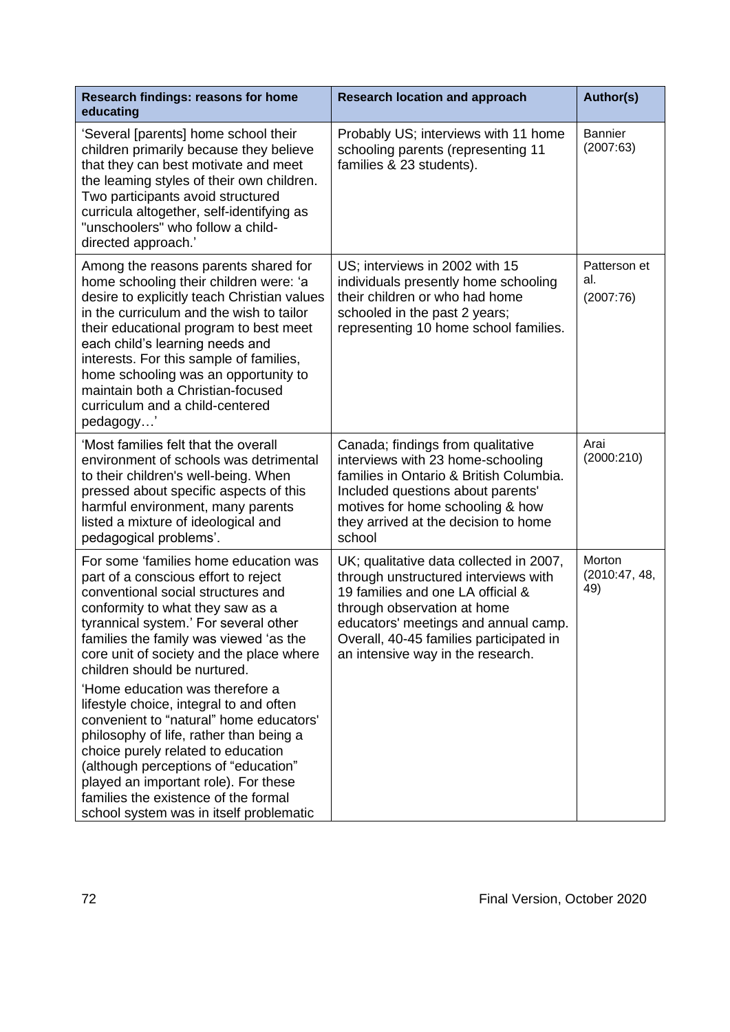| Research findings: reasons for home educating | Research location and approach | Author(s) |
|---|---|---|
| 'Several [parents] home school their children primarily because they believe that they can best motivate and meet the leaming styles of their own children. Two participants avoid structured curricula altogether, self-identifying as "unschoolers" who follow a child-directed approach.' | Probably US; interviews with 11 home schooling parents (representing 11 families & 23 students). | Bannier (2007:63) |
| Among the reasons parents shared for home schooling their children were: 'a desire to explicitly teach Christian values in the curriculum and the wish to tailor their educational program to best meet each child's learning needs and interests. For this sample of families, home schooling was an opportunity to maintain both a Christian-focused curriculum and a child-centered pedagogy…' | US; interviews in 2002 with 15 individuals presently home schooling their children or who had home schooled in the past 2 years; representing 10 home school families. | Patterson et al. (2007:76) |
| 'Most families felt that the overall environment of schools was detrimental to their children's well-being. When pressed about specific aspects of this harmful environment, many parents listed a mixture of ideological and pedagogical problems'. | Canada; findings from qualitative interviews with 23 home-schooling families in Ontario & British Columbia. Included questions about parents' motives for home schooling & how they arrived at the decision to home school | Arai (2000:210) |
| For some 'families home education was part of a conscious effort to reject conventional social structures and conformity to what they saw as a tyrannical system.' For several other families the family was viewed 'as the core unit of society and the place where children should be nurtured.<br><br>'Home education was therefore a lifestyle choice, integral to and often convenient to "natural" home educators' philosophy of life, rather than being a choice purely related to education (although perceptions of "education" played an important role). For these families the existence of the formal school system was in itself problematic | UK; qualitative data collected in 2007, through unstructured interviews with 19 families and one LA official & through observation at home educators' meetings and annual camp. Overall, 40-45 families participated in an intensive way in the research. | Morton (2010:47, 48, 49) |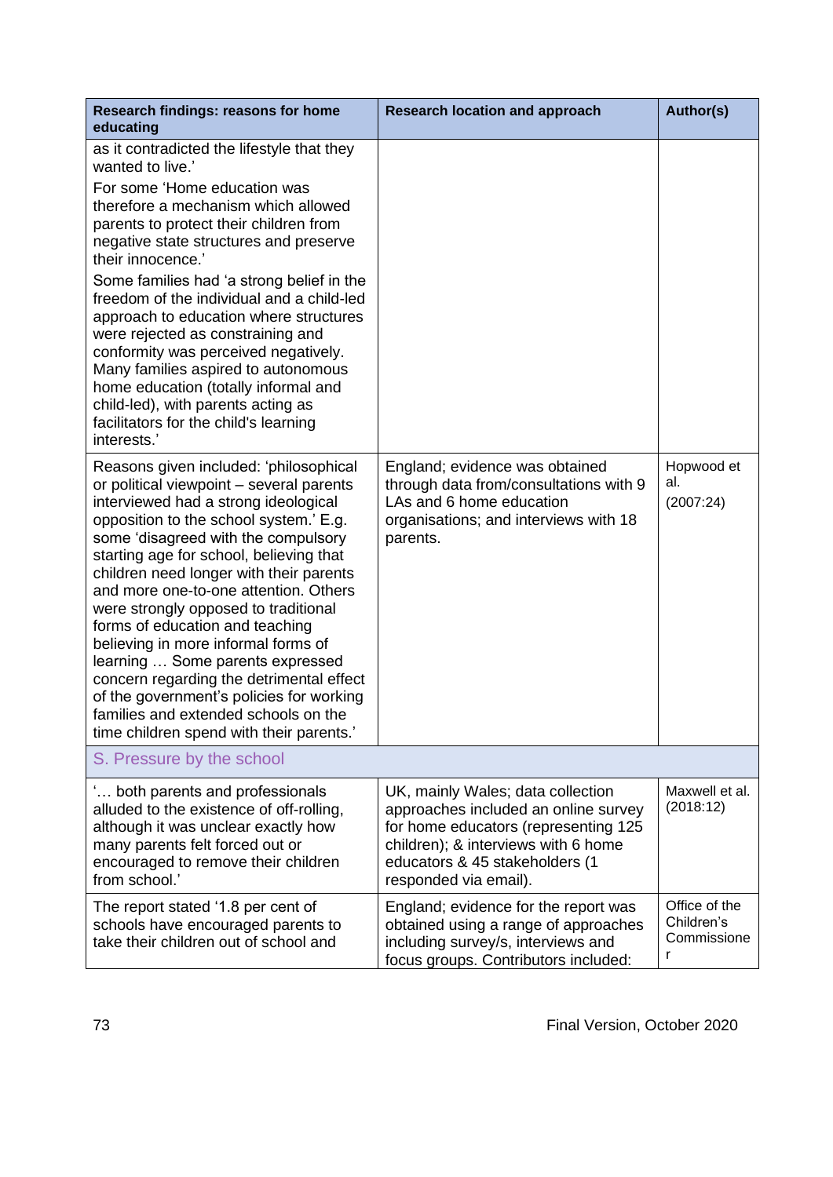| Research findings: reasons for home educating | Research location and approach | Author(s) |
| --- | --- | --- |
| as it contradicted the lifestyle that they wanted to live.' For some 'Home education was therefore a mechanism which allowed parents to protect their children from negative state structures and preserve their innocence.' Some families had 'a strong belief in the freedom of the individual and a child-led approach to education where structures were rejected as constraining and conformity was perceived negatively. Many families aspired to autonomous home education (totally informal and child-led), with parents acting as facilitators for the child's learning interests.' | | |
| Reasons given included: 'philosophical or political viewpoint – several parents interviewed had a strong ideological opposition to the school system.' E.g. some 'disagreed with the compulsory starting age for school, believing that children need longer with their parents and more one-to-one attention. Others were strongly opposed to traditional forms of education and teaching believing in more informal forms of learning … Some parents expressed concern regarding the detrimental effect of the government's policies for working families and extended schools on the time children spend with their parents.' | England; evidence was obtained through data from/consultations with 9 LAs and 6 home education organisations; and interviews with 18 parents. | Hopwood et al. (2007:24) |
| S. Pressure by the school | | |
| '… both parents and professionals alluded to the existence of off-rolling, although it was unclear exactly how many parents felt forced out or encouraged to remove their children from school.' | UK, mainly Wales; data collection approaches included an online survey for home educators (representing 125 children); & interviews with 6 home educators & 45 stakeholders (1 responded via email). | Maxwell et al. (2018:12) |
| The report stated '1.8 per cent of schools have encouraged parents to take their children out of school and | England; evidence for the report was obtained using a range of approaches including survey/s, interviews and focus groups. Contributors included: | Office of the Children's Commissioner |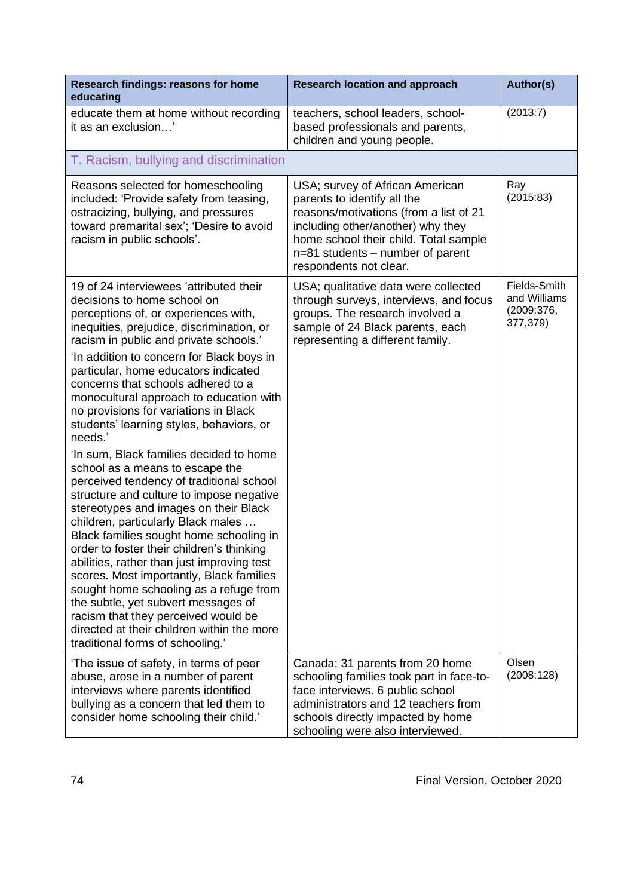| Research findings: reasons for home educating | Research location and approach | Author(s) |
|---|---|---|
| educate them at home without recording it as an exclusion…' | teachers, school leaders, school-based professionals and parents, children and young people. | (2013:7) |
| T. Racism, bullying and discrimination | | |
| Reasons selected for homeschooling included: 'Provide safety from teasing, ostracizing, bullying, and pressures toward premarital sex'; 'Desire to avoid racism in public schools'. | USA; survey of African American parents to identify all the reasons/motivations (from a list of 21 including other/another) why they home school their child. Total sample n=81 students – number of parent respondents not clear. | Ray (2015:83) |
| 19 of 24 interviewees 'attributed their decisions to home school on perceptions of, or experiences with, inequities, prejudice, discrimination, or racism in public and private schools.' 'In addition to concern for Black boys in particular, home educators indicated concerns that schools adhered to a monocultural approach to education with no provisions for variations in Black students' learning styles, behaviors, or needs.' 'In sum, Black families decided to home school as a means to escape the perceived tendency of traditional school structure and culture to impose negative stereotypes and images on their Black children, particularly Black males … Black families sought home schooling in order to foster their children's thinking abilities, rather than just improving test scores. Most importantly, Black families sought home schooling as a refuge from the subtle, yet subvert messages of racism that they perceived would be directed at their children within the more traditional forms of schooling.' | USA; qualitative data were collected through surveys, interviews, and focus groups. The research involved a sample of 24 Black parents, each representing a different family. | Fields-Smith and Williams (2009:376, 377,379) |
| 'The issue of safety, in terms of peer abuse, arose in a number of parent interviews where parents identified bullying as a concern that led them to consider home schooling their child.' | Canada; 31 parents from 20 home schooling families took part in face-to-face interviews. 6 public school administrators and 12 teachers from schools directly impacted by home schooling were also interviewed. | Olsen (2008:128) |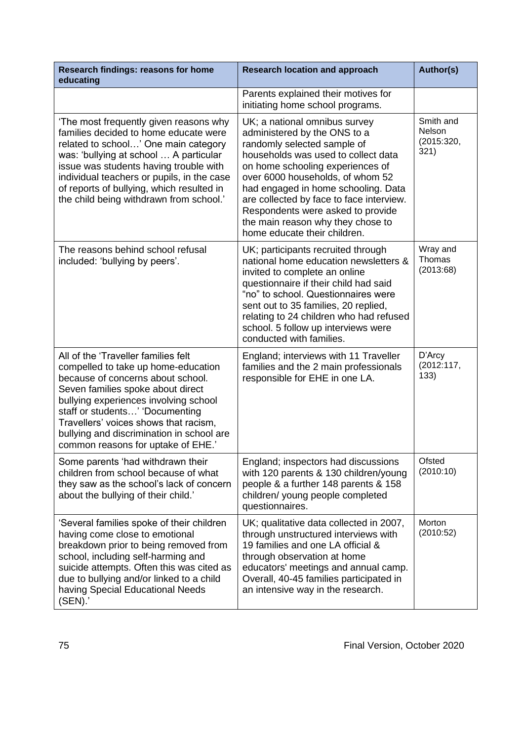| Research findings: reasons for home educating | Research location and approach | Author(s) |
|---|---|---|
| | Parents explained their motives for initiating home school programs. | |
| 'The most frequently given reasons why families decided to home educate were related to school…' One main category was: 'bullying at school … A particular issue was students having trouble with individual teachers or pupils, in the case of reports of bullying, which resulted in the child being withdrawn from school.' | UK; a national omnibus survey administered by the ONS to a randomly selected sample of households was used to collect data on home schooling experiences of over 6000 households, of whom 52 had engaged in home schooling. Data are collected by face to face interview. Respondents were asked to provide the main reason why they chose to home educate their children. | Smith and Nelson (2015:320, 321) |
| The reasons behind school refusal included: 'bullying by peers'. | UK; participants recruited through national home education newsletters & invited to complete an online questionnaire if their child had said "no" to school. Questionnaires were sent out to 35 families, 20 replied, relating to 24 children who had refused school. 5 follow up interviews were conducted with families. | Wray and Thomas (2013:68) |
| All of the 'Traveller families felt compelled to take up home-education because of concerns about school. Seven families spoke about direct bullying experiences involving school staff or students…' 'Documenting Travellers' voices shows that racism, bullying and discrimination in school are common reasons for uptake of EHE.' | England; interviews with 11 Traveller families and the 2 main professionals responsible for EHE in one LA. | D'Arcy (2012:117, 133) |
| Some parents 'had withdrawn their children from school because of what they saw as the school's lack of concern about the bullying of their child.' | England; inspectors had discussions with 120 parents & 130 children/young people & a further 148 parents & 158 children/ young people completed questionnaires. | Ofsted (2010:10) |
| 'Several families spoke of their children having come close to emotional breakdown prior to being removed from school, including self-harming and suicide attempts. Often this was cited as due to bullying and/or linked to a child having Special Educational Needs (SEN).' | UK; qualitative data collected in 2007, through unstructured interviews with 19 families and one LA official & through observation at home educators' meetings and annual camp. Overall, 40-45 families participated in an intensive way in the research. | Morton (2010:52) |

Final Version, October 2020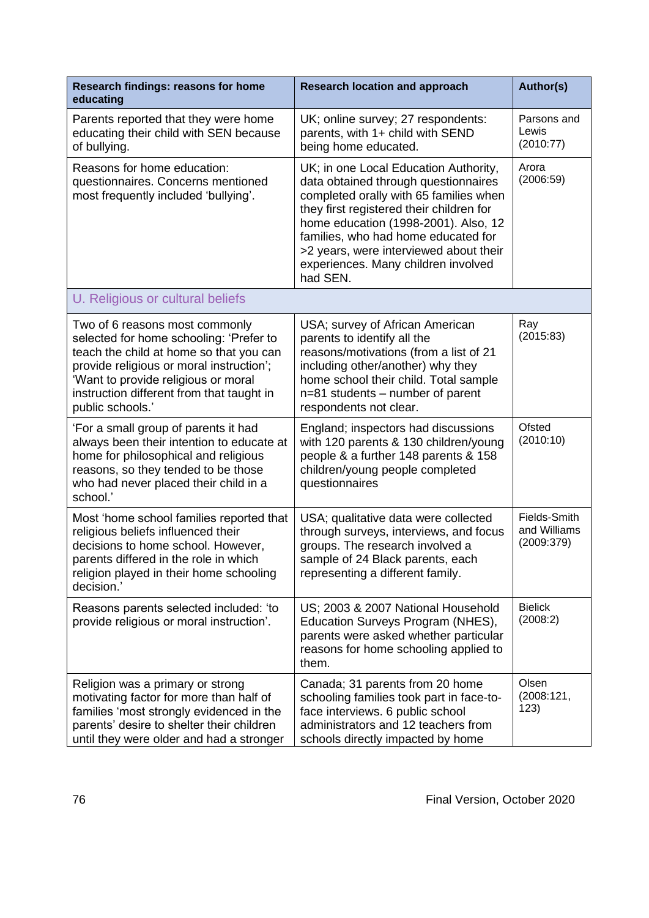| Research findings: reasons for home educating | Research location and approach | Author(s) |
|---|---|---|
| Parents reported that they were home educating their child with SEN because of bullying. | UK; online survey; 27 respondents: parents, with 1+ child with SEND being home educated. | Parsons and Lewis (2010:77) |
| Reasons for home education: questionnaires. Concerns mentioned most frequently included 'bullying'. | UK; in one Local Education Authority, data obtained through questionnaires completed orally with 65 families when they first registered their children for home education (1998-2001). Also, 12 families, who had home educated for >2 years, were interviewed about their experiences. Many children involved had SEN. | Arora (2006:59) |
| U. Religious or cultural beliefs | | |
| Two of 6 reasons most commonly selected for home schooling: 'Prefer to teach the child at home so that you can provide religious or moral instruction'; 'Want to provide religious or moral instruction different from that taught in public schools.' | USA; survey of African American parents to identify all the reasons/motivations (from a list of 21 including other/another) why they home school their child. Total sample n=81 students – number of parent respondents not clear. | Ray (2015:83) |
| 'For a small group of parents it had always been their intention to educate at home for philosophical and religious reasons, so they tended to be those who had never placed their child in a school.' | England; inspectors had discussions with 120 parents & 130 children/young people & a further 148 parents & 158 children/young people completed questionnaires | Ofsted (2010:10) |
| Most 'home school families reported that religious beliefs influenced their decisions to home school. However, parents differed in the role in which religion played in their home schooling decision.' | USA; qualitative data were collected through surveys, interviews, and focus groups. The research involved a sample of 24 Black parents, each representing a different family. | Fields-Smith and Williams (2009:379) |
| Reasons parents selected included: 'to provide religious or moral instruction'. | US; 2003 & 2007 National Household Education Surveys Program (NHES), parents were asked whether particular reasons for home schooling applied to them. | Bielick (2008:2) |
| Religion was a primary or strong motivating factor for more than half of families 'most strongly evidenced in the parents' desire to shelter their children until they were older and had a stronger | Canada; 31 parents from 20 home schooling families took part in face-to-face interviews. 6 public school administrators and 12 teachers from schools directly impacted by home | Olsen (2008:121, 123) |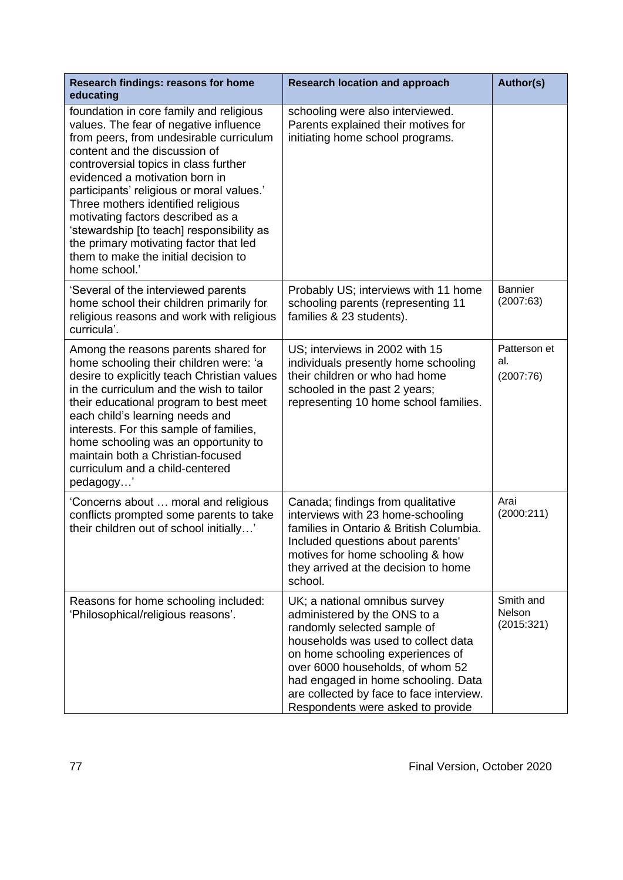| Research findings: reasons for home educating | Research location and approach | Author(s) |
| --- | --- | --- |
| foundation in core family and religious values. The fear of negative influence from peers, from undesirable curriculum content and the discussion of controversial topics in class further evidenced a motivation born in participants' religious or moral values.' Three mothers identified religious motivating factors described as a 'stewardship [to teach] responsibility as the primary motivating factor that led them to make the initial decision to home school.' | schooling were also interviewed. Parents explained their motives for initiating home school programs. | |
| 'Several of the interviewed parents home school their children primarily for religious reasons and work with religious curricula'. | Probably US; interviews with 11 home schooling parents (representing 11 families & 23 students). | Bannier (2007:63) |
| Among the reasons parents shared for home schooling their children were: 'a desire to explicitly teach Christian values in the curriculum and the wish to tailor their educational program to best meet each child's learning needs and interests. For this sample of families, home schooling was an opportunity to maintain both a Christian-focused curriculum and a child-centered pedagogy…' | US; interviews in 2002 with 15 individuals presently home schooling their children or who had home schooled in the past 2 years; representing 10 home school families. | Patterson et al. (2007:76) |
| 'Concerns about … moral and religious conflicts prompted some parents to take their children out of school initially…' | Canada; findings from qualitative interviews with 23 home-schooling families in Ontario & British Columbia. Included questions about parents' motives for home schooling & how they arrived at the decision to home school. | Arai (2000:211) |
| Reasons for home schooling included: 'Philosophical/religious reasons'. | UK; a national omnibus survey administered by the ONS to a randomly selected sample of households was used to collect data on home schooling experiences of over 6000 households, of whom 52 had engaged in home schooling. Data are collected by face to face interview. Respondents were asked to provide | Smith and Nelson (2015:321) |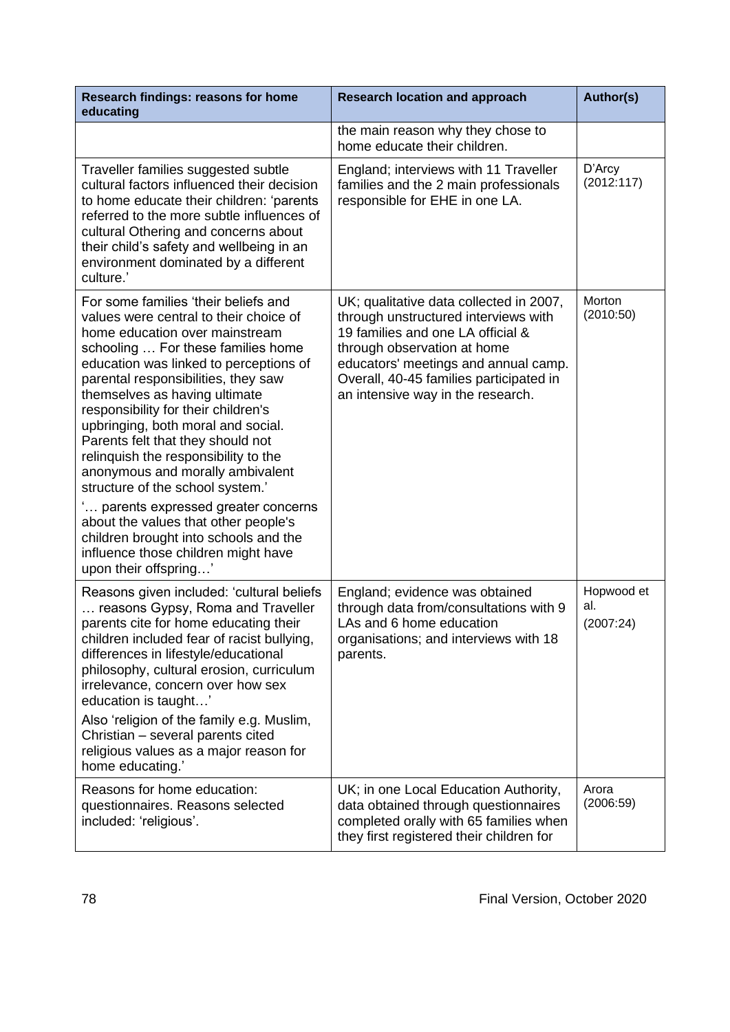| Research findings: reasons for home educating | Research location and approach | Author(s) |
|---|---|---|
| | the main reason why they chose to home educate their children. | |
| Traveller families suggested subtle cultural factors influenced their decision to home educate their children: 'parents referred to the more subtle influences of cultural Othering and concerns about their child's safety and wellbeing in an environment dominated by a different culture.' | England; interviews with 11 Traveller families and the 2 main professionals responsible for EHE in one LA. | D'Arcy (2012:117) |
| For some families 'their beliefs and values were central to their choice of home education over mainstream schooling … For these families home education was linked to perceptions of parental responsibilities, they saw themselves as having ultimate responsibility for their children's upbringing, both moral and social. Parents felt that they should not relinquish the responsibility to the anonymous and morally ambivalent structure of the school system.' '… parents expressed greater concerns about the values that other people's children brought into schools and the influence those children might have upon their offspring…' | UK; qualitative data collected in 2007, through unstructured interviews with 19 families and one LA official & through observation at home educators' meetings and annual camp. Overall, 40-45 families participated in an intensive way in the research. | Morton (2010:50) |
| Reasons given included: 'cultural beliefs … reasons Gypsy, Roma and Traveller parents cite for home educating their children included fear of racist bullying, differences in lifestyle/educational philosophy, cultural erosion, curriculum irrelevance, concern over how sex education is taught…' Also 'religion of the family e.g. Muslim, Christian – several parents cited religious values as a major reason for home educating.' | England; evidence was obtained through data from/consultations with 9 LAs and 6 home education organisations; and interviews with 18 parents. | Hopwood et al. (2007:24) |
| Reasons for home education: questionnaires. Reasons selected included: 'religious'. | UK; in one Local Education Authority, data obtained through questionnaires completed orally with 65 families when they first registered their children for | Arora (2006:59) |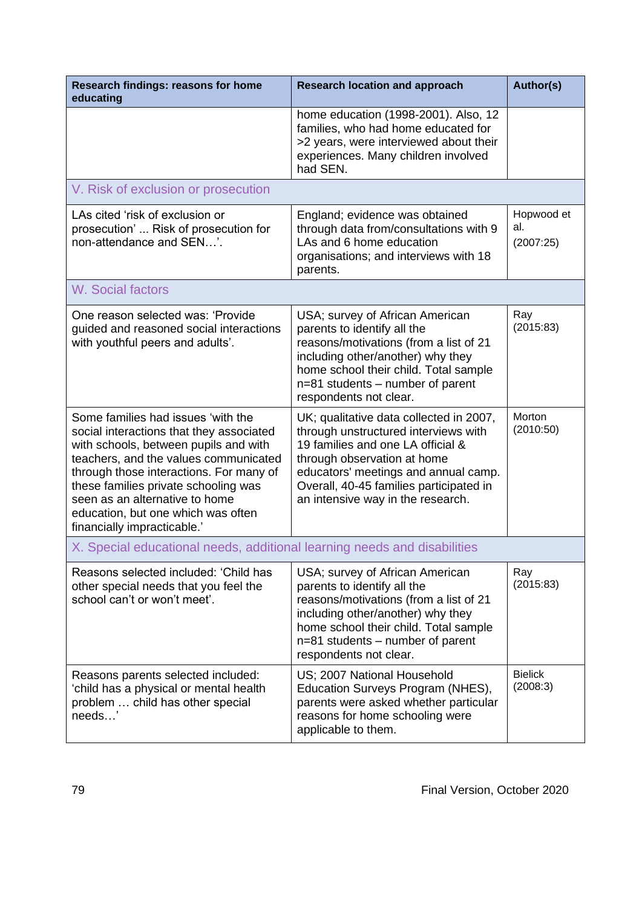| Research findings: reasons for home educating | Research location and approach | Author(s) |
|---|---|---|
| | home education (1998-2001). Also, 12 families, who had home educated for >2 years, were interviewed about their experiences. Many children involved had SEN. | |
| V. Risk of exclusion or prosecution | | |
| LAs cited 'risk of exclusion or prosecution' ... Risk of prosecution for non-attendance and SEN…'. | England; evidence was obtained through data from/consultations with 9 LAs and 6 home education organisations; and interviews with 18 parents. | Hopwood et al. (2007:25) |
| W. Social factors | | |
| One reason selected was: 'Provide guided and reasoned social interactions with youthful peers and adults'. | USA; survey of African American parents to identify all the reasons/motivations (from a list of 21 including other/another) why they home school their child. Total sample n=81 students – number of parent respondents not clear. | Ray (2015:83) |
| Some families had issues 'with the social interactions that they associated with schools, between pupils and with teachers, and the values communicated through those interactions. For many of these families private schooling was seen as an alternative to home education, but one which was often financially impracticable.' | UK; qualitative data collected in 2007, through unstructured interviews with 19 families and one LA official & through observation at home educators' meetings and annual camp. Overall, 40-45 families participated in an intensive way in the research. | Morton (2010:50) |
| X. Special educational needs, additional learning needs and disabilities | | |
| Reasons selected included: 'Child has other special needs that you feel the school can't or won't meet'. | USA; survey of African American parents to identify all the reasons/motivations (from a list of 21 including other/another) why they home school their child. Total sample n=81 students – number of parent respondents not clear. | Ray (2015:83) |
| Reasons parents selected included: 'child has a physical or mental health problem … child has other special needs…' | US; 2007 National Household Education Surveys Program (NHES), parents were asked whether particular reasons for home schooling were applicable to them. | Bielick (2008:3) |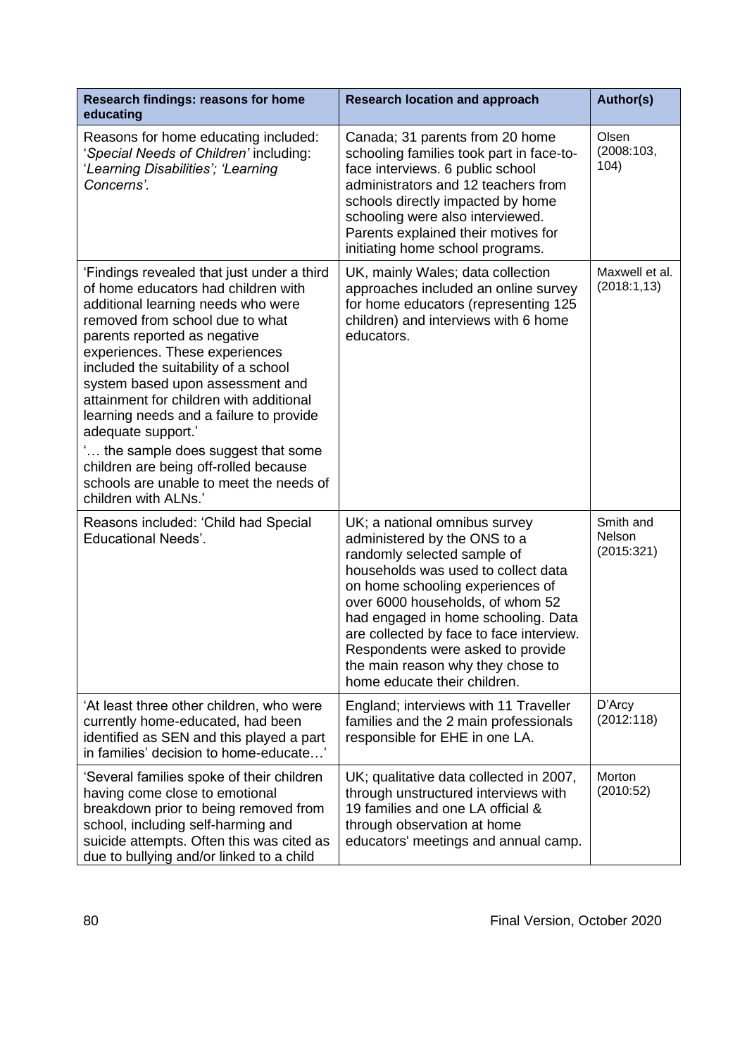| Research findings: reasons for home educating | Research location and approach | Author(s) |
|---|---|---|
| Reasons for home educating included: '*Special Needs of Children'* including: '*Learning Disabilities'; 'Learning Concerns'.* | Canada; 31 parents from 20 home schooling families took part in face-to-face interviews. 6 public school administrators and 12 teachers from schools directly impacted by home schooling were also interviewed. Parents explained their motives for initiating home school programs. | Olsen (2008:103, 104) |
| 'Findings revealed that just under a third of home educators had children with additional learning needs who were removed from school due to what parents reported as negative experiences. These experiences included the suitability of a school system based upon assessment and attainment for children with additional learning needs and a failure to provide adequate support.' '… the sample does suggest that some children are being off-rolled because schools are unable to meet the needs of children with ALNs.' | UK, mainly Wales; data collection approaches included an online survey for home educators (representing 125 children) and interviews with 6 home educators. | Maxwell et al. (2018:1,13) |
| Reasons included: 'Child had Special Educational Needs'. | UK; a national omnibus survey administered by the ONS to a randomly selected sample of households was used to collect data on home schooling experiences of over 6000 households, of whom 52 had engaged in home schooling. Data are collected by face to face interview. Respondents were asked to provide the main reason why they chose to home educate their children. | Smith and Nelson (2015:321) |
| 'At least three other children, who were currently home-educated, had been identified as SEN and this played a part in families' decision to home-educate…' | England; interviews with 11 Traveller families and the 2 main professionals responsible for EHE in one LA. | D'Arcy (2012:118) |
| 'Several families spoke of their children having come close to emotional breakdown prior to being removed from school, including self-harming and suicide attempts. Often this was cited as due to bullying and/or linked to a child | UK; qualitative data collected in 2007, through unstructured interviews with 19 families and one LA official & through observation at home educators' meetings and annual camp. | Morton (2010:52) |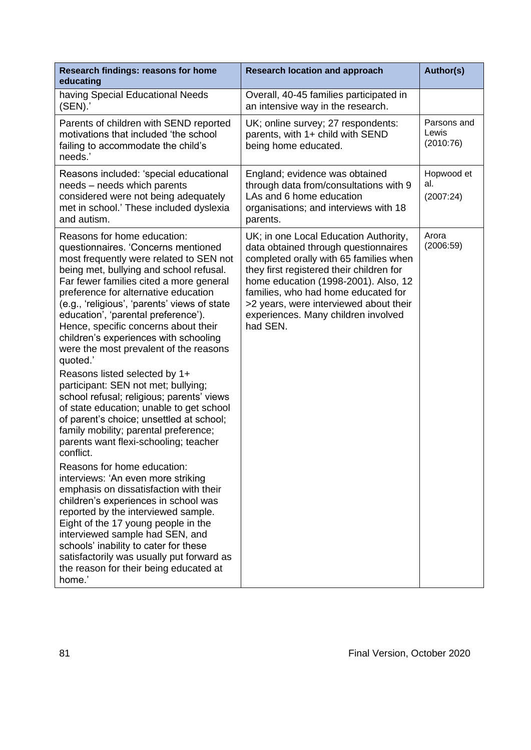| Research findings: reasons for home educating | Research location and approach | Author(s) |
| --- | --- | --- |
| having Special Educational Needs (SEN).' | Overall, 40-45 families participated in an intensive way in the research. | |
| Parents of children with SEND reported motivations that included 'the school failing to accommodate the child's needs.' | UK; online survey; 27 respondents: parents, with 1+ child with SEND being home educated. | Parsons and Lewis (2010:76) |
| Reasons included: 'special educational needs – needs which parents considered were not being adequately met in school.' These included dyslexia and autism. | England; evidence was obtained through data from/consultations with 9 LAs and 6 home education organisations; and interviews with 18 parents. | Hopwood et al. (2007:24) |
| Reasons for home education: questionnaires. 'Concerns mentioned most frequently were related to SEN not being met, bullying and school refusal. Far fewer families cited a more general preference for alternative education (e.g., 'religious', 'parents' views of state education', 'parental preference'). Hence, specific concerns about their children's experiences with schooling were the most prevalent of the reasons quoted.'<br><br>Reasons listed selected by 1+ participant: SEN not met; bullying; school refusal; religious; parents' views of state education; unable to get school of parent's choice; unsettled at school; family mobility; parental preference; parents want flexi-schooling; teacher conflict.<br><br>Reasons for home education: interviews: 'An even more striking emphasis on dissatisfaction with their children's experiences in school was reported by the interviewed sample. Eight of the 17 young people in the interviewed sample had SEN, and schools' inability to cater for these satisfactorily was usually put forward as the reason for their being educated at home.' | UK; in one Local Education Authority, data obtained through questionnaires completed orally with 65 families when they first registered their children for home education (1998-2001). Also, 12 families, who had home educated for >2 years, were interviewed about their experiences. Many children involved had SEN. | Arora (2006:59) |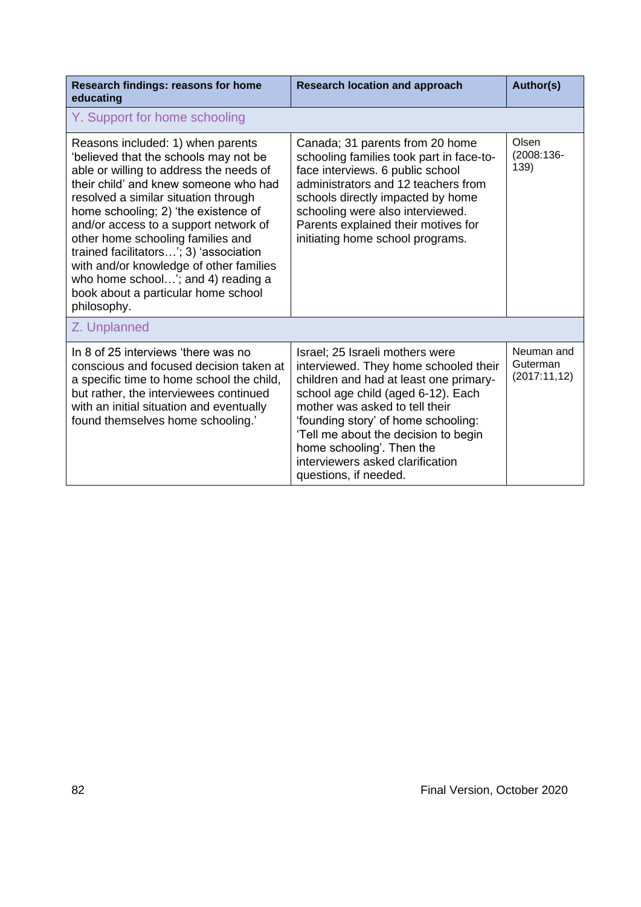| Research findings: reasons for home educating | Research location and approach | Author(s) |
|---|---|---|
| **Y. Support for home schooling** | | |
| Reasons included: 1) when parents 'believed that the schools may not be able or willing to address the needs of their child' and knew someone who had resolved a similar situation through home schooling; 2) 'the existence of and/or access to a support network of other home schooling families and trained facilitators…'; 3) 'association with and/or knowledge of other families who home school…'; and 4) reading a book about a particular home school philosophy. | Canada; 31 parents from 20 home schooling families took part in face-to-face interviews. 6 public school administrators and 12 teachers from schools directly impacted by home schooling were also interviewed. Parents explained their motives for initiating home school programs. | Olsen (2008:136-139) |
| **Z. Unplanned** | | |
| In 8 of 25 interviews 'there was no conscious and focused decision taken at a specific time to home school the child, but rather, the interviewees continued with an initial situation and eventually found themselves home schooling.' | Israel; 25 Israeli mothers were interviewed. They home schooled their children and had at least one primary-school age child (aged 6-12). Each mother was asked to tell their 'founding story' of home schooling: 'Tell me about the decision to begin home schooling'. Then the interviewers asked clarification questions, if needed. | Neuman and Guterman (2017:11,12) |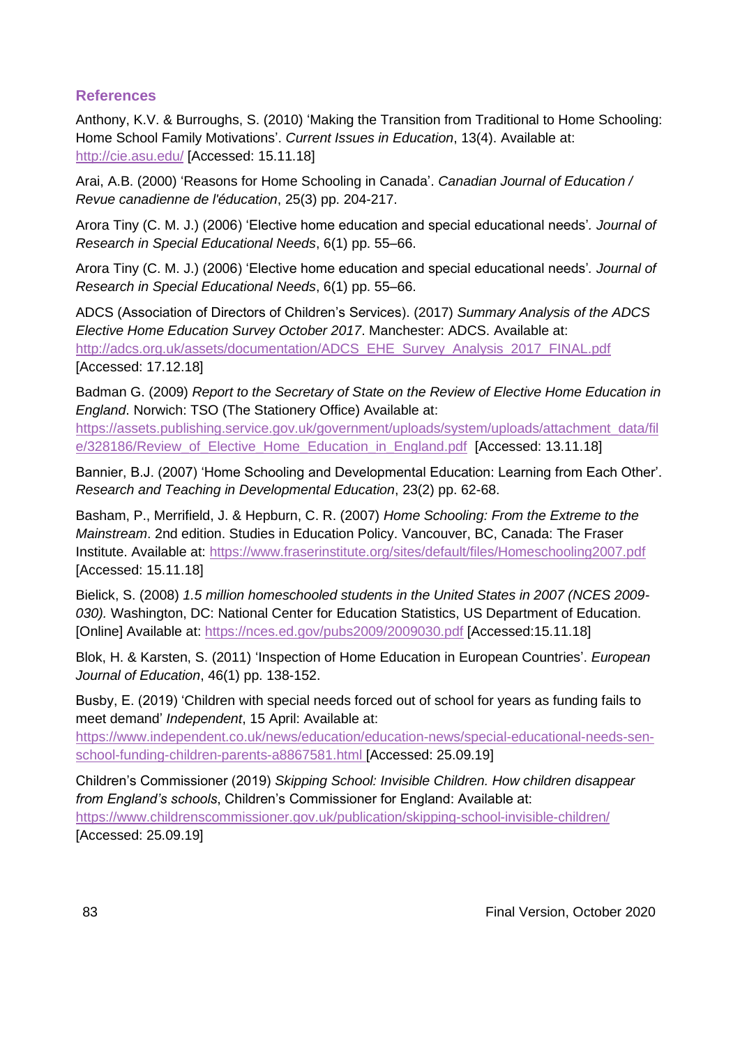## References

Anthony, K.V. & Burroughs, S. (2010) 'Making the Transition from Traditional to Home Schooling: Home School Family Motivations'. *Current Issues in Education*, 13(4). Available at: http://cie.asu.edu/ [Accessed: 15.11.18]

Arai, A.B. (2000) 'Reasons for Home Schooling in Canada'. *Canadian Journal of Education / Revue canadienne de l'éducation*, 25(3) pp. 204-217.

Arora Tiny (C. M. J.) (2006) 'Elective home education and special educational needs'. *Journal of Research in Special Educational Needs*, 6(1) pp. 55–66.

Arora Tiny (C. M. J.) (2006) 'Elective home education and special educational needs'. *Journal of Research in Special Educational Needs*, 6(1) pp. 55–66.

ADCS (Association of Directors of Children's Services). (2017) *Summary Analysis of the ADCS Elective Home Education Survey October 2017*. Manchester: ADCS. Available at: http://adcs.org.uk/assets/documentation/ADCS_EHE_Survey_Analysis_2017_FINAL.pdf [Accessed: 17.12.18]

Badman G. (2009) *Report to the Secretary of State on the Review of Elective Home Education in England*. Norwich: TSO (The Stationery Office) Available at: https://assets.publishing.service.gov.uk/government/uploads/system/uploads/attachment_data/file/328186/Review_of_Elective_Home_Education_in_England.pdf [Accessed: 13.11.18]

Bannier, B.J. (2007) 'Home Schooling and Developmental Education: Learning from Each Other'. *Research and Teaching in Developmental Education*, 23(2) pp. 62-68.

Basham, P., Merrifield, J. & Hepburn, C. R. (2007) *Home Schooling: From the Extreme to the Mainstream*. 2nd edition. Studies in Education Policy. Vancouver, BC, Canada: The Fraser Institute. Available at: https://www.fraserinstitute.org/sites/default/files/Homeschooling2007.pdf [Accessed: 15.11.18]

Bielick, S. (2008) *1.5 million homeschooled students in the United States in 2007 (NCES 2009-030).* Washington, DC: National Center for Education Statistics, US Department of Education. [Online] Available at: https://nces.ed.gov/pubs2009/2009030.pdf [Accessed:15.11.18]

Blok, H. & Karsten, S. (2011) 'Inspection of Home Education in European Countries'. *European Journal of Education*, 46(1) pp. 138-152.

Busby, E. (2019) 'Children with special needs forced out of school for years as funding fails to meet demand' *Independent*, 15 April: Available at: https://www.independent.co.uk/news/education/education-news/special-educational-needs-sen-school-funding-children-parents-a8867581.html [Accessed: 25.09.19]

Children's Commissioner (2019) *Skipping School: Invisible Children. How children disappear from England's schools*, Children's Commissioner for England: Available at: https://www.childrenscommissioner.gov.uk/publication/skipping-school-invisible-children/ [Accessed: 25.09.19]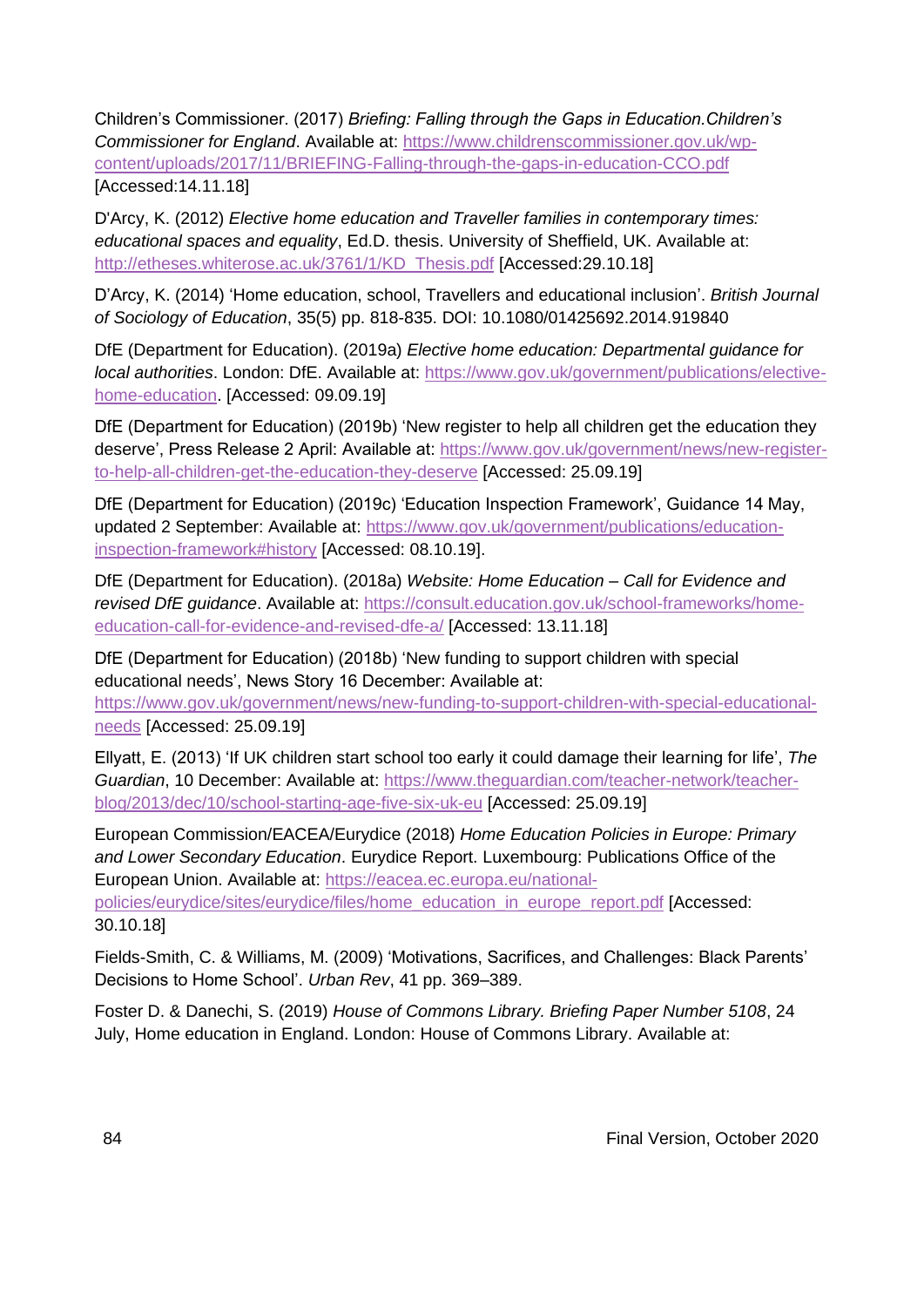Children's Commissioner. (2017) *Briefing: Falling through the Gaps in Education.Children's Commissioner for England*. Available at: https://www.childrenscommissioner.gov.uk/wp-content/uploads/2017/11/BRIEFING-Falling-through-the-gaps-in-education-CCO.pdf [Accessed:14.11.18]

D'Arcy, K. (2012) *Elective home education and Traveller families in contemporary times: educational spaces and equality*, Ed.D. thesis. University of Sheffield, UK. Available at: http://etheses.whiterose.ac.uk/3761/1/KD_Thesis.pdf [Accessed:29.10.18]

D'Arcy, K. (2014) 'Home education, school, Travellers and educational inclusion'. *British Journal of Sociology of Education*, 35(5) pp. 818-835. DOI: 10.1080/01425692.2014.919840

DfE (Department for Education). (2019a) *Elective home education: Departmental guidance for local authorities*. London: DfE. Available at: https://www.gov.uk/government/publications/elective-home-education. [Accessed: 09.09.19]

DfE (Department for Education) (2019b) 'New register to help all children get the education they deserve', Press Release 2 April: Available at: https://www.gov.uk/government/news/new-register-to-help-all-children-get-the-education-they-deserve [Accessed: 25.09.19]

DfE (Department for Education) (2019c) 'Education Inspection Framework', Guidance 14 May, updated 2 September: Available at: https://www.gov.uk/government/publications/education-inspection-framework#history [Accessed: 08.10.19].

DfE (Department for Education). (2018a) *Website: Home Education – Call for Evidence and revised DfE guidance*. Available at: https://consult.education.gov.uk/school-frameworks/home-education-call-for-evidence-and-revised-dfe-a/ [Accessed: 13.11.18]

DfE (Department for Education) (2018b) 'New funding to support children with special educational needs', News Story 16 December: Available at: https://www.gov.uk/government/news/new-funding-to-support-children-with-special-educational-needs [Accessed: 25.09.19]

Ellyatt, E. (2013) 'If UK children start school too early it could damage their learning for life', *The Guardian*, 10 December: Available at: https://www.theguardian.com/teacher-network/teacher-blog/2013/dec/10/school-starting-age-five-six-uk-eu [Accessed: 25.09.19]

European Commission/EACEA/Eurydice (2018) *Home Education Policies in Europe: Primary and Lower Secondary Education*. Eurydice Report. Luxembourg: Publications Office of the European Union. Available at: https://eacea.ec.europa.eu/national-policies/eurydice/sites/eurydice/files/home_education_in_europe_report.pdf [Accessed: 30.10.18]

Fields-Smith, C. & Williams, M. (2009) 'Motivations, Sacrifices, and Challenges: Black Parents' Decisions to Home School'. *Urban Rev*, 41 pp. 369–389.

Foster D. & Danechi, S. (2019) *House of Commons Library. Briefing Paper Number 5108*, 24 July, Home education in England. London: House of Commons Library. Available at: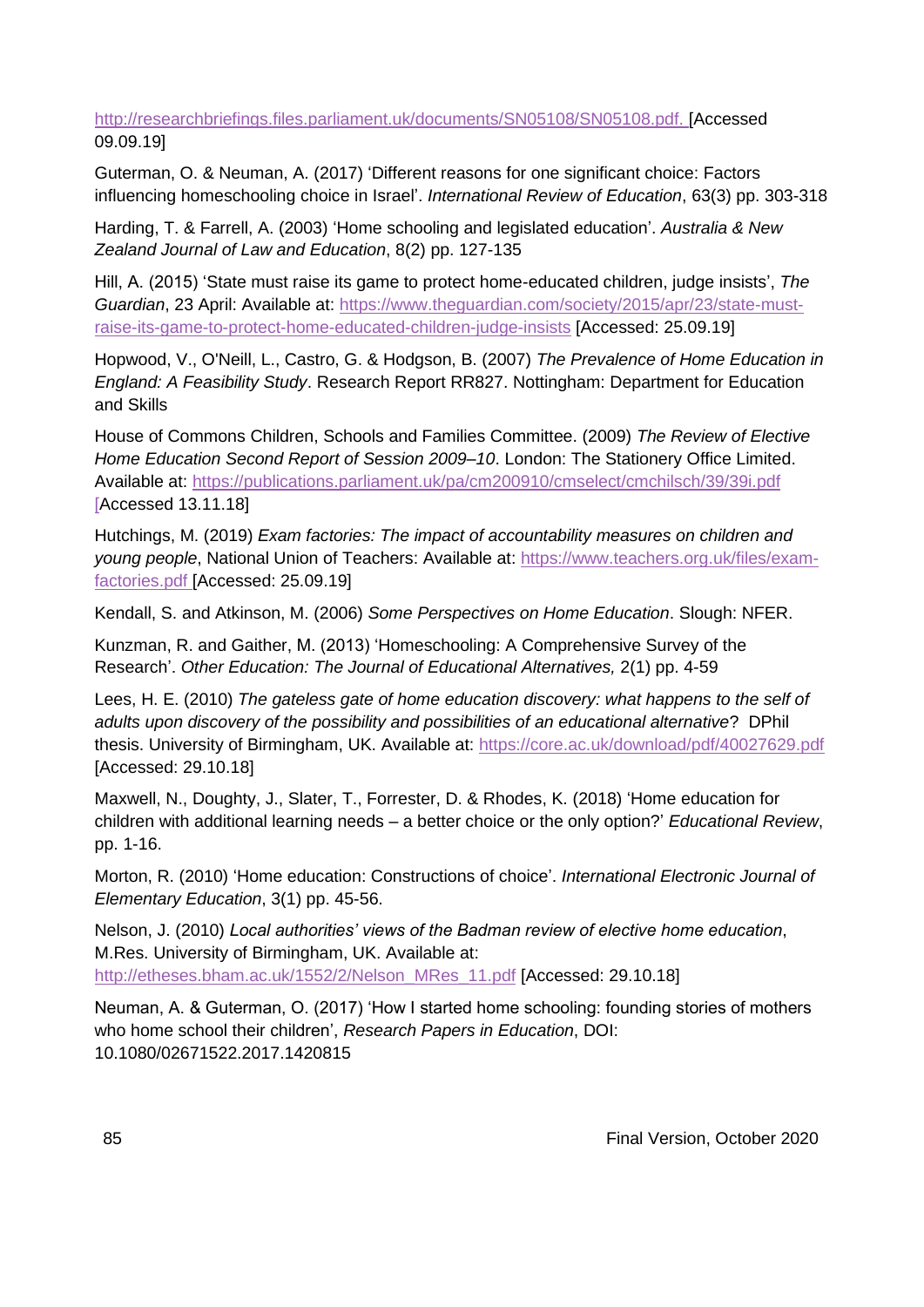http://researchbriefings.files.parliament.uk/documents/SN05108/SN05108.pdf. [Accessed 09.09.19]

Guterman, O. & Neuman, A. (2017) 'Different reasons for one significant choice: Factors influencing homeschooling choice in Israel'. *International Review of Education*, 63(3) pp. 303-318

Harding, T. & Farrell, A. (2003) 'Home schooling and legislated education'. *Australia & New Zealand Journal of Law and Education*, 8(2) pp. 127-135

Hill, A. (2015) 'State must raise its game to protect home-educated children, judge insists', *The Guardian*, 23 April: Available at: https://www.theguardian.com/society/2015/apr/23/state-must-raise-its-game-to-protect-home-educated-children-judge-insists [Accessed: 25.09.19]

Hopwood, V., O'Neill, L., Castro, G. & Hodgson, B. (2007) *The Prevalence of Home Education in England: A Feasibility Study*. Research Report RR827. Nottingham: Department for Education and Skills

House of Commons Children, Schools and Families Committee. (2009) *The Review of Elective Home Education Second Report of Session 2009–10*. London: The Stationery Office Limited. Available at: https://publications.parliament.uk/pa/cm200910/cmselect/cmchilsch/39/39i.pdf [Accessed 13.11.18]

Hutchings, M. (2019) *Exam factories: The impact of accountability measures on children and young people*, National Union of Teachers: Available at: https://www.teachers.org.uk/files/exam-factories.pdf [Accessed: 25.09.19]

Kendall, S. and Atkinson, M. (2006) *Some Perspectives on Home Education*. Slough: NFER.

Kunzman, R. and Gaither, M. (2013) 'Homeschooling: A Comprehensive Survey of the Research'. *Other Education: The Journal of Educational Alternatives,* 2(1) pp. 4-59

Lees, H. E. (2010) *The gateless gate of home education discovery: what happens to the self of adults upon discovery of the possibility and possibilities of an educational alternative*? DPhil thesis. University of Birmingham, UK. Available at: https://core.ac.uk/download/pdf/40027629.pdf [Accessed: 29.10.18]

Maxwell, N., Doughty, J., Slater, T., Forrester, D. & Rhodes, K. (2018) 'Home education for children with additional learning needs – a better choice or the only option?' *Educational Review*, pp. 1-16.

Morton, R. (2010) 'Home education: Constructions of choice'. *International Electronic Journal of Elementary Education*, 3(1) pp. 45-56.

Nelson, J. (2010) *Local authorities' views of the Badman review of elective home education*, M.Res. University of Birmingham, UK. Available at: http://etheses.bham.ac.uk/1552/2/Nelson_MRes_11.pdf [Accessed: 29.10.18]

Neuman, A. & Guterman, O. (2017) 'How I started home schooling: founding stories of mothers who home school their children', *Research Papers in Education*, DOI: 10.1080/02671522.2017.1420815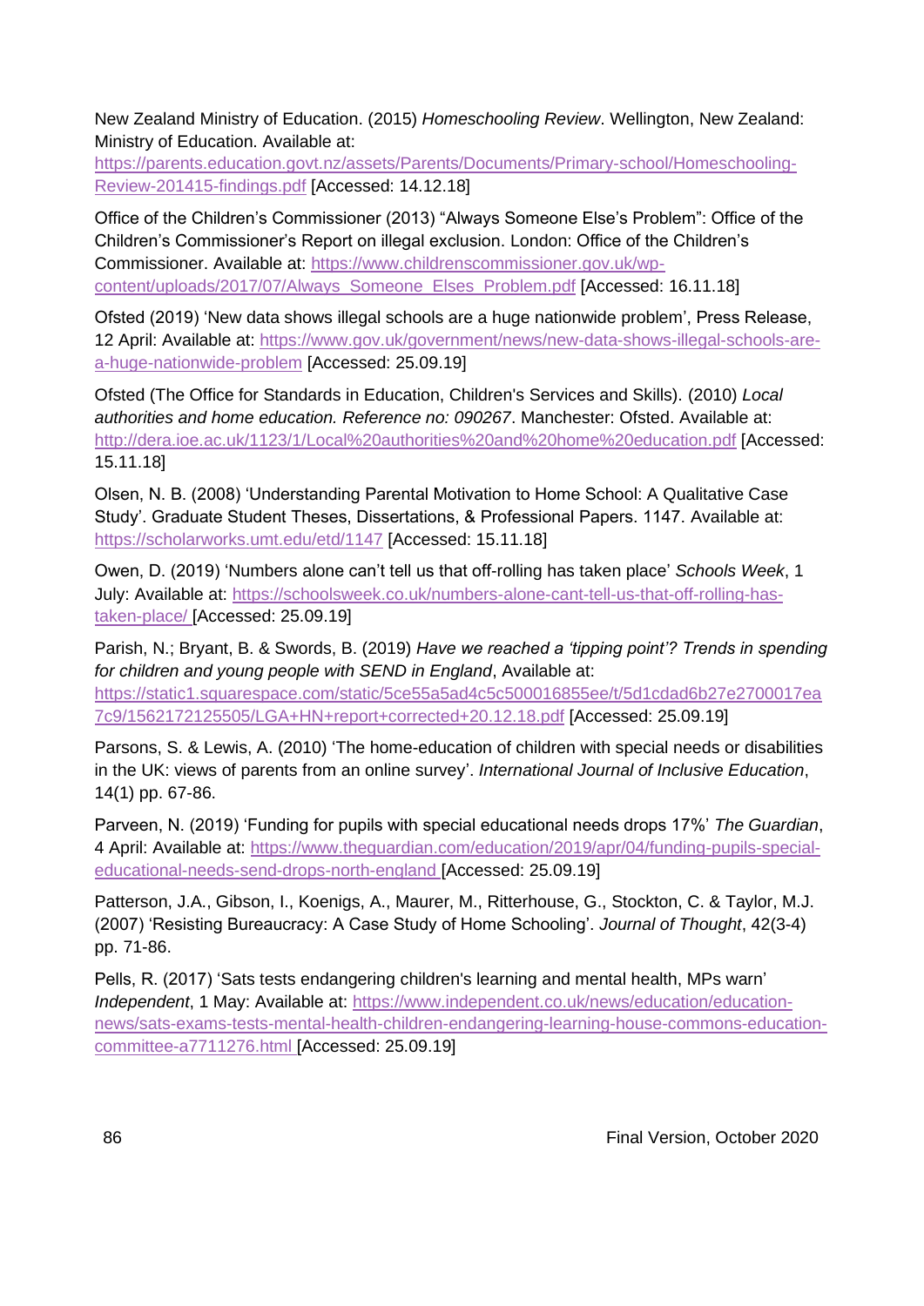New Zealand Ministry of Education. (2015) *Homeschooling Review*. Wellington, New Zealand: Ministry of Education. Available at: https://parents.education.govt.nz/assets/Parents/Documents/Primary-school/Homeschooling-Review-201415-findings.pdf [Accessed: 14.12.18]

Office of the Children's Commissioner (2013) "Always Someone Else's Problem": Office of the Children's Commissioner's Report on illegal exclusion. London: Office of the Children's Commissioner. Available at: https://www.childrenscommissioner.gov.uk/wp-content/uploads/2017/07/Always_Someone_Elses_Problem.pdf [Accessed: 16.11.18]

Ofsted (2019) 'New data shows illegal schools are a huge nationwide problem', Press Release, 12 April: Available at: https://www.gov.uk/government/news/new-data-shows-illegal-schools-are-a-huge-nationwide-problem [Accessed: 25.09.19]

Ofsted (The Office for Standards in Education, Children's Services and Skills). (2010) *Local authorities and home education. Reference no: 090267*. Manchester: Ofsted. Available at: http://dera.ioe.ac.uk/1123/1/Local%20authorities%20and%20home%20education.pdf [Accessed: 15.11.18]

Olsen, N. B. (2008) 'Understanding Parental Motivation to Home School: A Qualitative Case Study'. Graduate Student Theses, Dissertations, & Professional Papers. 1147. Available at: https://scholarworks.umt.edu/etd/1147 [Accessed: 15.11.18]

Owen, D. (2019) 'Numbers alone can't tell us that off-rolling has taken place' *Schools Week*, 1 July: Available at: https://schoolsweek.co.uk/numbers-alone-cant-tell-us-that-off-rolling-has-taken-place/ [Accessed: 25.09.19]

Parish, N.; Bryant, B. & Swords, B. (2019) *Have we reached a 'tipping point'? Trends in spending for children and young people with SEND in England*, Available at: https://static1.squarespace.com/static/5ce55a5ad4c5c500016855ee/t/5d1cdad6b27e2700017ea7c9/1562172125505/LGA+HN+report+corrected+20.12.18.pdf [Accessed: 25.09.19]

Parsons, S. & Lewis, A. (2010) 'The home-education of children with special needs or disabilities in the UK: views of parents from an online survey'. *International Journal of Inclusive Education*, 14(1) pp. 67-86.

Parveen, N. (2019) 'Funding for pupils with special educational needs drops 17%' *The Guardian*, 4 April: Available at: https://www.theguardian.com/education/2019/apr/04/funding-pupils-special-educational-needs-send-drops-north-england [Accessed: 25.09.19]

Patterson, J.A., Gibson, I., Koenigs, A., Maurer, M., Ritterhouse, G., Stockton, C. & Taylor, M.J. (2007) 'Resisting Bureaucracy: A Case Study of Home Schooling'. *Journal of Thought*, 42(3-4) pp. 71-86.

Pells, R. (2017) 'Sats tests endangering children's learning and mental health, MPs warn' *Independent*, 1 May: Available at: https://www.independent.co.uk/news/education/education-news/sats-exams-tests-mental-health-children-endangering-learning-house-commons-education-committee-a7711276.html [Accessed: 25.09.19]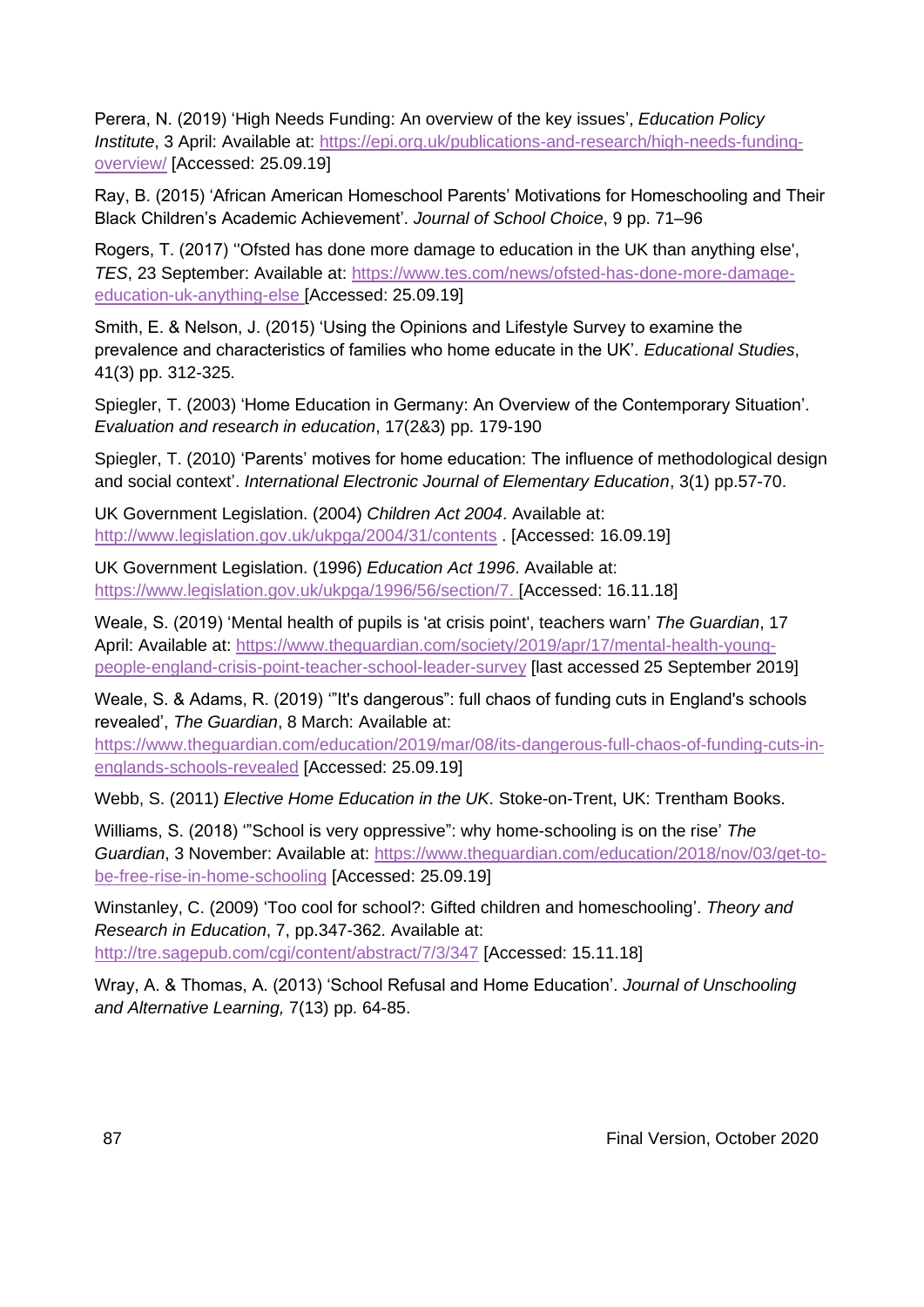Perera, N. (2019) 'High Needs Funding: An overview of the key issues', *Education Policy Institute*, 3 April: Available at: [https://epi.org.uk/publications-and-research/high-needs-funding-overview/](https://epi.org.uk/publications-and-research/high-needs-funding-overview/) [Accessed: 25.09.19]

Ray, B. (2015) 'African American Homeschool Parents' Motivations for Homeschooling and Their Black Children's Academic Achievement'. *Journal of School Choice*, 9 pp. 71–96

Rogers, T. (2017) ''Ofsted has done more damage to education in the UK than anything else', *TES*, 23 September: Available at: [https://www.tes.com/news/ofsted-has-done-more-damage-education-uk-anything-else](https://www.tes.com/news/ofsted-has-done-more-damage-education-uk-anything-else) [Accessed: 25.09.19]

Smith, E. & Nelson, J. (2015) 'Using the Opinions and Lifestyle Survey to examine the prevalence and characteristics of families who home educate in the UK'. *Educational Studies*, 41(3) pp. 312-325.

Spiegler, T. (2003) 'Home Education in Germany: An Overview of the Contemporary Situation'. *Evaluation and research in education*, 17(2&3) pp. 179-190

Spiegler, T. (2010) 'Parents' motives for home education: The influence of methodological design and social context'. *International Electronic Journal of Elementary Education*, 3(1) pp.57-70.

UK Government Legislation. (2004) *Children Act 2004*. Available at: [http://www.legislation.gov.uk/ukpga/2004/31/contents](http://www.legislation.gov.uk/ukpga/2004/31/contents) . [Accessed: 16.09.19]

UK Government Legislation. (1996) *Education Act 1996*. Available at: [https://www.legislation.gov.uk/ukpga/1996/56/section/7.](https://www.legislation.gov.uk/ukpga/1996/56/section/7.) [Accessed: 16.11.18]

Weale, S. (2019) 'Mental health of pupils is 'at crisis point', teachers warn' *The Guardian*, 17 April: Available at: [https://www.theguardian.com/society/2019/apr/17/mental-health-young-people-england-crisis-point-teacher-school-leader-survey](https://www.theguardian.com/society/2019/apr/17/mental-health-young-people-england-crisis-point-teacher-school-leader-survey) [last accessed 25 September 2019]

Weale, S. & Adams, R. (2019) '"It's dangerous": full chaos of funding cuts in England's schools revealed', *The Guardian*, 8 March: Available at: [https://www.theguardian.com/education/2019/mar/08/its-dangerous-full-chaos-of-funding-cuts-in-englands-schools-revealed](https://www.theguardian.com/education/2019/mar/08/its-dangerous-full-chaos-of-funding-cuts-in-englands-schools-revealed) [Accessed: 25.09.19]

Webb, S. (2011) *Elective Home Education in the UK*. Stoke-on-Trent, UK: Trentham Books.

Williams, S. (2018) '"School is very oppressive": why home-schooling is on the rise' *The Guardian*, 3 November: Available at: [https://www.theguardian.com/education/2018/nov/03/get-to-be-free-rise-in-home-schooling](https://www.theguardian.com/education/2018/nov/03/get-to-be-free-rise-in-home-schooling) [Accessed: 25.09.19]

Winstanley, C. (2009) 'Too cool for school?: Gifted children and homeschooling'. *Theory and Research in Education*, 7, pp.347-362. Available at: [http://tre.sagepub.com/cgi/content/abstract/7/3/347](http://tre.sagepub.com/cgi/content/abstract/7/3/347) [Accessed: 15.11.18]

Wray, A. & Thomas, A. (2013) 'School Refusal and Home Education'. *Journal of Unschooling and Alternative Learning,* 7(13) pp. 64-85.